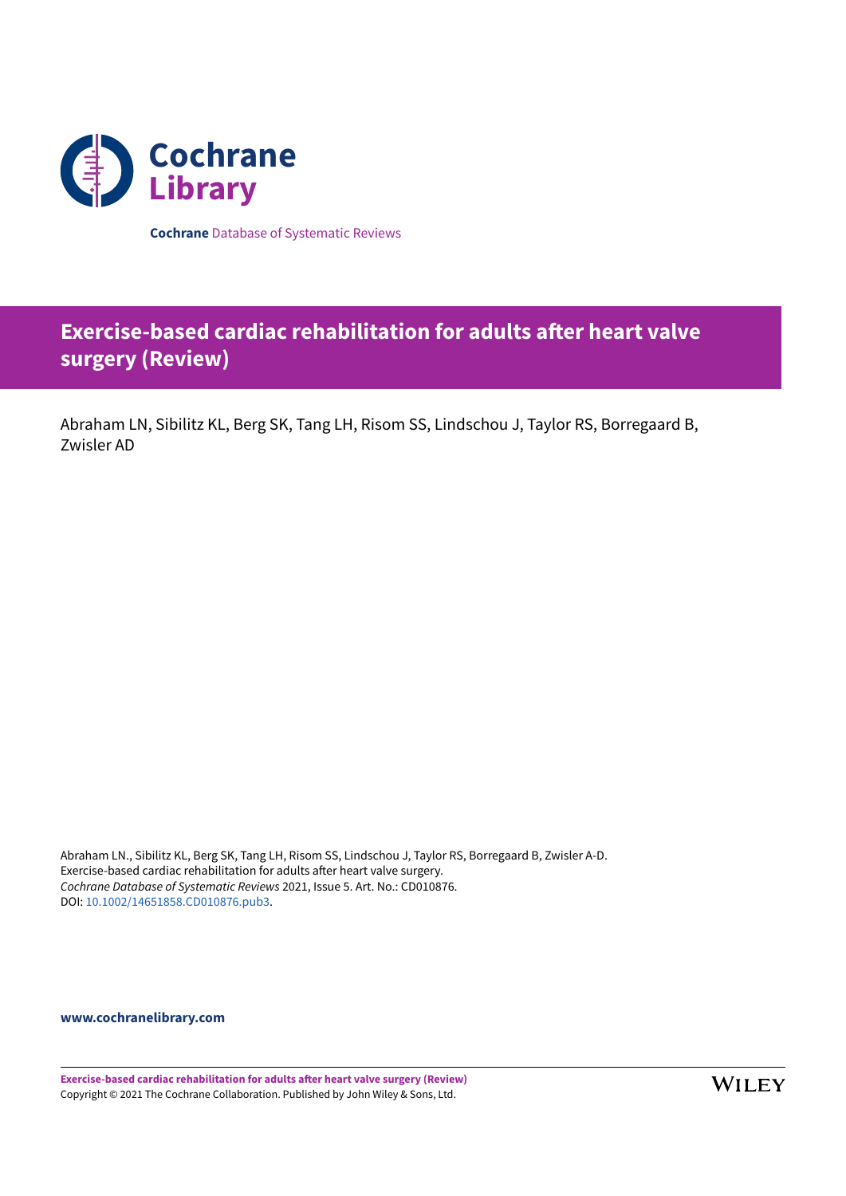Cochrane Library

**Cochrane** Database of Systematic Reviews

# Exercise-based cardiac rehabilitation for adults after heart valve surgery (Review)

Abraham LN, Sibilitz KL, Berg SK, Tang LH, Risom SS, Lindschou J, Taylor RS, Borregaard B, Zwisler AD

Abraham LN., Sibilitz KL, Berg SK, Tang LH, Risom SS, Lindschou J, Taylor RS, Borregaard B, Zwisler A-D.
Exercise-based cardiac rehabilitation for adults after heart valve surgery.
*Cochrane Database of Systematic Reviews* 2021, Issue 5. Art. No.: CD010876.
DOI: 10.1002/14651858.CD010876.pub3.

**www.cochranelibrary.com**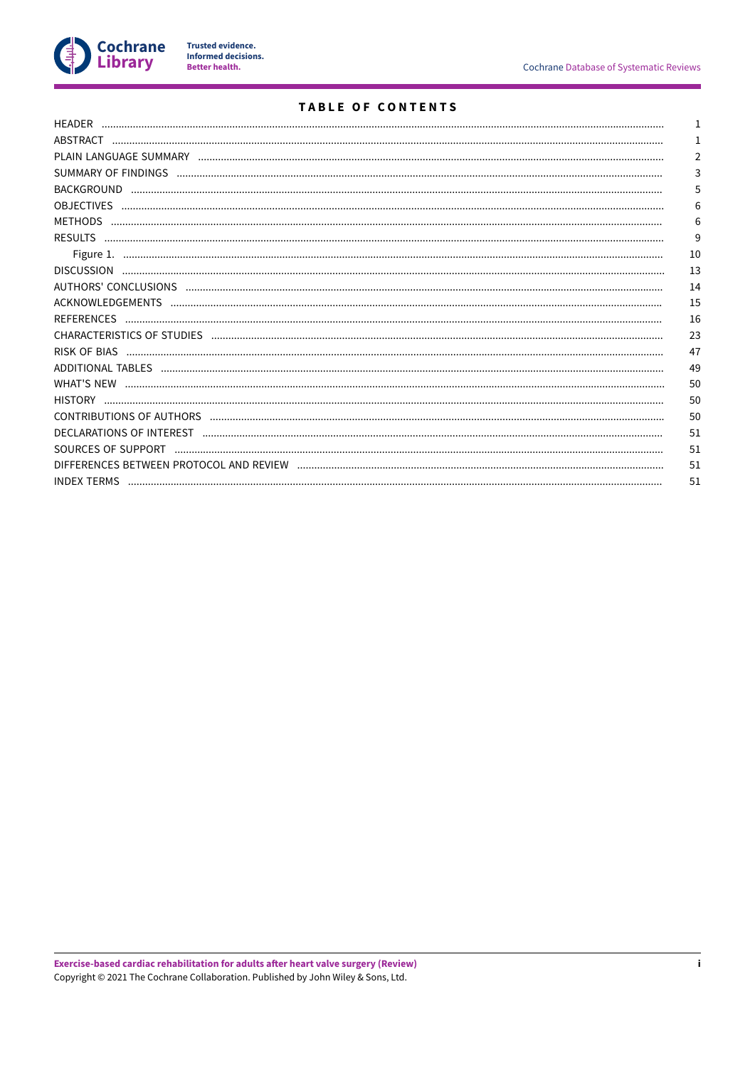# TABLE OF CONTENTS

| | |
|---|---|
| HEADER | 1 |
| ABSTRACT | 1 |
| PLAIN LANGUAGE SUMMARY | 2 |
| SUMMARY OF FINDINGS | 3 |
| BACKGROUND | 5 |
| OBJECTIVES | 6 |
| METHODS | 6 |
| RESULTS | 9 |
| Figure 1. | 10 |
| DISCUSSION | 13 |
| AUTHORS' CONCLUSIONS | 14 |
| ACKNOWLEDGEMENTS | 15 |
| REFERENCES | 16 |
| CHARACTERISTICS OF STUDIES | 23 |
| RISK OF BIAS | 47 |
| ADDITIONAL TABLES | 49 |
| WHAT'S NEW | 50 |
| HISTORY | 50 |
| CONTRIBUTIONS OF AUTHORS | 50 |
| DECLARATIONS OF INTEREST | 51 |
| SOURCES OF SUPPORT | 51 |
| DIFFERENCES BETWEEN PROTOCOL AND REVIEW | 51 |
| INDEX TERMS | 51 |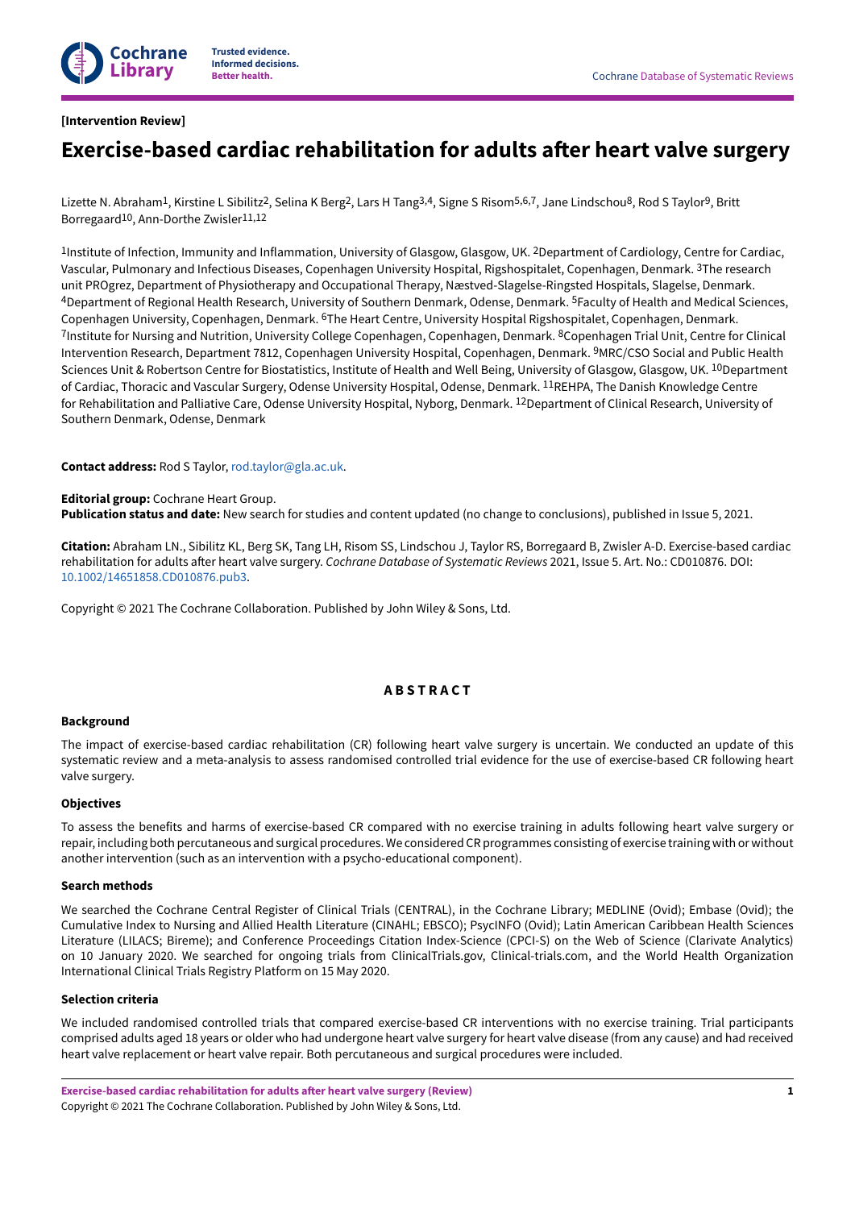[Intervention Review]

# Exercise-based cardiac rehabilitation for adults after heart valve surgery

Lizette N. Abraham[1], Kirstine L Sibilitz[2], Selina K Berg[2], Lars H Tang[3,4], Signe S Risom[5,6,7], Jane Lindschou[8], Rod S Taylor[9], Britt Borregaard[10], Ann-Dorthe Zwisler[11,12]

[1]Institute of Infection, Immunity and Inflammation, University of Glasgow, Glasgow, UK. [2]Department of Cardiology, Centre for Cardiac, Vascular, Pulmonary and Infectious Diseases, Copenhagen University Hospital, Rigshospitalet, Copenhagen, Denmark. [3]The research unit PROgrez, Department of Physiotherapy and Occupational Therapy, Næstved-Slagelse-Ringsted Hospitals, Slagelse, Denmark. [4]Department of Regional Health Research, University of Southern Denmark, Odense, Denmark. [5]Faculty of Health and Medical Sciences, Copenhagen University, Copenhagen, Denmark. [6]The Heart Centre, University Hospital Rigshospitalet, Copenhagen, Denmark. [7]Institute for Nursing and Nutrition, University College Copenhagen, Copenhagen, Denmark. [8]Copenhagen Trial Unit, Centre for Clinical Intervention Research, Department 7812, Copenhagen University Hospital, Copenhagen, Denmark. [9]MRC/CSO Social and Public Health Sciences Unit & Robertson Centre for Biostatistics, Institute of Health and Well Being, University of Glasgow, Glasgow, UK. [10]Department of Cardiac, Thoracic and Vascular Surgery, Odense University Hospital, Odense, Denmark. [11]REHPA, The Danish Knowledge Centre for Rehabilitation and Palliative Care, Odense University Hospital, Nyborg, Denmark. [12]Department of Clinical Research, University of Southern Denmark, Odense, Denmark

**Contact address:** Rod S Taylor, rod.taylor@gla.ac.uk.

**Editorial group:** Cochrane Heart Group.
**Publication status and date:** New search for studies and content updated (no change to conclusions), published in Issue 5, 2021.

**Citation:** Abraham LN., Sibilitz KL, Berg SK, Tang LH, Risom SS, Lindschou J, Taylor RS, Borregaard B, Zwisler A-D. Exercise-based cardiac rehabilitation for adults after heart valve surgery. *Cochrane Database of Systematic Reviews* 2021, Issue 5. Art. No.: CD010876. DOI: 10.1002/14651858.CD010876.pub3.

Copyright © 2021 The Cochrane Collaboration. Published by John Wiley & Sons, Ltd.

## ABSTRACT

### Background

The impact of exercise-based cardiac rehabilitation (CR) following heart valve surgery is uncertain. We conducted an update of this systematic review and a meta-analysis to assess randomised controlled trial evidence for the use of exercise-based CR following heart valve surgery.

### Objectives

To assess the benefits and harms of exercise-based CR compared with no exercise training in adults following heart valve surgery or repair, including both percutaneous and surgical procedures. We considered CR programmes consisting of exercise training with or without another intervention (such as an intervention with a psycho-educational component).

### Search methods

We searched the Cochrane Central Register of Clinical Trials (CENTRAL), in the Cochrane Library; MEDLINE (Ovid); Embase (Ovid); the Cumulative Index to Nursing and Allied Health Literature (CINAHL; EBSCO); PsycINFO (Ovid); Latin American Caribbean Health Sciences Literature (LILACS; Bireme); and Conference Proceedings Citation Index-Science (CPCI-S) on the Web of Science (Clarivate Analytics) on 10 January 2020. We searched for ongoing trials from ClinicalTrials.gov, Clinical-trials.com, and the World Health Organization International Clinical Trials Registry Platform on 15 May 2020.

### Selection criteria

We included randomised controlled trials that compared exercise-based CR interventions with no exercise training. Trial participants comprised adults aged 18 years or older who had undergone heart valve surgery for heart valve disease (from any cause) and had received heart valve replacement or heart valve repair. Both percutaneous and surgical procedures were included.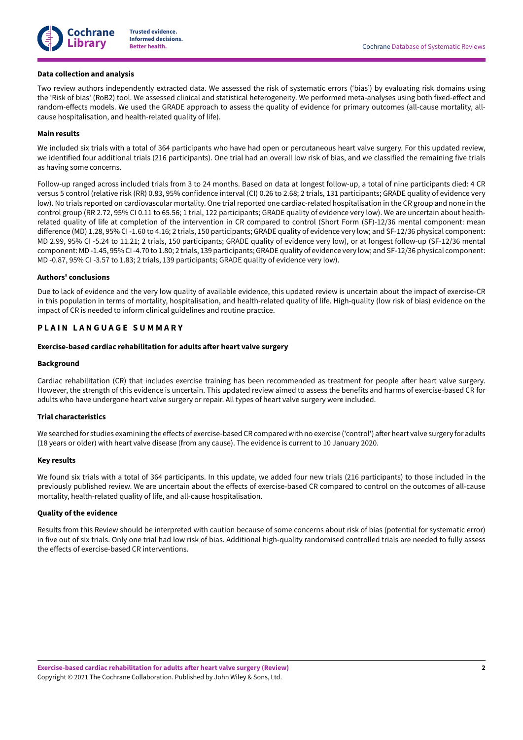#### Data collection and analysis

Two review authors independently extracted data. We assessed the risk of systematic errors ('bias') by evaluating risk domains using the 'Risk of bias' (RoB2) tool. We assessed clinical and statistical heterogeneity. We performed meta-analyses using both fixed-effect and random-effects models. We used the GRADE approach to assess the quality of evidence for primary outcomes (all-cause mortality, all-cause hospitalisation, and health-related quality of life).

#### Main results

We included six trials with a total of 364 participants who have had open or percutaneous heart valve surgery. For this updated review, we identified four additional trials (216 participants). One trial had an overall low risk of bias, and we classified the remaining five trials as having some concerns.

Follow-up ranged across included trials from 3 to 24 months. Based on data at longest follow-up, a total of nine participants died: 4 CR versus 5 control (relative risk (RR) 0.83, 95% confidence interval (CI) 0.26 to 2.68; 2 trials, 131 participants; GRADE quality of evidence very low). No trials reported on cardiovascular mortality. One trial reported one cardiac-related hospitalisation in the CR group and none in the control group (RR 2.72, 95% CI 0.11 to 65.56; 1 trial, 122 participants; GRADE quality of evidence very low). We are uncertain about health-related quality of life at completion of the intervention in CR compared to control (Short Form (SF)-12/36 mental component: mean difference (MD) 1.28, 95% CI -1.60 to 4.16; 2 trials, 150 participants; GRADE quality of evidence very low; and SF-12/36 physical component: MD 2.99, 95% CI -5.24 to 11.21; 2 trials, 150 participants; GRADE quality of evidence very low), or at longest follow-up (SF-12/36 mental component: MD -1.45, 95% CI -4.70 to 1.80; 2 trials, 139 participants; GRADE quality of evidence very low; and SF-12/36 physical component: MD -0.87, 95% CI -3.57 to 1.83; 2 trials, 139 participants; GRADE quality of evidence very low).

#### Authors' conclusions

Due to lack of evidence and the very low quality of available evidence, this updated review is uncertain about the impact of exercise-CR in this population in terms of mortality, hospitalisation, and health-related quality of life. High-quality (low risk of bias) evidence on the impact of CR is needed to inform clinical guidelines and routine practice.

## PLAIN LANGUAGE SUMMARY

### Exercise-based cardiac rehabilitation for adults after heart valve surgery

#### Background

Cardiac rehabilitation (CR) that includes exercise training has been recommended as treatment for people after heart valve surgery. However, the strength of this evidence is uncertain. This updated review aimed to assess the benefits and harms of exercise-based CR for adults who have undergone heart valve surgery or repair. All types of heart valve surgery were included.

#### Trial characteristics

We searched for studies examining the effects of exercise-based CR compared with no exercise ('control') after heart valve surgery for adults (18 years or older) with heart valve disease (from any cause). The evidence is current to 10 January 2020.

#### Key results

We found six trials with a total of 364 participants. In this update, we added four new trials (216 participants) to those included in the previously published review. We are uncertain about the effects of exercise-based CR compared to control on the outcomes of all-cause mortality, health-related quality of life, and all-cause hospitalisation.

#### Quality of the evidence

Results from this Review should be interpreted with caution because of some concerns about risk of bias (potential for systematic error) in five out of six trials. Only one trial had low risk of bias. Additional high-quality randomised controlled trials are needed to fully assess the effects of exercise-based CR interventions.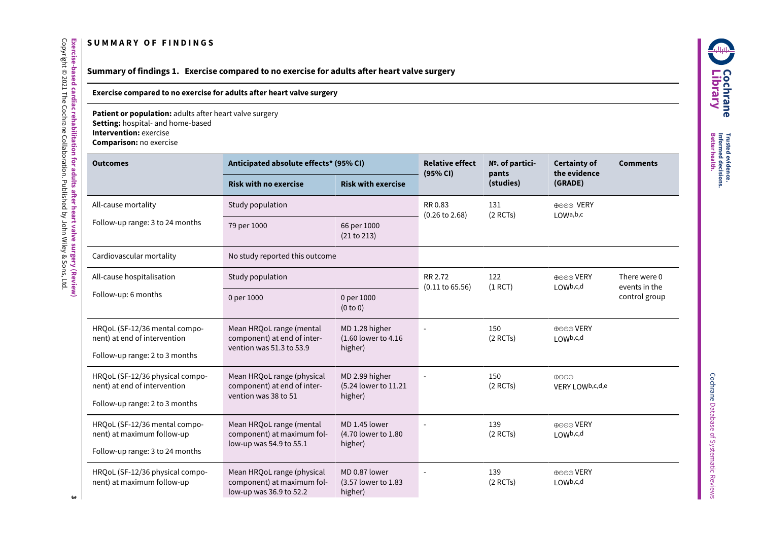## SUMMARY OF FINDINGS

### Summary of findings 1. Exercise compared to no exercise for adults after heart valve surgery

**Exercise compared to no exercise for adults after heart valve surgery**

**Patient or population:** adults after heart valve surgery
**Setting:** hospital- and home-based
**Intervention:** exercise
**Comparison:** no exercise

| Outcomes | Anticipated absolute effects* (95% CI) | | Relative effect (95% CI) | №. of participants (studies) | Certainty of the evidence (GRADE) | Comments |
|---|---|---|---|---|---|---|
| | Risk with no exercise | Risk with exercise | | | | |
| All-cause mortality<br>Follow-up range: 3 to 24 months | Study population | | RR 0.83 (0.26 to 2.68) | 131 (2 RCTs) | ⊕⊝⊝⊝ VERY LOW[a,b,c] | |
| | 79 per 1000 | 66 per 1000 (21 to 213) | | | | |
| Cardiovascular mortality | No study reported this outcome | | | | | |
| All-cause hospitalisation<br>Follow-up: 6 months | Study population | | RR 2.72 (0.11 to 65.56) | 122 (1 RCT) | ⊕⊝⊝⊝ VERY LOW[b,c,d] | There were 0 events in the control group |
| | 0 per 1000 | 0 per 1000 (0 to 0) | | | | |
| HRQoL (SF-12/36 mental component) at end of intervention<br>Follow-up range: 2 to 3 months | Mean HRQoL range (mental component) at end of intervention was 51.3 to 53.9 | MD 1.28 higher (1.60 lower to 4.16 higher) | - | 150 (2 RCTs) | ⊕⊝⊝⊝ VERY LOW[b,c,d] | |
| HRQoL (SF-12/36 physical component) at end of intervention<br>Follow-up range: 2 to 3 months | Mean HRQoL range (physical component) at end of intervention was 38 to 51 | MD 2.99 higher (5.24 lower to 11.21 higher) | - | 150 (2 RCTs) | ⊕⊝⊝⊝ VERY LOW[b,c,d,e] | |
| HRQoL (SF-12/36 mental component) at maximum follow-up<br>Follow-up range: 3 to 24 months | Mean HRQoL range (mental component) at maximum follow-up was 54.9 to 55.1 | MD 1.45 lower (4.70 lower to 1.80 higher) | - | 139 (2 RCTs) | ⊕⊝⊝⊝ VERY LOW[b,c,d] | |
| HRQoL (SF-12/36 physical component) at maximum follow-up | Mean HRQoL range (physical component) at maximum follow-up was 36.9 to 52.2 | MD 0.87 lower (3.57 lower to 1.83 higher) | - | 139 (2 RCTs) | ⊕⊝⊝⊝ VERY LOW[b,c,d] | |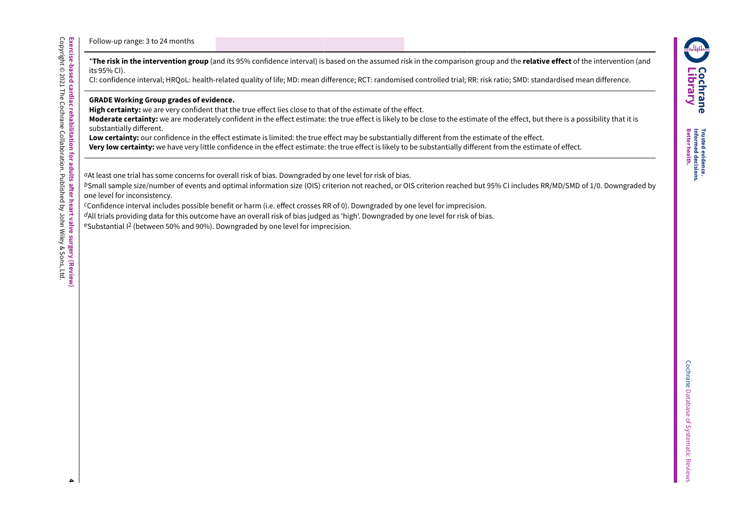Follow-up range: 3 to 24 months

*The risk in the intervention group** (and its 95% confidence interval) is based on the assumed risk in the comparison group and the **relative effect** of the intervention (and its 95% CI).

CI: confidence interval; HRQoL: health-related quality of life; MD: mean difference; RCT: randomised controlled trial; RR: risk ratio; SMD: standardised mean difference.

**GRADE Working Group grades of evidence.**
**High certainty:** we are very confident that the true effect lies close to that of the estimate of the effect.
**Moderate certainty:** we are moderately confident in the effect estimate: the true effect is likely to be close to the estimate of the effect, but there is a possibility that it is substantially different.
**Low certainty:** our confidence in the effect estimate is limited: the true effect may be substantially different from the estimate of the effect.
**Very low certainty:** we have very little confidence in the effect estimate: the true effect is likely to be substantially different from the estimate of effect.

[a]At least one trial has some concerns for overall risk of bias. Downgraded by one level for risk of bias.
[b]Small sample size/number of events and optimal information size (OIS) criterion not reached, or OIS criterion reached but 95% CI includes RR/MD/SMD of 1/0. Downgraded by one level for inconsistency.
[c]Confidence interval includes possible benefit or harm (i.e. effect crosses RR of 0). Downgraded by one level for imprecision.
[d]All trials providing data for this outcome have an overall risk of bias judged as 'high'. Downgraded by one level for risk of bias.
[e]Substantial $I^2$ (between 50% and 90%). Downgraded by one level for imprecision.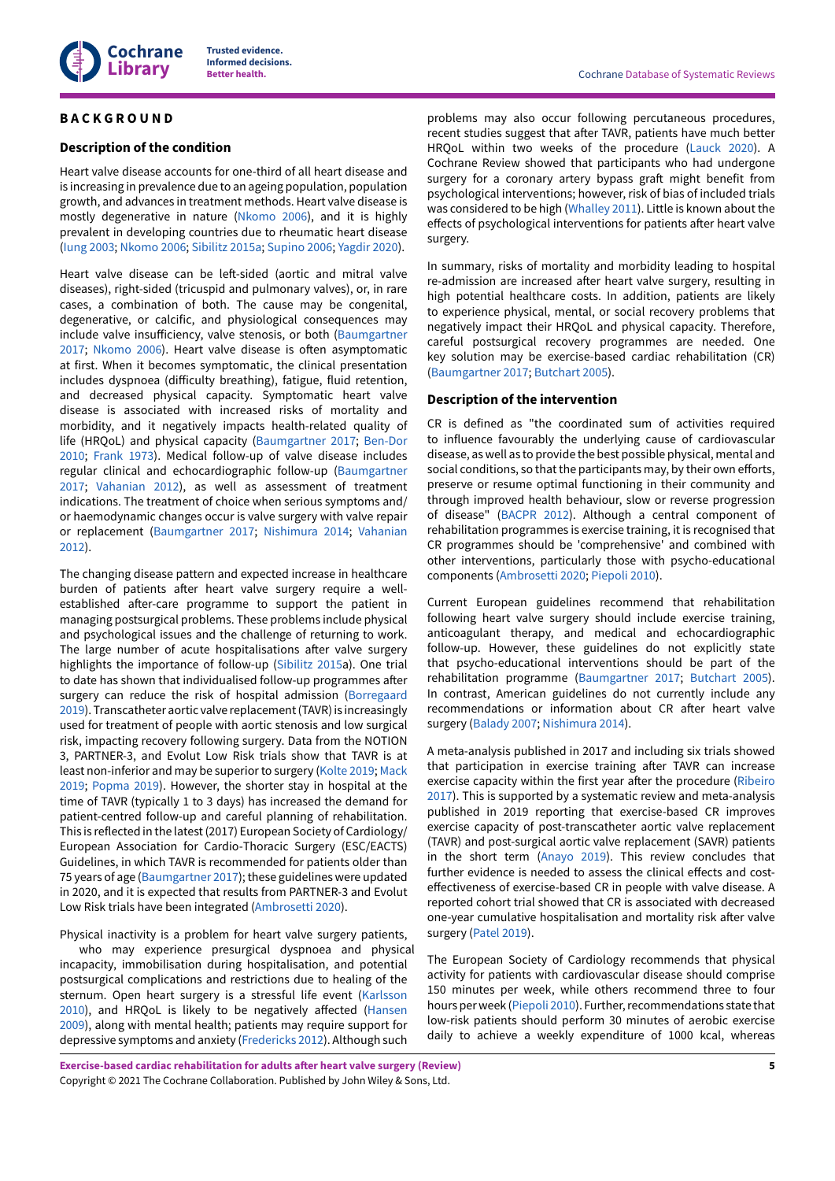# BACKGROUND

## Description of the condition

Heart valve disease accounts for one-third of all heart disease and is increasing in prevalence due to an ageing population, population growth, and advances in treatment methods. Heart valve disease is mostly degenerative in nature (Nkomo 2006), and it is highly prevalent in developing countries due to rheumatic heart disease (Iung 2003; Nkomo 2006; Sibilitz 2015a; Supino 2006; Yagdir 2020).

Heart valve disease can be left-sided (aortic and mitral valve diseases), right-sided (tricuspid and pulmonary valves), or, in rare cases, a combination of both. The cause may be congenital, degenerative, or calcific, and physiological consequences may include valve insufficiency, valve stenosis, or both (Baumgartner 2017; Nkomo 2006). Heart valve disease is often asymptomatic at first. When it becomes symptomatic, the clinical presentation includes dyspnoea (difficulty breathing), fatigue, fluid retention, and decreased physical capacity. Symptomatic heart valve disease is associated with increased risks of mortality and morbidity, and it negatively impacts health-related quality of life (HRQoL) and physical capacity (Baumgartner 2017; Ben-Dor 2010; Frank 1973). Medical follow-up of valve disease includes regular clinical and echocardiographic follow-up (Baumgartner 2017; Vahanian 2012), as well as assessment of treatment indications. The treatment of choice when serious symptoms and/or haemodynamic changes occur is valve surgery with valve repair or replacement (Baumgartner 2017; Nishimura 2014; Vahanian 2012).

The changing disease pattern and expected increase in healthcare burden of patients after heart valve surgery require a well-established after-care programme to support the patient in managing postsurgical problems. These problems include physical and psychological issues and the challenge of returning to work. The large number of acute hospitalisations after valve surgery highlights the importance of follow-up (Sibilitz 2015a). One trial to date has shown that individualised follow-up programmes after surgery can reduce the risk of hospital admission (Borregaard 2019). Transcatheter aortic valve replacement (TAVR) is increasingly used for treatment of people with aortic stenosis and low surgical risk, impacting recovery following surgery. Data from the NOTION 3, PARTNER-3, and Evolut Low Risk trials show that TAVR is at least non-inferior and may be superior to surgery (Kolte 2019; Mack 2019; Popma 2019). However, the shorter stay in hospital at the time of TAVR (typically 1 to 3 days) has increased the demand for patient-centred follow-up and careful planning of rehabilitation. This is reflected in the latest (2017) European Society of Cardiology/European Association for Cardio-Thoracic Surgery (ESC/EACTS) Guidelines, in which TAVR is recommended for patients older than 75 years of age (Baumgartner 2017); these guidelines were updated in 2020, and it is expected that results from PARTNER-3 and Evolut Low Risk trials have been integrated (Ambrosetti 2020).

Physical inactivity is a problem for heart valve surgery patients, who may experience presurgical dyspnoea and physical incapacity, immobilisation during hospitalisation, and potential postsurgical complications and restrictions due to healing of the sternum. Open heart surgery is a stressful life event (Karlsson 2010), and HRQoL is likely to be negatively affected (Hansen 2009), along with mental health; patients may require support for depressive symptoms and anxiety (Fredericks 2012). Although such problems may also occur following percutaneous procedures, recent studies suggest that after TAVR, patients have much better HRQoL within two weeks of the procedure (Lauck 2020). A Cochrane Review showed that participants who had undergone surgery for a coronary artery bypass graft might benefit from psychological interventions; however, risk of bias of included trials was considered to be high (Whalley 2011). Little is known about the effects of psychological interventions for patients after heart valve surgery.

In summary, risks of mortality and morbidity leading to hospital re-admission are increased after heart valve surgery, resulting in high potential healthcare costs. In addition, patients are likely to experience physical, mental, or social recovery problems that negatively impact their HRQoL and physical capacity. Therefore, careful postsurgical recovery programmes are needed. One key solution may be exercise-based cardiac rehabilitation (CR) (Baumgartner 2017; Butchart 2005).

## Description of the intervention

CR is defined as "the coordinated sum of activities required to influence favourably the underlying cause of cardiovascular disease, as well as to provide the best possible physical, mental and social conditions, so that the participants may, by their own efforts, preserve or resume optimal functioning in their community and through improved health behaviour, slow or reverse progression of disease" (BACPR 2012). Although a central component of rehabilitation programmes is exercise training, it is recognised that CR programmes should be 'comprehensive' and combined with other interventions, particularly those with psycho-educational components (Ambrosetti 2020; Piepoli 2010).

Current European guidelines recommend that rehabilitation following heart valve surgery should include exercise training, anticoagulant therapy, and medical and echocardiographic follow-up. However, these guidelines do not explicitly state that psycho-educational interventions should be part of the rehabilitation programme (Baumgartner 2017; Butchart 2005). In contrast, American guidelines do not currently include any recommendations or information about CR after heart valve surgery (Balady 2007; Nishimura 2014).

A meta-analysis published in 2017 and including six trials showed that participation in exercise training after TAVR can increase exercise capacity within the first year after the procedure (Ribeiro 2017). This is supported by a systematic review and meta-analysis published in 2019 reporting that exercise-based CR improves exercise capacity of post-transcatheter aortic valve replacement (TAVR) and post-surgical aortic valve replacement (SAVR) patients in the short term (Anayo 2019). This review concludes that further evidence is needed to assess the clinical effects and cost-effectiveness of exercise-based CR in people with valve disease. A reported cohort trial showed that CR is associated with decreased one-year cumulative hospitalisation and mortality risk after valve surgery (Patel 2019).

The European Society of Cardiology recommends that physical activity for patients with cardiovascular disease should comprise 150 minutes per week, while others recommend three to four hours per week (Piepoli 2010). Further, recommendations state that low-risk patients should perform 30 minutes of aerobic exercise daily to achieve a weekly expenditure of 1000 kcal, whereas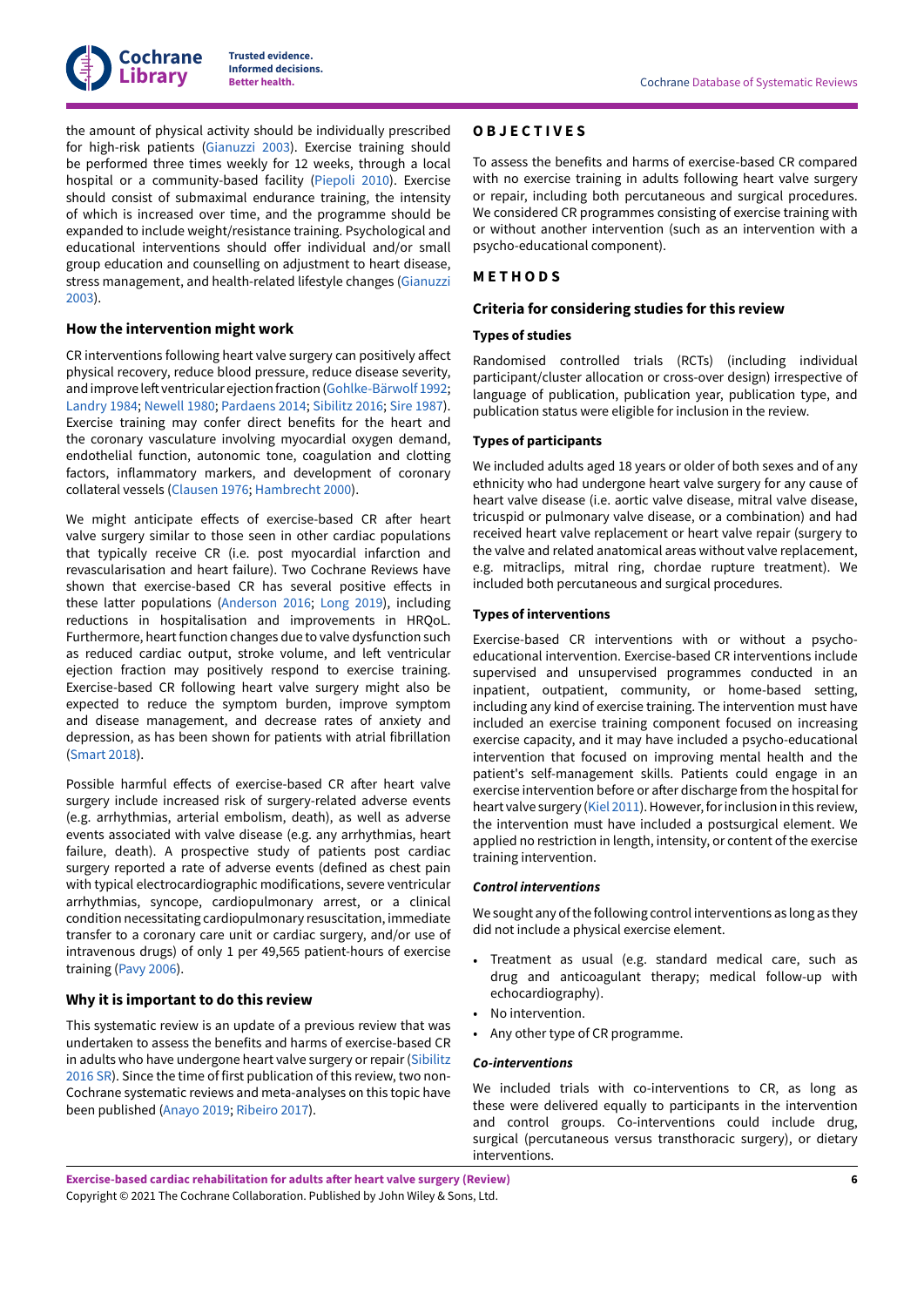the amount of physical activity should be individually prescribed for high-risk patients (Gianuzzi 2003). Exercise training should be performed three times weekly for 12 weeks, through a local hospital or a community-based facility (Piepoli 2010). Exercise should consist of submaximal endurance training, the intensity of which is increased over time, and the programme should be expanded to include weight/resistance training. Psychological and educational interventions should offer individual and/or small group education and counselling on adjustment to heart disease, stress management, and health-related lifestyle changes (Gianuzzi 2003).

### How the intervention might work

CR interventions following heart valve surgery can positively affect physical recovery, reduce blood pressure, reduce disease severity, and improve left ventricular ejection fraction (Gohlke-Bärwolf 1992; Landry 1984; Newell 1980; Pardaens 2014; Sibilitz 2016; Sire 1987). Exercise training may confer direct benefits for the heart and the coronary vasculature involving myocardial oxygen demand, endothelial function, autonomic tone, coagulation and clotting factors, inflammatory markers, and development of coronary collateral vessels (Clausen 1976; Hambrecht 2000).

We might anticipate effects of exercise-based CR after heart valve surgery similar to those seen in other cardiac populations that typically receive CR (i.e. post myocardial infarction and revascularisation and heart failure). Two Cochrane Reviews have shown that exercise-based CR has several positive effects in these latter populations (Anderson 2016; Long 2019), including reductions in hospitalisation and improvements in HRQoL. Furthermore, heart function changes due to valve dysfunction such as reduced cardiac output, stroke volume, and left ventricular ejection fraction may positively respond to exercise training. Exercise-based CR following heart valve surgery might also be expected to reduce the symptom burden, improve symptom and disease management, and decrease rates of anxiety and depression, as has been shown for patients with atrial fibrillation (Smart 2018).

Possible harmful effects of exercise-based CR after heart valve surgery include increased risk of surgery-related adverse events (e.g. arrhythmias, arterial embolism, death), as well as adverse events associated with valve disease (e.g. any arrhythmias, heart failure, death). A prospective study of patients post cardiac surgery reported a rate of adverse events (defined as chest pain with typical electrocardiographic modifications, severe ventricular arrhythmias, syncope, cardiopulmonary arrest, or a clinical condition necessitating cardiopulmonary resuscitation, immediate transfer to a coronary care unit or cardiac surgery, and/or use of intravenous drugs) of only 1 per 49,565 patient-hours of exercise training (Pavy 2006).

### Why it is important to do this review

This systematic review is an update of a previous review that was undertaken to assess the benefits and harms of exercise-based CR in adults who have undergone heart valve surgery or repair (Sibilitz 2016 SR). Since the time of first publication of this review, two non-Cochrane systematic reviews and meta-analyses on this topic have been published (Anayo 2019; Ribeiro 2017).

## OBJECTIVES

To assess the benefits and harms of exercise-based CR compared with no exercise training in adults following heart valve surgery or repair, including both percutaneous and surgical procedures. We considered CR programmes consisting of exercise training with or without another intervention (such as an intervention with a psycho-educational component).

## METHODS

### Criteria for considering studies for this review

#### Types of studies

Randomised controlled trials (RCTs) (including individual participant/cluster allocation or cross-over design) irrespective of language of publication, publication year, publication type, and publication status were eligible for inclusion in the review.

#### Types of participants

We included adults aged 18 years or older of both sexes and of any ethnicity who had undergone heart valve surgery for any cause of heart valve disease (i.e. aortic valve disease, mitral valve disease, tricuspid or pulmonary valve disease, or a combination) and had received heart valve replacement or heart valve repair (surgery to the valve and related anatomical areas without valve replacement, e.g. mitraclips, mitral ring, chordae rupture treatment). We included both percutaneous and surgical procedures.

#### Types of interventions

Exercise-based CR interventions with or without a psycho-educational intervention. Exercise-based CR interventions include supervised and unsupervised programmes conducted in an inpatient, outpatient, community, or home-based setting, including any kind of exercise training. The intervention must have included an exercise training component focused on increasing exercise capacity, and it may have included a psycho-educational intervention that focused on improving mental health and the patient's self-management skills. Patients could engage in an exercise intervention before or after discharge from the hospital for heart valve surgery (Kiel 2011). However, for inclusion in this review, the intervention must have included a postsurgical element. We applied no restriction in length, intensity, or content of the exercise training intervention.

##### *Control interventions*

We sought any of the following control interventions as long as they did not include a physical exercise element.

- Treatment as usual (e.g. standard medical care, such as drug and anticoagulant therapy; medical follow-up with echocardiography).
- No intervention.
- Any other type of CR programme.

##### *Co-interventions*

We included trials with co-interventions to CR, as long as these were delivered equally to participants in the intervention and control groups. Co-interventions could include drug, surgical (percutaneous versus transthoracic surgery), or dietary interventions.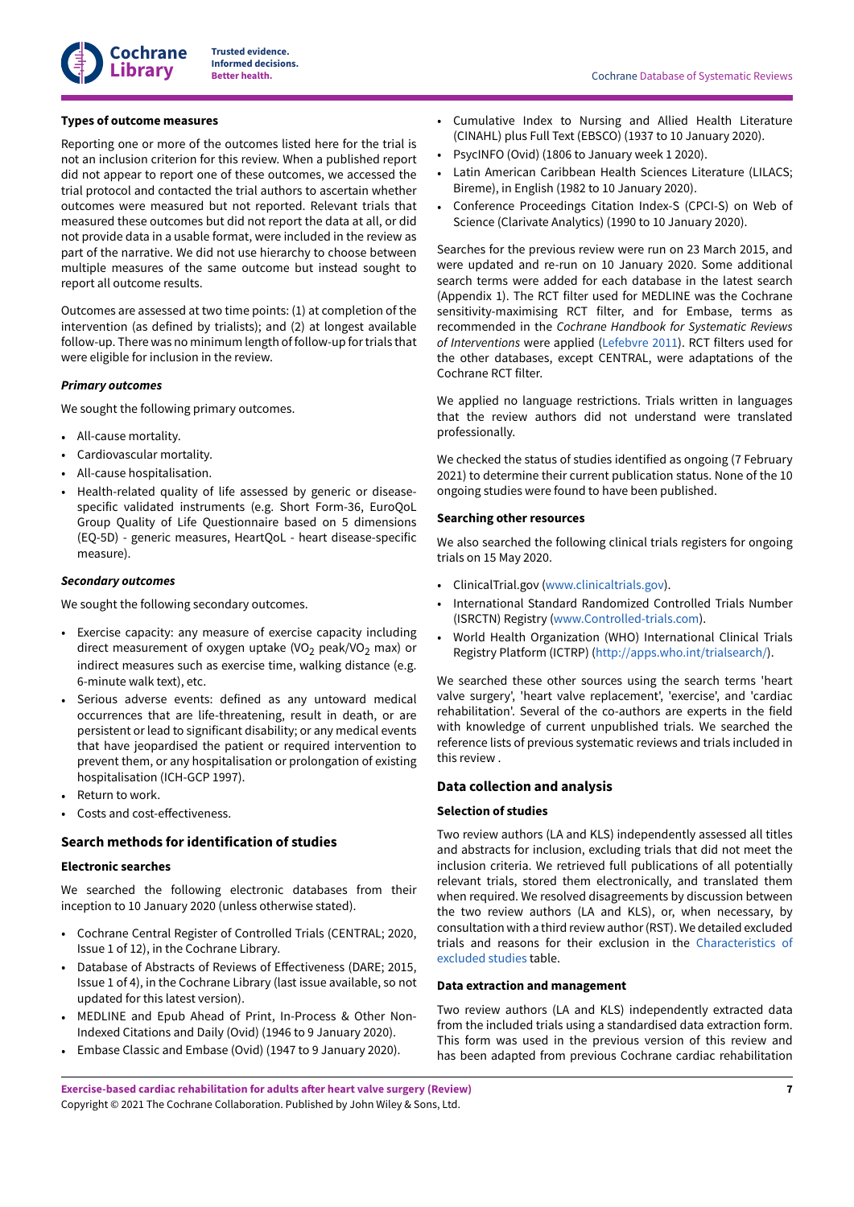### Types of outcome measures

Reporting one or more of the outcomes listed here for the trial is not an inclusion criterion for this review. When a published report did not appear to report one of these outcomes, we accessed the trial protocol and contacted the trial authors to ascertain whether outcomes were measured but not reported. Relevant trials that measured these outcomes but did not report the data at all, or did not provide data in a usable format, were included in the review as part of the narrative. We did not use hierarchy to choose between multiple measures of the same outcome but instead sought to report all outcome results.

Outcomes are assessed at two time points: (1) at completion of the intervention (as defined by trialists); and (2) at longest available follow-up. There was no minimum length of follow-up for trials that were eligible for inclusion in the review.

#### *Primary outcomes*

We sought the following primary outcomes.

- All-cause mortality.
- Cardiovascular mortality.
- All-cause hospitalisation.
- Health-related quality of life assessed by generic or disease-specific validated instruments (e.g. Short Form-36, EuroQoL Group Quality of Life Questionnaire based on 5 dimensions (EQ-5D) - generic measures, HeartQoL - heart disease-specific measure).

#### *Secondary outcomes*

We sought the following secondary outcomes.

- Exercise capacity: any measure of exercise capacity including direct measurement of oxygen uptake ($VO_2$ peak/$VO_2$ max) or indirect measures such as exercise time, walking distance (e.g. 6-minute walk text), etc.
- Serious adverse events: defined as any untoward medical occurrences that are life-threatening, result in death, or are persistent or lead to significant disability; or any medical events that have jeopardised the patient or required intervention to prevent them, or any hospitalisation or prolongation of existing hospitalisation (ICH-GCP 1997).
- Return to work.
- Costs and cost-effectiveness.

## Search methods for identification of studies

### Electronic searches

We searched the following electronic databases from their inception to 10 January 2020 (unless otherwise stated).

- Cochrane Central Register of Controlled Trials (CENTRAL; 2020, Issue 1 of 12), in the Cochrane Library.
- Database of Abstracts of Reviews of Effectiveness (DARE; 2015, Issue 1 of 4), in the Cochrane Library (last issue available, so not updated for this latest version).
- MEDLINE and Epub Ahead of Print, In-Process & Other Non-Indexed Citations and Daily (Ovid) (1946 to 9 January 2020).
- Embase Classic and Embase (Ovid) (1947 to 9 January 2020).
- Cumulative Index to Nursing and Allied Health Literature (CINAHL) plus Full Text (EBSCO) (1937 to 10 January 2020).
- PsycINFO (Ovid) (1806 to January week 1 2020).
- Latin American Caribbean Health Sciences Literature (LILACS; Bireme), in English (1982 to 10 January 2020).
- Conference Proceedings Citation Index-S (CPCI-S) on Web of Science (Clarivate Analytics) (1990 to 10 January 2020).

Searches for the previous review were run on 23 March 2015, and were updated and re-run on 10 January 2020. Some additional search terms were added for each database in the latest search (Appendix 1). The RCT filter used for MEDLINE was the Cochrane sensitivity-maximising RCT filter, and for Embase, terms as recommended in the *Cochrane Handbook for Systematic Reviews of Interventions* were applied (Lefebvre 2011). RCT filters used for the other databases, except CENTRAL, were adaptations of the Cochrane RCT filter.

We applied no language restrictions. Trials written in languages that the review authors did not understand were translated professionally.

We checked the status of studies identified as ongoing (7 February 2021) to determine their current publication status. None of the 10 ongoing studies were found to have been published.

### Searching other resources

We also searched the following clinical trials registers for ongoing trials on 15 May 2020.

- ClinicalTrial.gov (www.clinicaltrials.gov).
- International Standard Randomized Controlled Trials Number (ISRCTN) Registry (www.Controlled-trials.com).
- World Health Organization (WHO) International Clinical Trials Registry Platform (ICTRP) (http://apps.who.int/trialsearch/).

We searched these other sources using the search terms 'heart valve surgery', 'heart valve replacement', 'exercise', and 'cardiac rehabilitation'. Several of the co-authors are experts in the field with knowledge of current unpublished trials. We searched the reference lists of previous systematic reviews and trials included in this review .

## Data collection and analysis

### Selection of studies

Two review authors (LA and KLS) independently assessed all titles and abstracts for inclusion, excluding trials that did not meet the inclusion criteria. We retrieved full publications of all potentially relevant trials, stored them electronically, and translated them when required. We resolved disagreements by discussion between the two review authors (LA and KLS), or, when necessary, by consultation with a third review author (RST). We detailed excluded trials and reasons for their exclusion in the Characteristics of excluded studies table.

### Data extraction and management

Two review authors (LA and KLS) independently extracted data from the included trials using a standardised data extraction form. This form was used in the previous version of this review and has been adapted from previous Cochrane cardiac rehabilitation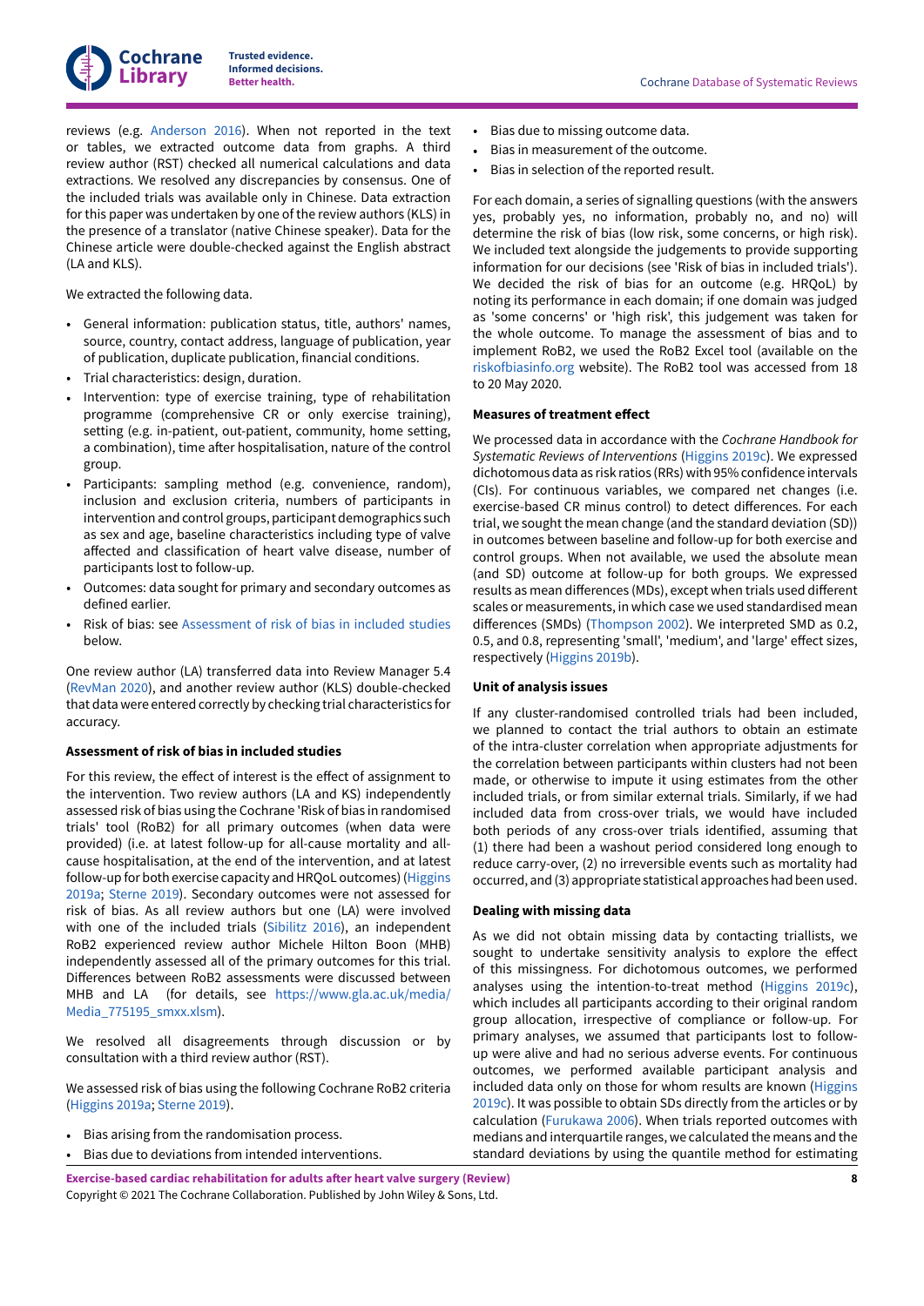reviews (e.g. Anderson 2016). When not reported in the text or tables, we extracted outcome data from graphs. A third review author (RST) checked all numerical calculations and data extractions. We resolved any discrepancies by consensus. One of the included trials was available only in Chinese. Data extraction for this paper was undertaken by one of the review authors (KLS) in the presence of a translator (native Chinese speaker). Data for the Chinese article were double-checked against the English abstract (LA and KLS).

We extracted the following data.

- General information: publication status, title, authors' names, source, country, contact address, language of publication, year of publication, duplicate publication, financial conditions.
- Trial characteristics: design, duration.
- Intervention: type of exercise training, type of rehabilitation programme (comprehensive CR or only exercise training), setting (e.g. in-patient, out-patient, community, home setting, a combination), time after hospitalisation, nature of the control group.
- Participants: sampling method (e.g. convenience, random), inclusion and exclusion criteria, numbers of participants in intervention and control groups, participant demographics such as sex and age, baseline characteristics including type of valve affected and classification of heart valve disease, number of participants lost to follow-up.
- Outcomes: data sought for primary and secondary outcomes as defined earlier.
- Risk of bias: see Assessment of risk of bias in included studies below.

One review author (LA) transferred data into Review Manager 5.4 (RevMan 2020), and another review author (KLS) double-checked that data were entered correctly by checking trial characteristics for accuracy.

#### Assessment of risk of bias in included studies

For this review, the effect of interest is the effect of assignment to the intervention. Two review authors (LA and KS) independently assessed risk of bias using the Cochrane 'Risk of bias in randomised trials' tool (RoB2) for all primary outcomes (when data were provided) (i.e. at latest follow-up for all-cause mortality and all-cause hospitalisation, at the end of the intervention, and at latest follow-up for both exercise capacity and HRQoL outcomes) (Higgins 2019a; Sterne 2019). Secondary outcomes were not assessed for risk of bias. As all review authors but one (LA) were involved with one of the included trials (Sibilitz 2016), an independent RoB2 experienced review author Michele Hilton Boon (MHB) independently assessed all of the primary outcomes for this trial. Differences between RoB2 assessments were discussed between MHB and LA (for details, see https://www.gla.ac.uk/media/Media_775195_smxx.xlsm).

We resolved all disagreements through discussion or by consultation with a third review author (RST).

We assessed risk of bias using the following Cochrane RoB2 criteria (Higgins 2019a; Sterne 2019).

- Bias arising from the randomisation process.
- Bias due to deviations from intended interventions.
- Bias due to missing outcome data.
- Bias in measurement of the outcome.
- Bias in selection of the reported result.

For each domain, a series of signalling questions (with the answers yes, probably yes, no information, probably no, and no) will determine the risk of bias (low risk, some concerns, or high risk). We included text alongside the judgements to provide supporting information for our decisions (see 'Risk of bias in included trials'). We decided the risk of bias for an outcome (e.g. HRQoL) by noting its performance in each domain; if one domain was judged as 'some concerns' or 'high risk', this judgement was taken for the whole outcome. To manage the assessment of bias and to implement RoB2, we used the RoB2 Excel tool (available on the riskofbiasinfo.org website). The RoB2 tool was accessed from 18 to 20 May 2020.

#### Measures of treatment effect

We processed data in accordance with the *Cochrane Handbook for Systematic Reviews of Interventions* (Higgins 2019c). We expressed dichotomous data as risk ratios (RRs) with 95% confidence intervals (CIs). For continuous variables, we compared net changes (i.e. exercise-based CR minus control) to detect differences. For each trial, we sought the mean change (and the standard deviation (SD)) in outcomes between baseline and follow-up for both exercise and control groups. When not available, we used the absolute mean (and SD) outcome at follow-up for both groups. We expressed results as mean differences (MDs), except when trials used different scales or measurements, in which case we used standardised mean differences (SMDs) (Thompson 2002). We interpreted SMD as 0.2, 0.5, and 0.8, representing 'small', 'medium', and 'large' effect sizes, respectively (Higgins 2019b).

#### Unit of analysis issues

If any cluster-randomised controlled trials had been included, we planned to contact the trial authors to obtain an estimate of the intra-cluster correlation when appropriate adjustments for the correlation between participants within clusters had not been made, or otherwise to impute it using estimates from the other included trials, or from similar external trials. Similarly, if we had included data from cross-over trials, we would have included both periods of any cross-over trials identified, assuming that (1) there had been a washout period considered long enough to reduce carry-over, (2) no irreversible events such as mortality had occurred, and (3) appropriate statistical approaches had been used.

#### Dealing with missing data

As we did not obtain missing data by contacting triallists, we sought to undertake sensitivity analysis to explore the effect of this missingness. For dichotomous outcomes, we performed analyses using the intention-to-treat method (Higgins 2019c), which includes all participants according to their original random group allocation, irrespective of compliance or follow-up. For primary analyses, we assumed that participants lost to follow-up were alive and had no serious adverse events. For continuous outcomes, we performed available participant analysis and included data only on those for whom results are known (Higgins 2019c). It was possible to obtain SDs directly from the articles or by calculation (Furukawa 2006). When trials reported outcomes with medians and interquartile ranges, we calculated the means and the standard deviations by using the quantile method for estimating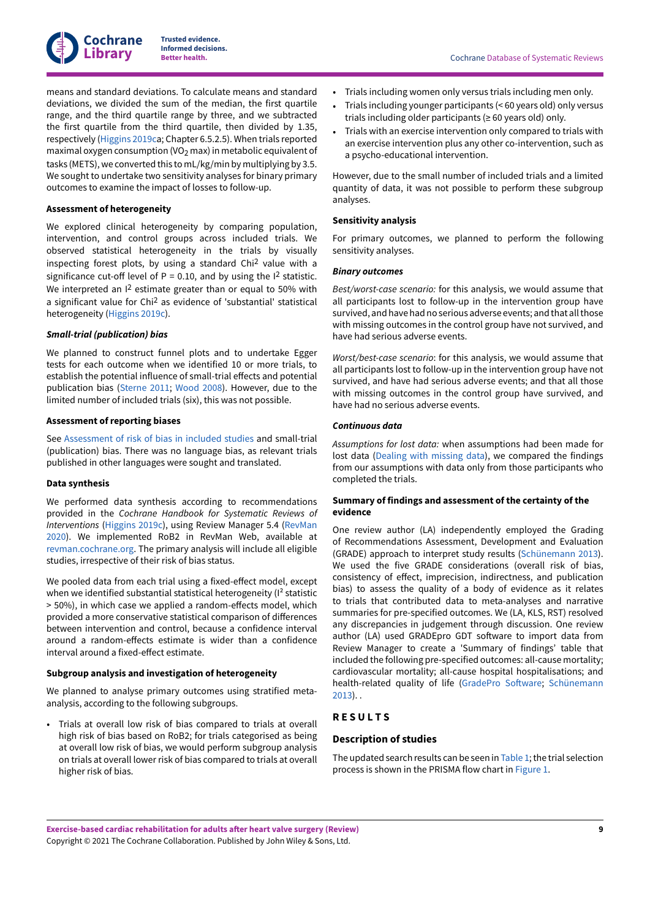means and standard deviations. To calculate means and standard deviations, we divided the sum of the median, the first quartile range, and the third quartile range by three, and we subtracted the first quartile from the third quartile, then divided by 1.35, respectively (Higgins 2019ca; Chapter 6.5.2.5). When trials reported maximal oxygen consumption ($VO_2$ max) in metabolic equivalent of tasks (METS), we converted this to mL/kg/min by multiplying by 3.5. We sought to undertake two sensitivity analyses for binary primary outcomes to examine the impact of losses to follow-up.

#### Assessment of heterogeneity

We explored clinical heterogeneity by comparing population, intervention, and control groups across included trials. We observed statistical heterogeneity in the trials by visually inspecting forest plots, by using a standard $Chi^2$ value with a significance cut-off level of $P = 0.10$, and by using the $I^2$ statistic. We interpreted an $I^2$ estimate greater than or equal to 50% with a significant value for $Chi^2$ as evidence of 'substantial' statistical heterogeneity (Higgins 2019c).

#### *Small-trial (publication) bias*

We planned to construct funnel plots and to undertake Egger tests for each outcome when we identified 10 or more trials, to establish the potential influence of small-trial effects and potential publication bias (Sterne 2011; Wood 2008). However, due to the limited number of included trials (six), this was not possible.

#### Assessment of reporting biases

See Assessment of risk of bias in included studies and small-trial (publication) bias. There was no language bias, as relevant trials published in other languages were sought and translated.

#### Data synthesis

We performed data synthesis according to recommendations provided in the *Cochrane Handbook for Systematic Reviews of Interventions* (Higgins 2019c), using Review Manager 5.4 (RevMan 2020). We implemented RoB2 in RevMan Web, available at revman.cochrane.org. The primary analysis will include all eligible studies, irrespective of their risk of bias status.

We pooled data from each trial using a fixed-effect model, except when we identified substantial statistical heterogeneity ($I^2$ statistic > 50%), in which case we applied a random-effects model, which provided a more conservative statistical comparison of differences between intervention and control, because a confidence interval around a random-effects estimate is wider than a confidence interval around a fixed-effect estimate.

#### Subgroup analysis and investigation of heterogeneity

We planned to analyse primary outcomes using stratified meta-analysis, according to the following subgroups.

- Trials at overall low risk of bias compared to trials at overall high risk of bias based on RoB2; for trials categorised as being at overall low risk of bias, we would perform subgroup analysis on trials at overall lower risk of bias compared to trials at overall higher risk of bias.
- Trials including women only versus trials including men only.
- Trials including younger participants (< 60 years old) only versus trials including older participants (≥ 60 years old) only.
- Trials with an exercise intervention only compared to trials with an exercise intervention plus any other co-intervention, such as a psycho-educational intervention.

However, due to the small number of included trials and a limited quantity of data, it was not possible to perform these subgroup analyses.

#### Sensitivity analysis

For primary outcomes, we planned to perform the following sensitivity analyses.

#### *Binary outcomes*

*Best/worst-case scenario:* for this analysis, we would assume that all participants lost to follow-up in the intervention group have survived, and have had no serious adverse events; and that all those with missing outcomes in the control group have not survived, and have had serious adverse events.

*Worst/best-case scenario*: for this analysis, we would assume that all participants lost to follow-up in the intervention group have not survived, and have had serious adverse events; and that all those with missing outcomes in the control group have survived, and have had no serious adverse events.

#### *Continuous data*

*Assumptions for lost data:* when assumptions had been made for lost data (Dealing with missing data), we compared the findings from our assumptions with data only from those participants who completed the trials.

#### Summary of findings and assessment of the certainty of the evidence

One review author (LA) independently employed the Grading of Recommendations Assessment, Development and Evaluation (GRADE) approach to interpret study results (Schünemann 2013). We used the five GRADE considerations (overall risk of bias, consistency of effect, imprecision, indirectness, and publication bias) to assess the quality of a body of evidence as it relates to trials that contributed data to meta-analyses and narrative summaries for pre-specified outcomes. We (LA, KLS, RST) resolved any discrepancies in judgement through discussion. One review author (LA) used GRADEpro GDT software to import data from Review Manager to create a 'Summary of findings' table that included the following pre-specified outcomes: all-cause mortality; cardiovascular mortality; all-cause hospital hospitalisations; and health-related quality of life (GradePro Software; Schünemann 2013). .

## RESULTS

### Description of studies

The updated search results can be seen in Table 1; the trial selection process is shown in the PRISMA flow chart in Figure 1.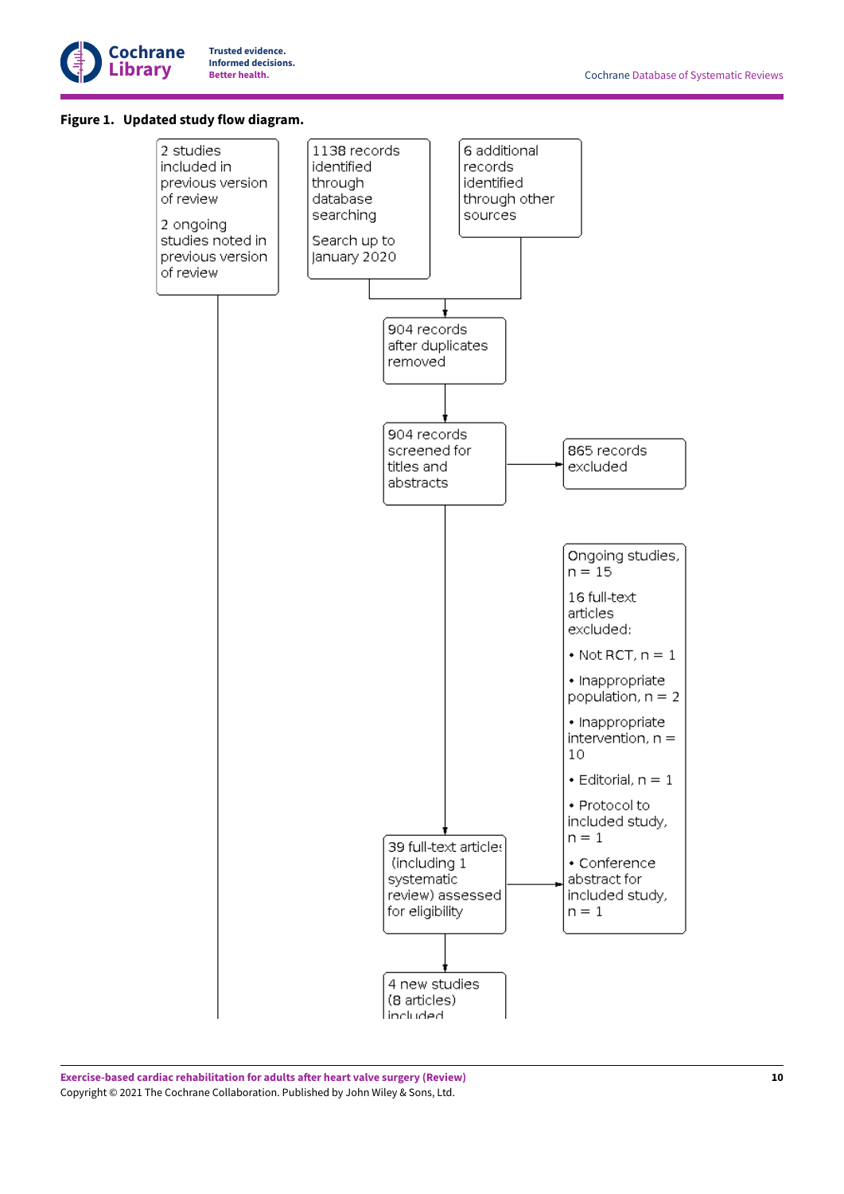**Figure 1. Updated study flow diagram.**

2 studies included in previous version of review

2 ongoing studies noted in previous version of review

1138 records identified through database searching

Search up to January 2020

6 additional records identified through other sources

904 records after duplicates removed

904 records screened for titles and abstracts

865 records excluded

39 full-text articles (including 1 systematic review) assessed for eligibility

Ongoing studies, n = 15

16 full-text articles excluded:

- Not RCT, n = 1
- Inappropriate population, n = 2
- Inappropriate intervention, n = 10
- Editorial, n = 1
- Protocol to included study, n = 1
- Conference abstract for included study, n = 1

4 new studies (8 articles) included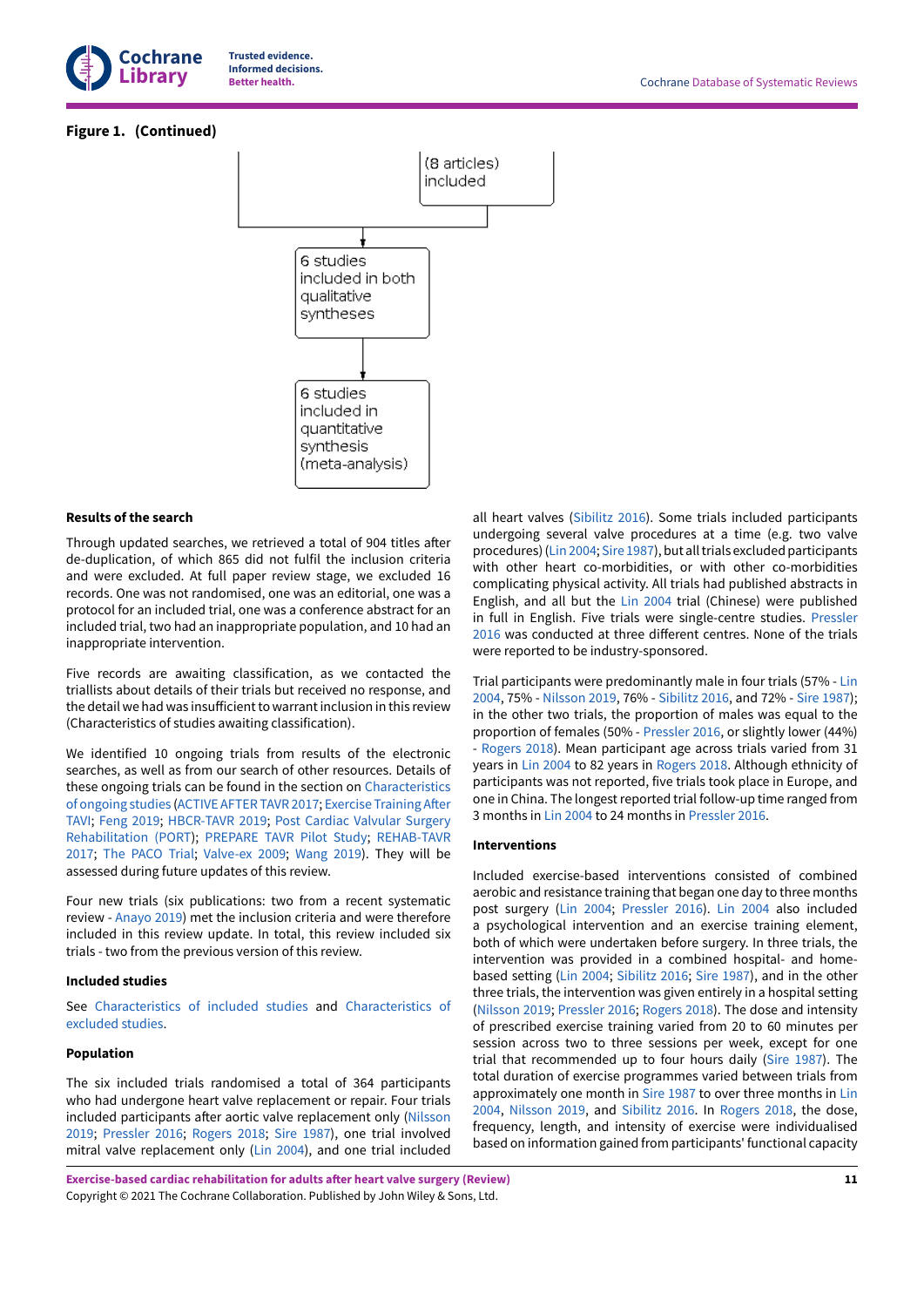**Figure 1. (Continued)**

(8 articles) included

6 studies included in both qualitative syntheses

6 studies included in quantitative synthesis (meta-analysis)

#### Results of the search

Through updated searches, we retrieved a total of 904 titles after de-duplication, of which 865 did not fulfil the inclusion criteria and were excluded. At full paper review stage, we excluded 16 records. One was not randomised, one was an editorial, one was a protocol for an included trial, one was a conference abstract for an included trial, two had an inappropriate population, and 10 had an inappropriate intervention.

Five records are awaiting classification, as we contacted the triallists about details of their trials but received no response, and the detail we had was insufficient to warrant inclusion in this review (Characteristics of studies awaiting classification).

We identified 10 ongoing trials from results of the electronic searches, as well as from our search of other resources. Details of these ongoing trials can be found in the section on Characteristics of ongoing studies (ACTIVE AFTER TAVR 2017; Exercise Training After TAVI; Feng 2019; HBCR-TAVR 2019; Post Cardiac Valvular Surgery Rehabilitation (PORT); PREPARE TAVR Pilot Study; REHAB-TAVR 2017; The PACO Trial; Valve-ex 2009; Wang 2019). They will be assessed during future updates of this review.

Four new trials (six publications: two from a recent systematic review - Anayo 2019) met the inclusion criteria and were therefore included in this review update. In total, this review included six trials - two from the previous version of this review.

#### Included studies

See Characteristics of included studies and Characteristics of excluded studies.

#### Population

The six included trials randomised a total of 364 participants who had undergone heart valve replacement or repair. Four trials included participants after aortic valve replacement only (Nilsson 2019; Pressler 2016; Rogers 2018; Sire 1987), one trial involved mitral valve replacement only (Lin 2004), and one trial included all heart valves (Sibilitz 2016). Some trials included participants undergoing several valve procedures at a time (e.g. two valve procedures) (Lin 2004; Sire 1987), but all trials excluded participants with other heart co-morbidities, or with other co-morbidities complicating physical activity. All trials had published abstracts in English, and all but the Lin 2004 trial (Chinese) were published in full in English. Five trials were single-centre studies. Pressler 2016 was conducted at three different centres. None of the trials were reported to be industry-sponsored.

Trial participants were predominantly male in four trials (57% - Lin 2004, 75% - Nilsson 2019, 76% - Sibilitz 2016, and 72% - Sire 1987); in the other two trials, the proportion of males was equal to the proportion of females (50% - Pressler 2016, or slightly lower (44%) - Rogers 2018). Mean participant age across trials varied from 31 years in Lin 2004 to 82 years in Rogers 2018. Although ethnicity of participants was not reported, five trials took place in Europe, and one in China. The longest reported trial follow-up time ranged from 3 months in Lin 2004 to 24 months in Pressler 2016.

#### Interventions

Included exercise-based interventions consisted of combined aerobic and resistance training that began one day to three months post surgery (Lin 2004; Pressler 2016). Lin 2004 also included a psychological intervention and an exercise training element, both of which were undertaken before surgery. In three trials, the intervention was provided in a combined hospital- and home-based setting (Lin 2004; Sibilitz 2016; Sire 1987), and in the other three trials, the intervention was given entirely in a hospital setting (Nilsson 2019; Pressler 2016; Rogers 2018). The dose and intensity of prescribed exercise training varied from 20 to 60 minutes per session across two to three sessions per week, except for one trial that recommended up to four hours daily (Sire 1987). The total duration of exercise programmes varied between trials from approximately one month in Sire 1987 to over three months in Lin 2004, Nilsson 2019, and Sibilitz 2016. In Rogers 2018, the dose, frequency, length, and intensity of exercise were individualised based on information gained from participants' functional capacity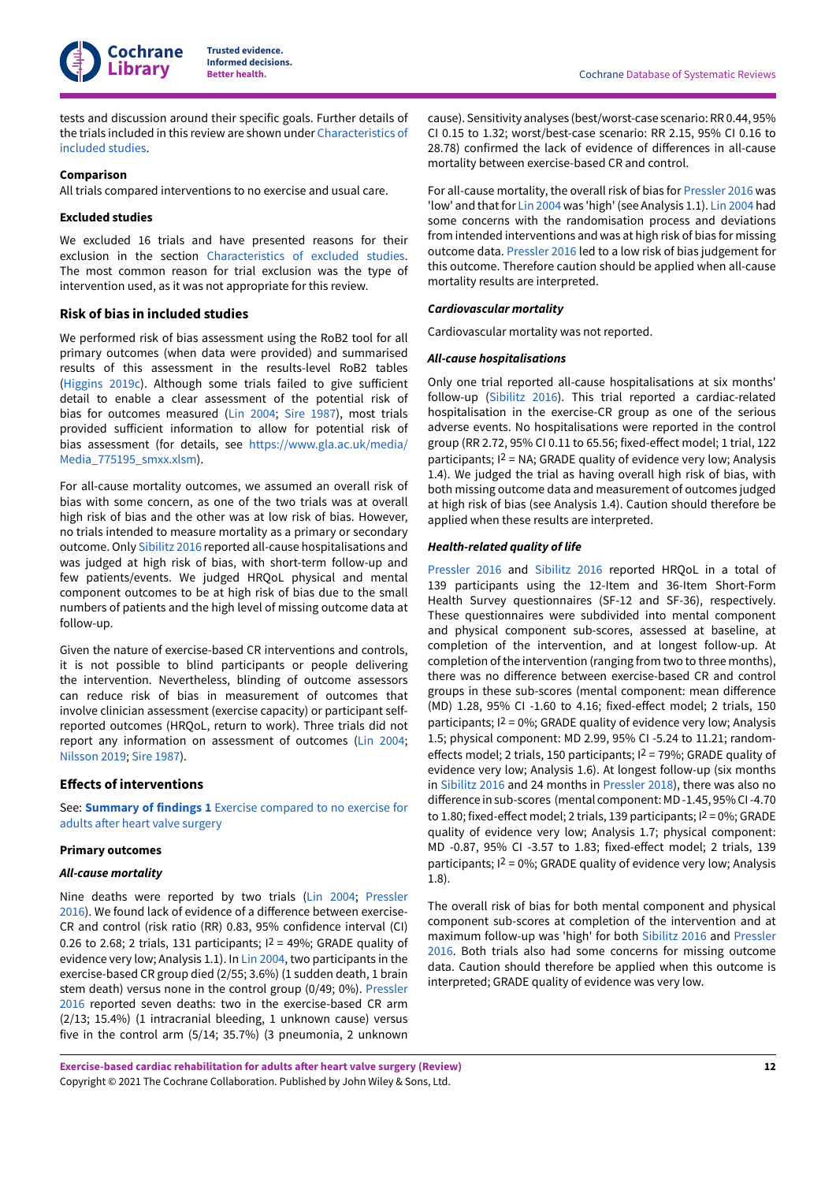tests and discussion around their specific goals. Further details of the trials included in this review are shown under Characteristics of included studies.

#### Comparison

All trials compared interventions to no exercise and usual care.

#### Excluded studies

We excluded 16 trials and have presented reasons for their exclusion in the section Characteristics of excluded studies. The most common reason for trial exclusion was the type of intervention used, as it was not appropriate for this review.

### Risk of bias in included studies

We performed risk of bias assessment using the RoB2 tool for all primary outcomes (when data were provided) and summarised results of this assessment in the results-level RoB2 tables (Higgins 2019c). Although some trials failed to give sufficient detail to enable a clear assessment of the potential risk of bias for outcomes measured (Lin 2004; Sire 1987), most trials provided sufficient information to allow for potential risk of bias assessment (for details, see https://www.gla.ac.uk/media/Media_775195_smxx.xlsm).

For all-cause mortality outcomes, we assumed an overall risk of bias with some concern, as one of the two trials was at overall high risk of bias and the other was at low risk of bias. However, no trials intended to measure mortality as a primary or secondary outcome. Only Sibilitz 2016 reported all-cause hospitalisations and was judged at high risk of bias, with short-term follow-up and few patients/events. We judged HRQoL physical and mental component outcomes to be at high risk of bias due to the small numbers of patients and the high level of missing outcome data at follow-up.

Given the nature of exercise-based CR interventions and controls, it is not possible to blind participants or people delivering the intervention. Nevertheless, blinding of outcome assessors can reduce risk of bias in measurement of outcomes that involve clinician assessment (exercise capacity) or participant self-reported outcomes (HRQoL, return to work). Three trials did not report any information on assessment of outcomes (Lin 2004; Nilsson 2019; Sire 1987).

### Effects of interventions

See: **Summary of findings 1** Exercise compared to no exercise for adults after heart valve surgery

#### Primary outcomes

##### *All-cause mortality*

Nine deaths were reported by two trials (Lin 2004; Pressler 2016). We found lack of evidence of a difference between exercise-CR and control (risk ratio (RR) 0.83, 95% confidence interval (CI) 0.26 to 2.68; 2 trials, 131 participants; $I^2$ = 49%; GRADE quality of evidence very low; Analysis 1.1). In Lin 2004, two participants in the exercise-based CR group died (2/55; 3.6%) (1 sudden death, 1 brain stem death) versus none in the control group (0/49; 0%). Pressler 2016 reported seven deaths: two in the exercise-based CR arm (2/13; 15.4%) (1 intracranial bleeding, 1 unknown cause) versus five in the control arm (5/14; 35.7%) (3 pneumonia, 2 unknown cause). Sensitivity analyses (best/worst-case scenario: RR 0.44, 95% CI 0.15 to 1.32; worst/best-case scenario: RR 2.15, 95% CI 0.16 to 28.78) confirmed the lack of evidence of differences in all-cause mortality between exercise-based CR and control.

For all-cause mortality, the overall risk of bias for Pressler 2016 was 'low' and that for Lin 2004 was 'high' (see Analysis 1.1). Lin 2004 had some concerns with the randomisation process and deviations from intended interventions and was at high risk of bias for missing outcome data. Pressler 2016 led to a low risk of bias judgement for this outcome. Therefore caution should be applied when all-cause mortality results are interpreted.

##### *Cardiovascular mortality*

Cardiovascular mortality was not reported.

##### *All-cause hospitalisations*

Only one trial reported all-cause hospitalisations at six months' follow-up (Sibilitz 2016). This trial reported a cardiac-related hospitalisation in the exercise-CR group as one of the serious adverse events. No hospitalisations were reported in the control group (RR 2.72, 95% CI 0.11 to 65.56; fixed-effect model; 1 trial, 122 participants; $I^2$ = NA; GRADE quality of evidence very low; Analysis 1.4). We judged the trial as having overall high risk of bias, with both missing outcome data and measurement of outcomes judged at high risk of bias (see Analysis 1.4). Caution should therefore be applied when these results are interpreted.

##### *Health-related quality of life*

Pressler 2016 and Sibilitz 2016 reported HRQoL in a total of 139 participants using the 12-Item and 36-Item Short-Form Health Survey questionnaires (SF-12 and SF-36), respectively. These questionnaires were subdivided into mental component and physical component sub-scores, assessed at baseline, at completion of the intervention, and at longest follow-up. At completion of the intervention (ranging from two to three months), there was no difference between exercise-based CR and control groups in these sub-scores (mental component: mean difference (MD) 1.28, 95% CI -1.60 to 4.16; fixed-effect model; 2 trials, 150 participants; $I^2$ = 0%; GRADE quality of evidence very low; Analysis 1.5; physical component: MD 2.99, 95% CI -5.24 to 11.21; random-effects model; 2 trials, 150 participants; $I^2$ = 79%; GRADE quality of evidence very low; Analysis 1.6). At longest follow-up (six months in Sibilitz 2016 and 24 months in Pressler 2018), there was also no difference in sub-scores (mental component: MD -1.45, 95% CI -4.70 to 1.80; fixed-effect model; 2 trials, 139 participants; $I^2$ = 0%; GRADE quality of evidence very low; Analysis 1.7; physical component: MD -0.87, 95% CI -3.57 to 1.83; fixed-effect model; 2 trials, 139 participants; $I^2$ = 0%; GRADE quality of evidence very low; Analysis 1.8).

The overall risk of bias for both mental component and physical component sub-scores at completion of the intervention and at maximum follow-up was 'high' for both Sibilitz 2016 and Pressler 2016. Both trials also had some concerns for missing outcome data. Caution should therefore be applied when this outcome is interpreted; GRADE quality of evidence was very low.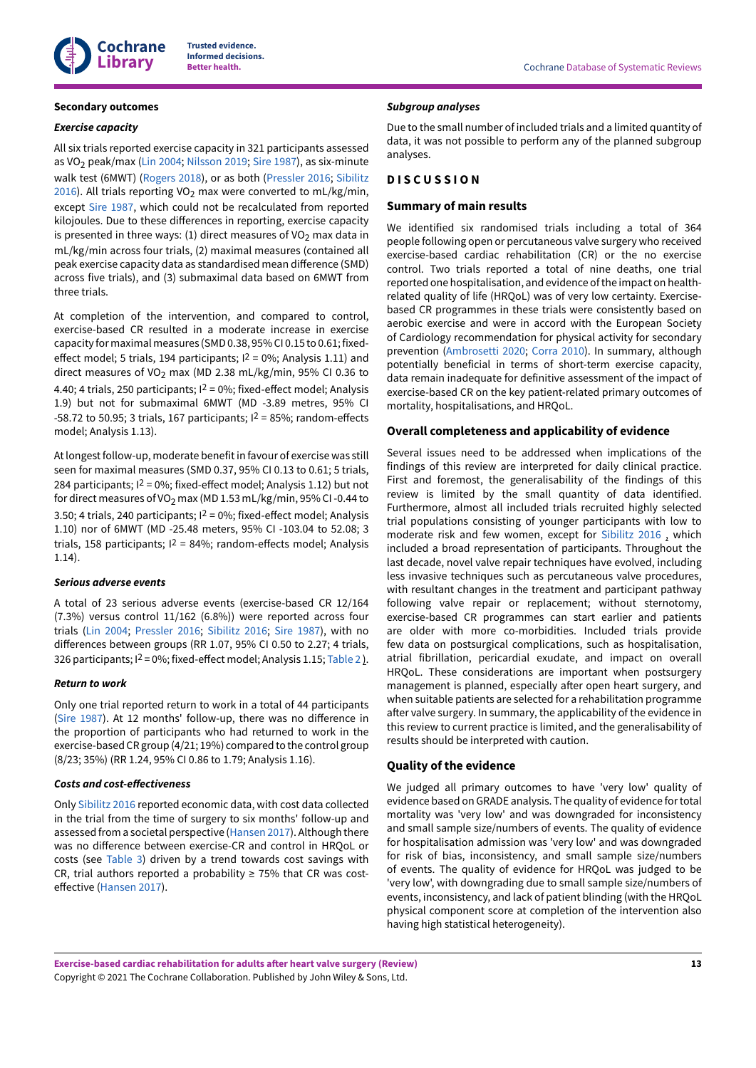### Secondary outcomes

#### *Exercise capacity*

All six trials reported exercise capacity in 321 participants assessed as $VO_2$ peak/max (Lin 2004; Nilsson 2019; Sire 1987), as six-minute walk test (6MWT) (Rogers 2018), or as both (Pressler 2016; Sibilitz 2016). All trials reporting $VO_2$ max were converted to mL/kg/min, except Sire 1987, which could not be recalculated from reported kilojoules. Due to these differences in reporting, exercise capacity is presented in three ways: (1) direct measures of $VO_2$ max data in mL/kg/min across four trials, (2) maximal measures (contained all peak exercise capacity data as standardised mean difference (SMD) across five trials), and (3) submaximal data based on 6MWT from three trials.

At completion of the intervention, and compared to control, exercise-based CR resulted in a moderate increase in exercise capacity for maximal measures (SMD 0.38, 95% CI 0.15 to 0.61; fixed-effect model; 5 trials, 194 participants; $I^2$ = 0%; Analysis 1.11) and direct measures of $VO_2$ max (MD 2.38 mL/kg/min, 95% CI 0.36 to 4.40; 4 trials, 250 participants; $I^2$ = 0%; fixed-effect model; Analysis 1.9) but not for submaximal 6MWT (MD -3.89 metres, 95% CI -58.72 to 50.95; 3 trials, 167 participants; $I^2$ = 85%; random-effects model; Analysis 1.13).

At longest follow-up, moderate benefit in favour of exercise was still seen for maximal measures (SMD 0.37, 95% CI 0.13 to 0.61; 5 trials, 284 participants; $I^2$ = 0%; fixed-effect model; Analysis 1.12) but not for direct measures of $VO_2$ max (MD 1.53 mL/kg/min, 95% CI -0.44 to 3.50; 4 trials, 240 participants; $I^2$ = 0%; fixed-effect model; Analysis 1.10) nor of 6MWT (MD -25.48 meters, 95% CI -103.04 to 52.08; 3 trials, 158 participants; $I^2$ = 84%; random-effects model; Analysis 1.14).

#### *Serious adverse events*

A total of 23 serious adverse events (exercise-based CR 12/164 (7.3%) versus control 11/162 (6.8%)) were reported across four trials (Lin 2004; Pressler 2016; Sibilitz 2016; Sire 1987), with no differences between groups (RR 1.07, 95% CI 0.50 to 2.27; 4 trials, 326 participants; $I^2$ = 0%; fixed-effect model; Analysis 1.15; Table 2 ).

#### *Return to work*

Only one trial reported return to work in a total of 44 participants (Sire 1987). At 12 months' follow-up, there was no difference in the proportion of participants who had returned to work in the exercise-based CR group (4/21; 19%) compared to the control group (8/23; 35%) (RR 1.24, 95% CI 0.86 to 1.79; Analysis 1.16).

#### *Costs and cost-effectiveness*

Only Sibilitz 2016 reported economic data, with cost data collected in the trial from the time of surgery to six months' follow-up and assessed from a societal perspective (Hansen 2017). Although there was no difference between exercise-CR and control in HRQoL or costs (see Table 3) driven by a trend towards cost savings with CR, trial authors reported a probability ≥ 75% that CR was cost-effective (Hansen 2017).

#### *Subgroup analyses*

Due to the small number of included trials and a limited quantity of data, it was not possible to perform any of the planned subgroup analyses.

## DISCUSSION

### Summary of main results

We identified six randomised trials including a total of 364 people following open or percutaneous valve surgery who received exercise-based cardiac rehabilitation (CR) or the no exercise control. Two trials reported a total of nine deaths, one trial reported one hospitalisation, and evidence of the impact on health-related quality of life (HRQoL) was of very low certainty. Exercise-based CR programmes in these trials were consistently based on aerobic exercise and were in accord with the European Society of Cardiology recommendation for physical activity for secondary prevention (Ambrosetti 2020; Corra 2010). In summary, although potentially beneficial in terms of short-term exercise capacity, data remain inadequate for definitive assessment of the impact of exercise-based CR on the key patient-related primary outcomes of mortality, hospitalisations, and HRQoL.

### Overall completeness and applicability of evidence

Several issues need to be addressed when implications of the findings of this review are interpreted for daily clinical practice. First and foremost, the generalisability of the findings of this review is limited by the small quantity of data identified. Furthermore, almost all included trials recruited highly selected trial populations consisting of younger participants with low to moderate risk and few women, except for Sibilitz 2016 , which included a broad representation of participants. Throughout the last decade, novel valve repair techniques have evolved, including less invasive techniques such as percutaneous valve procedures, with resultant changes in the treatment and participant pathway following valve repair or replacement; without sternotomy, exercise-based CR programmes can start earlier and patients are older with more co-morbidities. Included trials provide few data on postsurgical complications, such as hospitalisation, atrial fibrillation, pericardial exudate, and impact on overall HRQoL. These considerations are important when postsurgery management is planned, especially after open heart surgery, and when suitable patients are selected for a rehabilitation programme after valve surgery. In summary, the applicability of the evidence in this review to current practice is limited, and the generalisability of results should be interpreted with caution.

### Quality of the evidence

We judged all primary outcomes to have 'very low' quality of evidence based on GRADE analysis. The quality of evidence for total mortality was 'very low' and was downgraded for inconsistency and small sample size/numbers of events. The quality of evidence for hospitalisation admission was 'very low' and was downgraded for risk of bias, inconsistency, and small sample size/numbers of events. The quality of evidence for HRQoL was judged to be 'very low', with downgrading due to small sample size/numbers of events, inconsistency, and lack of patient blinding (with the HRQoL physical component score at completion of the intervention also having high statistical heterogeneity).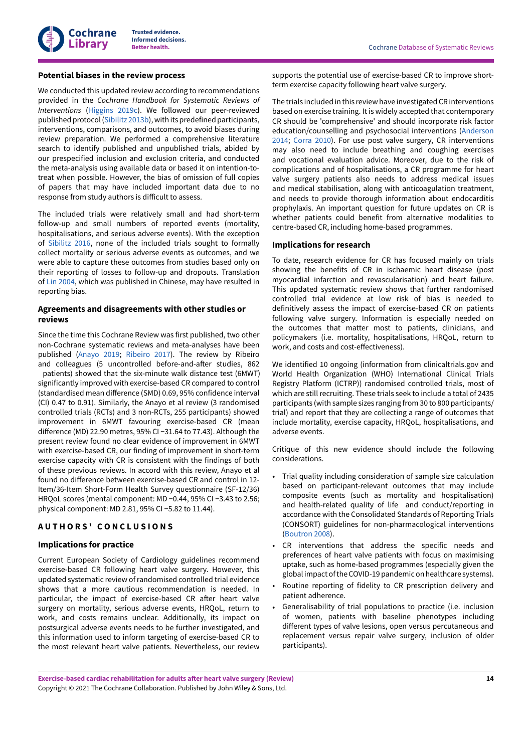### Potential biases in the review process

We conducted this updated review according to recommendations provided in the *Cochrane Handbook for Systematic Reviews of Interventions* (Higgins 2019c). We followed our peer-reviewed published protocol (Sibilitz 2013b), with its predefined participants, interventions, comparisons, and outcomes, to avoid biases during review preparation. We performed a comprehensive literature search to identify published and unpublished trials, abided by our prespecified inclusion and exclusion criteria, and conducted the meta-analysis using available data or based it on intention-to-treat when possible. However, the bias of omission of full copies of papers that may have included important data due to no response from study authors is difficult to assess.

The included trials were relatively small and had short-term follow-up and small numbers of reported events (mortality, hospitalisations, and serious adverse events). With the exception of Sibilitz 2016, none of the included trials sought to formally collect mortality or serious adverse events as outcomes, and we were able to capture these outcomes from studies based only on their reporting of losses to follow-up and dropouts. Translation of Lin 2004, which was published in Chinese, may have resulted in reporting bias.

### Agreements and disagreements with other studies or reviews

Since the time this Cochrane Review was first published, two other non-Cochrane systematic reviews and meta-analyses have been published (Anayo 2019; Ribeiro 2017). The review by Ribeiro and colleagues (5 uncontrolled before-and-after studies, 862 patients) showed that the six-minute walk distance test (6MWT) significantly improved with exercise-based CR compared to control (standardised mean difference (SMD) 0.69, 95% confidence interval (CI) 0.47 to 0.91). Similarly, the Anayo et al review (3 randomised controlled trials (RCTs) and 3 non-RCTs, 255 participants) showed improvement in 6MWT favouring exercise-based CR (mean difference (MD) 22.90 metres, 95% CI −31.64 to 77.43). Although the present review found no clear evidence of improvement in 6MWT with exercise-based CR, our finding of improvement in short-term exercise capacity with CR is consistent with the findings of both of these previous reviews. In accord with this review, Anayo et al found no difference between exercise-based CR and control in 12-Item/36-Item Short-Form Health Survey questionnaire (SF-12/36) HRQoL scores (mental component: MD −0.44, 95% CI −3.43 to 2.56; physical component: MD 2.81, 95% CI −5.82 to 11.44).

## AUTHORS' CONCLUSIONS

### Implications for practice

Current European Society of Cardiology guidelines recommend exercise-based CR following heart valve surgery. However, this updated systematic review of randomised controlled trial evidence shows that a more cautious recommendation is needed. In particular, the impact of exercise-based CR after heart valve surgery on mortality, serious adverse events, HRQoL, return to work, and costs remains unclear. Additionally, its impact on postsurgical adverse events needs to be further investigated, and this information used to inform targeting of exercise-based CR to the most relevant heart valve patients. Nevertheless, our review supports the potential use of exercise-based CR to improve short-term exercise capacity following heart valve surgery.

The trials included in this review have investigated CR interventions based on exercise training. It is widely accepted that contemporary CR should be 'comprehensive' and should incorporate risk factor education/counselling and psychosocial interventions (Anderson 2014; Corra 2010). For use post valve surgery, CR interventions may also need to include breathing and coughing exercises and vocational evaluation advice. Moreover, due to the risk of complications and of hospitalisations, a CR programme for heart valve surgery patients also needs to address medical issues and medical stabilisation, along with anticoagulation treatment, and needs to provide thorough information about endocarditis prophylaxis. An important question for future updates on CR is whether patients could benefit from alternative modalities to centre-based CR, including home-based programmes.

### Implications for research

To date, research evidence for CR has focused mainly on trials showing the benefits of CR in ischaemic heart disease (post myocardial infarction and revascularisation) and heart failure. This updated systematic review shows that further randomised controlled trial evidence at low risk of bias is needed to definitively assess the impact of exercise-based CR on patients following valve surgery. Information is especially needed on the outcomes that matter most to patients, clinicians, and policymakers (i.e. mortality, hospitalisations, HRQoL, return to work, and costs and cost-effectiveness).

We identified 10 ongoing (information from clinicaltrials.gov and World Health Organization (WHO) International Clinical Trials Registry Platform (ICTRP)) randomised controlled trials, most of which are still recruiting. These trials seek to include a total of 2435 participants (with sample sizes ranging from 30 to 800 participants/trial) and report that they are collecting a range of outcomes that include mortality, exercise capacity, HRQoL, hospitalisations, and adverse events.

Critique of this new evidence should include the following considerations.

- Trial quality including consideration of sample size calculation based on participant-relevant outcomes that may include composite events (such as mortality and hospitalisation) and health-related quality of life and conduct/reporting in accordance with the Consolidated Standards of Reporting Trials (CONSORT) guidelines for non-pharmacological interventions (Boutron 2008).
- CR interventions that address the specific needs and preferences of heart valve patients with focus on maximising uptake, such as home-based programmes (especially given the global impact of the COVID-19 pandemic on healthcare systems).
- Routine reporting of fidelity to CR prescription delivery and patient adherence.
- Generalisability of trial populations to practice (i.e. inclusion of women, patients with baseline phenotypes including different types of valve lesions, open versus percutaneous and replacement versus repair valve surgery, inclusion of older participants).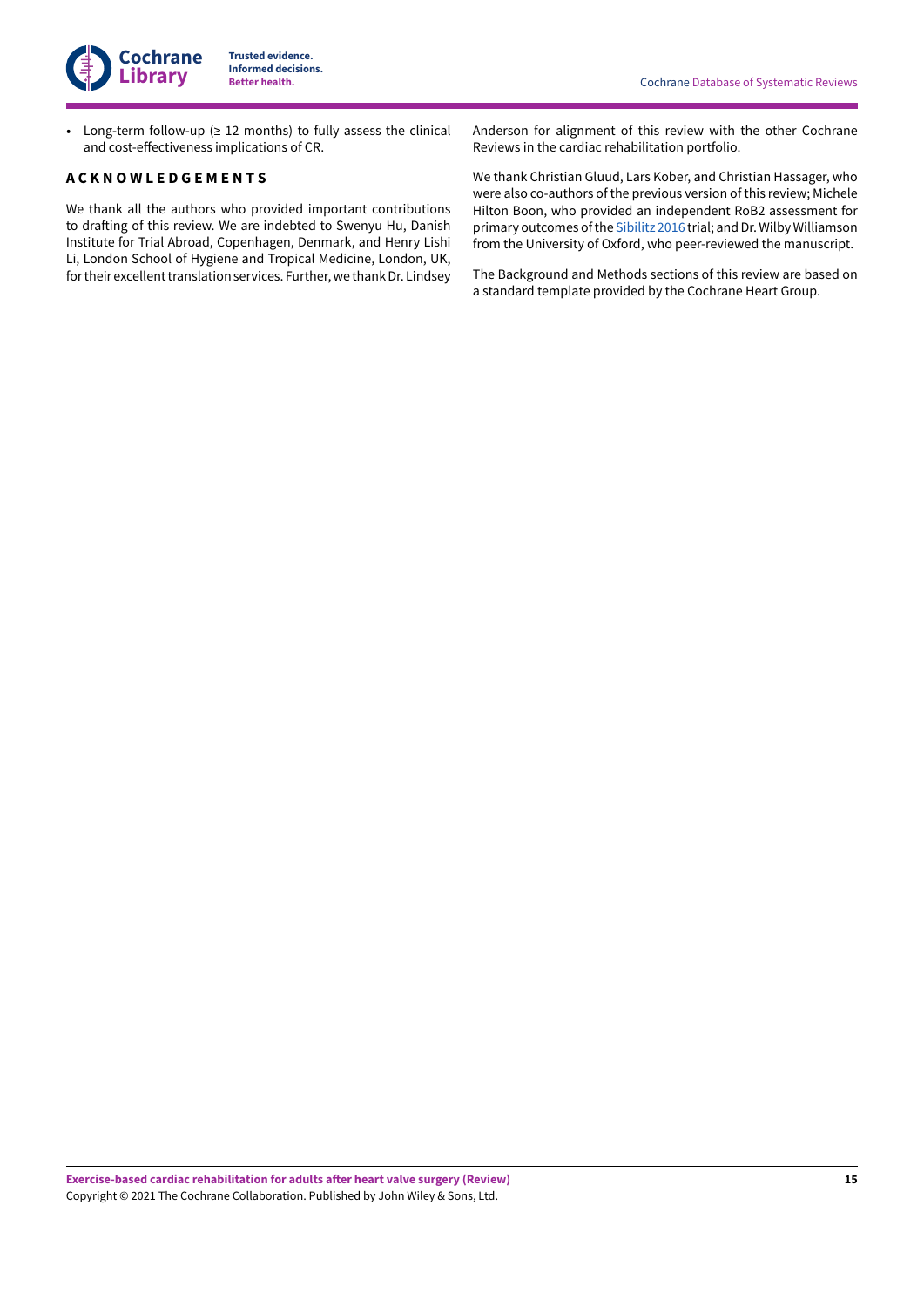- Long-term follow-up (≥ 12 months) to fully assess the clinical and cost-effectiveness implications of CR.

## ACKNOWLEDGEMENTS

We thank all the authors who provided important contributions to drafting of this review. We are indebted to Swenyu Hu, Danish Institute for Trial Abroad, Copenhagen, Denmark, and Henry Lishi Li, London School of Hygiene and Tropical Medicine, London, UK, for their excellent translation services. Further, we thank Dr. Lindsey Anderson for alignment of this review with the other Cochrane Reviews in the cardiac rehabilitation portfolio.

We thank Christian Gluud, Lars Kober, and Christian Hassager, who were also co-authors of the previous version of this review; Michele Hilton Boon, who provided an independent RoB2 assessment for primary outcomes of the Sibilitz 2016 trial; and Dr. Wilby Williamson from the University of Oxford, who peer-reviewed the manuscript.

The Background and Methods sections of this review are based on a standard template provided by the Cochrane Heart Group.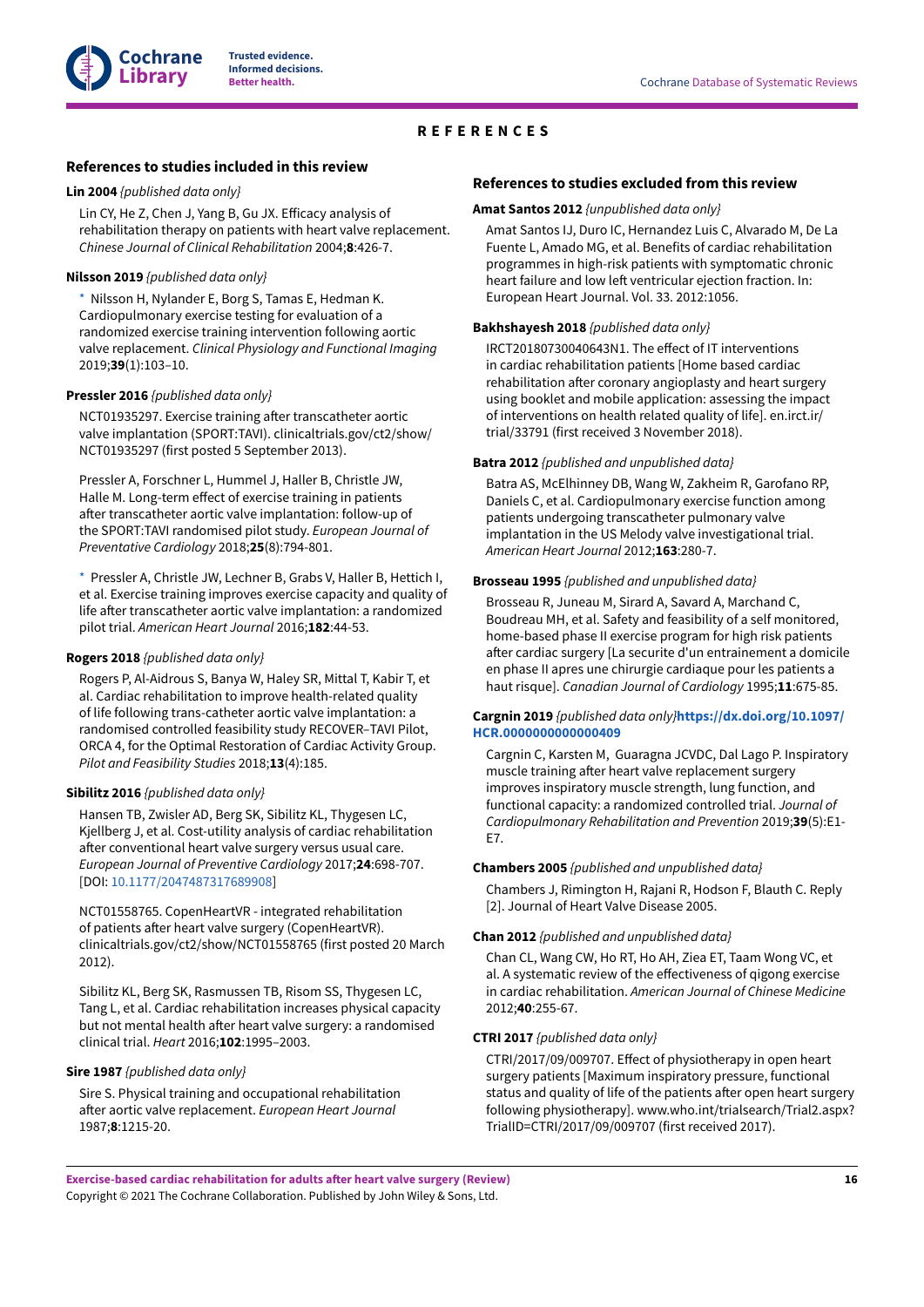# REFERENCES

## References to studies included in this review

**Lin 2004** *{published data only}*

Lin CY, He Z, Chen J, Yang B, Gu JX. Efficacy analysis of rehabilitation therapy on patients with heart valve replacement. *Chinese Journal of Clinical Rehabilitation* 2004;**8**:426-7.

**Nilsson 2019** *{published data only}*

* Nilsson H, Nylander E, Borg S, Tamas E, Hedman K. Cardiopulmonary exercise testing for evaluation of a randomized exercise training intervention following aortic valve replacement. *Clinical Physiology and Functional Imaging* 2019;**39**(1):103–10.

**Pressler 2016** *{published data only}*

NCT01935297. Exercise training after transcatheter aortic valve implantation (SPORT:TAVI). clinicaltrials.gov/ct2/show/NCT01935297 (first posted 5 September 2013).

Pressler A, Forschner L, Hummel J, Haller B, Christle JW, Halle M. Long-term effect of exercise training in patients after transcatheter aortic valve implantation: follow-up of the SPORT:TAVI randomised pilot study. *European Journal of Preventative Cardiology* 2018;**25**(8):794-801.

* Pressler A, Christle JW, Lechner B, Grabs V, Haller B, Hettich I, et al. Exercise training improves exercise capacity and quality of life after transcatheter aortic valve implantation: a randomized pilot trial. *American Heart Journal* 2016;**182**:44-53.

**Rogers 2018** *{published data only}*

Rogers P, Al-Aidrous S, Banya W, Haley SR, Mittal T, Kabir T, et al. Cardiac rehabilitation to improve health-related quality of life following trans-catheter aortic valve implantation: a randomised controlled feasibility study RECOVER–TAVI Pilot, ORCA 4, for the Optimal Restoration of Cardiac Activity Group. *Pilot and Feasibility Studies* 2018;**13**(4):185.

**Sibilitz 2016** *{published data only}*

Hansen TB, Zwisler AD, Berg SK, Sibilitz KL, Thygesen LC, Kjellberg J, et al. Cost-utility analysis of cardiac rehabilitation after conventional heart valve surgery versus usual care. *European Journal of Preventive Cardiology* 2017;**24**:698-707. [DOI: 10.1177/2047487317689908]

NCT01558765. CopenHeartVR - integrated rehabilitation of patients after heart valve surgery (CopenHeartVR). clinicaltrials.gov/ct2/show/NCT01558765 (first posted 20 March 2012).

Sibilitz KL, Berg SK, Rasmussen TB, Risom SS, Thygesen LC, Tang L, et al. Cardiac rehabilitation increases physical capacity but not mental health after heart valve surgery: a randomised clinical trial. *Heart* 2016;**102**:1995–2003.

**Sire 1987** *{published data only}*

Sire S. Physical training and occupational rehabilitation after aortic valve replacement. *European Heart Journal* 1987;**8**:1215-20.

## References to studies excluded from this review

**Amat Santos 2012** *{unpublished data only}*

Amat Santos IJ, Duro IC, Hernandez Luis C, Alvarado M, De La Fuente L, Amado MG, et al. Benefits of cardiac rehabilitation programmes in high-risk patients with symptomatic chronic heart failure and low left ventricular ejection fraction. In: European Heart Journal. Vol. 33. 2012:1056.

**Bakhshayesh 2018** *{published data only}*

IRCT20180730040643N1. The effect of IT interventions in cardiac rehabilitation patients [Home based cardiac rehabilitation after coronary angioplasty and heart surgery using booklet and mobile application: assessing the impact of interventions on health related quality of life]. en.irct.ir/trial/33791 (first received 3 November 2018).

**Batra 2012** *{published and unpublished data}*

Batra AS, McElhinney DB, Wang W, Zakheim R, Garofano RP, Daniels C, et al. Cardiopulmonary exercise function among patients undergoing transcatheter pulmonary valve implantation in the US Melody valve investigational trial. *American Heart Journal* 2012;**163**:280-7.

**Brosseau 1995** *{published and unpublished data}*

Brosseau R, Juneau M, Sirard A, Savard A, Marchand C, Boudreau MH, et al. Safety and feasibility of a self monitored, home-based phase II exercise program for high risk patients after cardiac surgery [La securite d'un entrainement a domicile en phase II apres une chirurgie cardiaque pour les patients a haut risque]. *Canadian Journal of Cardiology* 1995;**11**:675-85.

**Cargnin 2019** *{published data only}* **https://dx.doi.org/10.1097/HCR.0000000000000409**

Cargnin C, Karsten M, Guaragna JCVDC, Dal Lago P. Inspiratory muscle training after heart valve replacement surgery improves inspiratory muscle strength, lung function, and functional capacity: a randomized controlled trial. *Journal of Cardiopulmonary Rehabilitation and Prevention* 2019;**39**(5):E1-E7.

**Chambers 2005** *{published and unpublished data}*

Chambers J, Rimington H, Rajani R, Hodson F, Blauth C. Reply [2]. Journal of Heart Valve Disease 2005.

**Chan 2012** *{published and unpublished data}*

Chan CL, Wang CW, Ho RT, Ho AH, Ziea ET, Taam Wong VC, et al. A systematic review of the effectiveness of qigong exercise in cardiac rehabilitation. *American Journal of Chinese Medicine* 2012;**40**:255-67.

**CTRI 2017** *{published data only}*

CTRI/2017/09/009707. Effect of physiotherapy in open heart surgery patients [Maximum inspiratory pressure, functional status and quality of life of the patients after open heart surgery following physiotherapy]. www.who.int/trialsearch/Trial2.aspx?TrialID=CTRI/2017/09/009707 (first received 2017).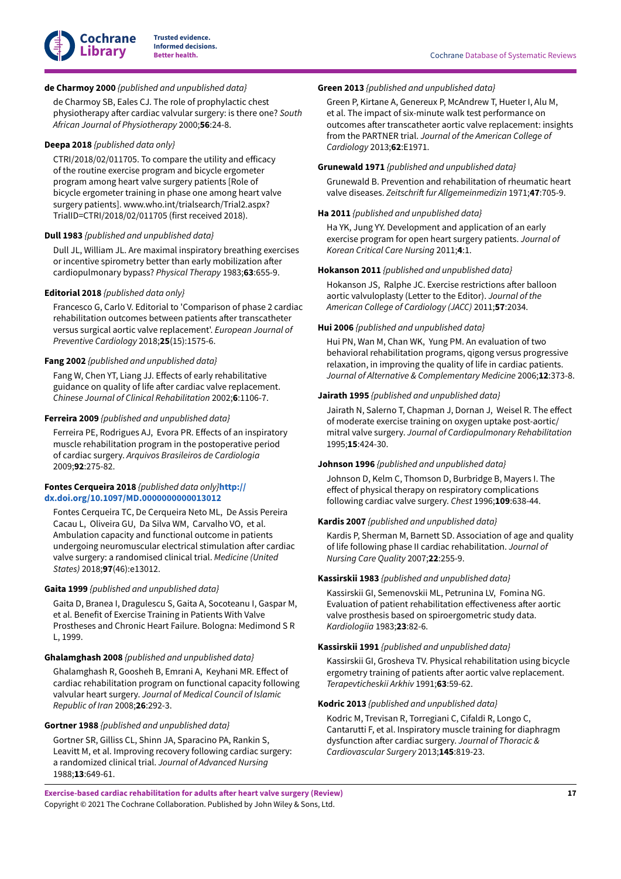**de Charmoy 2000** *{published and unpublished data}*

de Charmoy SB, Eales CJ. The role of prophylactic chest physiotherapy after cardiac valvular surgery: is there one? *South African Journal of Physiotherapy* 2000;**56**:24-8.

**Deepa 2018** *{published data only}*

CTRI/2018/02/011705. To compare the utility and efficacy of the routine exercise program and bicycle ergometer program among heart valve surgery patients [Role of bicycle ergometer training in phase one among heart valve surgery patients]. www.who.int/trialsearch/Trial2.aspx?TrialID=CTRI/2018/02/011705 (first received 2018).

**Dull 1983** *{published and unpublished data}*

Dull JL, William JL. Are maximal inspiratory breathing exercises or incentive spirometry better than early mobilization after cardiopulmonary bypass? *Physical Therapy* 1983;**63**:655-9.

**Editorial 2018** *{published data only}*

Francesco G, Carlo V. Editorial to 'Comparison of phase 2 cardiac rehabilitation outcomes between patients after transcatheter versus surgical aortic valve replacement'. *European Journal of Preventive Cardiology* 2018;**25**(15):1575-6.

**Fang 2002** *{published and unpublished data}*

Fang W, Chen YT, Liang JJ. Effects of early rehabilitative guidance on quality of life after cardiac valve replacement. *Chinese Journal of Clinical Rehabilitation* 2002;**6**:1106-7.

**Ferreira 2009** *{published and unpublished data}*

Ferreira PE, Rodrigues AJ, Evora PR. Effects of an inspiratory muscle rehabilitation program in the postoperative period of cardiac surgery. *Arquivos Brasileiros de Cardiologia* 2009;**92**:275-82.

**Fontes Cerqueira 2018** *{published data only}***http://dx.doi.org/10.1097/MD.0000000000013012**

Fontes Cerqueira TC, De Cerqueira Neto ML, De Assis Pereira Cacau L, Oliveira GU, Da Silva WM, Carvalho VO, et al. Ambulation capacity and functional outcome in patients undergoing neuromuscular electrical stimulation after cardiac valve surgery: a randomised clinical trial. *Medicine (United States)* 2018;**97**(46):e13012.

**Gaita 1999** *{published and unpublished data}*

Gaita D, Branea I, Dragulescu S, Gaita A, Socoteanu I, Gaspar M, et al. Benefit of Exercise Training in Patients With Valve Prostheses and Chronic Heart Failure. Bologna: Medimond S R L, 1999.

**Ghalamghash 2008** *{published and unpublished data}*

Ghalamghash R, Goosheh B, Emrani A, Keyhani MR. Effect of cardiac rehabilitation program on functional capacity following valvular heart surgery. *Journal of Medical Council of Islamic Republic of Iran* 2008;**26**:292-3.

**Gortner 1988** *{published and unpublished data}*

Gortner SR, Gilliss CL, Shinn JA, Sparacino PA, Rankin S, Leavitt M, et al. Improving recovery following cardiac surgery: a randomized clinical trial. *Journal of Advanced Nursing* 1988;**13**:649-61.

**Green 2013** *{published and unpublished data}*

Green P, Kirtane A, Genereux P, McAndrew T, Hueter I, Alu M, et al. The impact of six-minute walk test performance on outcomes after transcatheter aortic valve replacement: insights from the PARTNER trial. *Journal of the American College of Cardiology* 2013;**62**:E1971.

**Grunewald 1971** *{published and unpublished data}*

Grunewald B. Prevention and rehabilitation of rheumatic heart valve diseases. *Zeitschrift fur Allgemeinmedizin* 1971;**47**:705-9.

**Ha 2011** *{published and unpublished data}*

Ha YK, Jung YY. Development and application of an early exercise program for open heart surgery patients. *Journal of Korean Critical Care Nursing* 2011;**4**:1.

**Hokanson 2011** *{published and unpublished data}*

Hokanson JS, Ralphe JC. Exercise restrictions after balloon aortic valvuloplasty (Letter to the Editor). *Journal of the American College of Cardiology (JACC)* 2011;**57**:2034.

**Hui 2006** *{published and unpublished data}*

Hui PN, Wan M, Chan WK, Yung PM. An evaluation of two behavioral rehabilitation programs, qigong versus progressive relaxation, in improving the quality of life in cardiac patients. *Journal of Alternative & Complementary Medicine* 2006;**12**:373-8.

**Jairath 1995** *{published and unpublished data}*

Jairath N, Salerno T, Chapman J, Dornan J, Weisel R. The effect of moderate exercise training on oxygen uptake post-aortic/mitral valve surgery. *Journal of Cardiopulmonary Rehabilitation* 1995;**15**:424-30.

**Johnson 1996** *{published and unpublished data}*

Johnson D, Kelm C, Thomson D, Burbridge B, Mayers I. The effect of physical therapy on respiratory complications following cardiac valve surgery. *Chest* 1996;**109**:638-44.

**Kardis 2007** *{published and unpublished data}*

Kardis P, Sherman M, Barnett SD. Association of age and quality of life following phase II cardiac rehabilitation. *Journal of Nursing Care Quality* 2007;**22**:255-9.

**Kassirskii 1983** *{published and unpublished data}*

Kassirskii GI, Semenovskii ML, Petrunina LV, Fomina NG. Evaluation of patient rehabilitation effectiveness after aortic valve prosthesis based on spiroergometric study data. *Kardiologiia* 1983;**23**:82-6.

**Kassirskii 1991** *{published and unpublished data}*

Kassirskii GI, Grosheva TV. Physical rehabilitation using bicycle ergometry training of patients after aortic valve replacement. *Terapevticheskii Arkhiv* 1991;**63**:59-62.

**Kodric 2013** *{published and unpublished data}*

Kodric M, Trevisan R, Torregiani C, Cifaldi R, Longo C, Cantarutti F, et al. Inspiratory muscle training for diaphragm dysfunction after cardiac surgery. *Journal of Thoracic & Cardiovascular Surgery* 2013;**145**:819-23.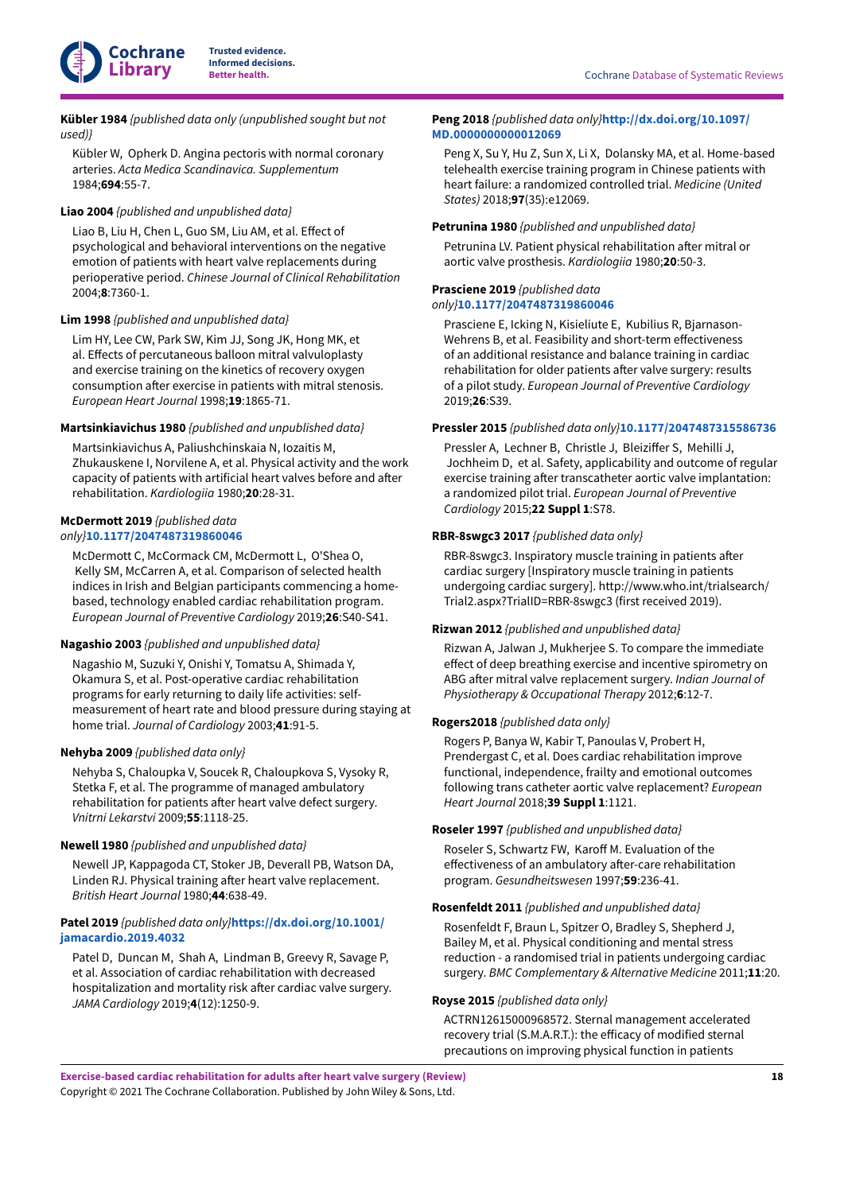**Kübler 1984** *{published data only (unpublished sought but not used)}*

Kübler W, Opherk D. Angina pectoris with normal coronary arteries. *Acta Medica Scandinavica. Supplementum* 1984;**694**:55-7.

**Liao 2004** *{published and unpublished data}*

Liao B, Liu H, Chen L, Guo SM, Liu AM, et al. Effect of psychological and behavioral interventions on the negative emotion of patients with heart valve replacements during perioperative period. *Chinese Journal of Clinical Rehabilitation* 2004;**8**:7360-1.

**Lim 1998** *{published and unpublished data}*

Lim HY, Lee CW, Park SW, Kim JJ, Song JK, Hong MK, et al. Effects of percutaneous balloon mitral valvuloplasty and exercise training on the kinetics of recovery oxygen consumption after exercise in patients with mitral stenosis. *European Heart Journal* 1998;**19**:1865-71.

**Martsinkiavichus 1980** *{published and unpublished data}*

Martsinkiavichus A, Paliushchinskaia N, Iozaitis M, Zhukauskene I, Norvilene A, et al. Physical activity and the work capacity of patients with artificial heart valves before and after rehabilitation. *Kardiologiia* 1980;**20**:28-31.

**McDermott 2019** *{published data only}***10.1177/2047487319860046**

McDermott C, McCormack CM, McDermott L, O'Shea O, Kelly SM, McCarren A, et al. Comparison of selected health indices in Irish and Belgian participants commencing a home-based, technology enabled cardiac rehabilitation program. *European Journal of Preventive Cardiology* 2019;**26**:S40-S41.

**Nagashio 2003** *{published and unpublished data}*

Nagashio M, Suzuki Y, Onishi Y, Tomatsu A, Shimada Y, Okamura S, et al. Post-operative cardiac rehabilitation programs for early returning to daily life activities: self-measurement of heart rate and blood pressure during staying at home trial. *Journal of Cardiology* 2003;**41**:91-5.

**Nehyba 2009** *{published data only}*

Nehyba S, Chaloupka V, Soucek R, Chaloupkova S, Vysoky R, Stetka F, et al. The programme of managed ambulatory rehabilitation for patients after heart valve defect surgery. *Vnitrni Lekarstvi* 2009;**55**:1118-25.

**Newell 1980** *{published and unpublished data}*

Newell JP, Kappagoda CT, Stoker JB, Deverall PB, Watson DA, Linden RJ. Physical training after heart valve replacement. *British Heart Journal* 1980;**44**:638-49.

**Patel 2019** *{published data only}***https://dx.doi.org/10.1001/jamacardio.2019.4032**

Patel D, Duncan M, Shah A, Lindman B, Greevy R, Savage P, et al. Association of cardiac rehabilitation with decreased hospitalization and mortality risk after cardiac valve surgery. *JAMA Cardiology* 2019;**4**(12):1250-9.

**Peng 2018** *{published data only}***http://dx.doi.org/10.1097/MD.0000000000012069**

Peng X, Su Y, Hu Z, Sun X, Li X, Dolansky MA, et al. Home-based telehealth exercise training program in Chinese patients with heart failure: a randomized controlled trial. *Medicine (United States)* 2018;**97**(35):e12069.

**Petrunina 1980** *{published and unpublished data}*

Petrunina LV. Patient physical rehabilitation after mitral or aortic valve prosthesis. *Kardiologiia* 1980;**20**:50-3.

**Prasciene 2019** *{published data only}***10.1177/2047487319860046**

Prasciene E, Icking N, Kisieliute E, Kubilius R, Bjarnason-Wehrens B, et al. Feasibility and short-term effectiveness of an additional resistance and balance training in cardiac rehabilitation for older patients after valve surgery: results of a pilot study. *European Journal of Preventive Cardiology* 2019;**26**:S39.

**Pressler 2015** *{published data only}***10.1177/2047487315586736**

Pressler A, Lechner B, Christle J, Bleiziffer S, Mehilli J, Jochheim D, et al. Safety, applicability and outcome of regular exercise training after transcatheter aortic valve implantation: a randomized pilot trial. *European Journal of Preventive Cardiology* 2015;**22 Suppl 1**:S78.

**RBR-8swgc3 2017** *{published data only}*

RBR-8swgc3. Inspiratory muscle training in patients after cardiac surgery [Inspiratory muscle training in patients undergoing cardiac surgery]. http://www.who.int/trialsearch/Trial2.aspx?TrialID=RBR-8swgc3 (first received 2019).

**Rizwan 2012** *{published and unpublished data}*

Rizwan A, Jalwan J, Mukherjee S. To compare the immediate effect of deep breathing exercise and incentive spirometry on ABG after mitral valve replacement surgery. *Indian Journal of Physiotherapy & Occupational Therapy* 2012;**6**:12-7.

**Rogers2018** *{published data only}*

Rogers P, Banya W, Kabir T, Panoulas V, Probert H, Prendergast C, et al. Does cardiac rehabilitation improve functional, independence, frailty and emotional outcomes following trans catheter aortic valve replacement? *European Heart Journal* 2018;**39 Suppl 1**:1121.

**Roseler 1997** *{published and unpublished data}*

Roseler S, Schwartz FW, Karoff M. Evaluation of the effectiveness of an ambulatory after-care rehabilitation program. *Gesundheitswesen* 1997;**59**:236-41.

**Rosenfeldt 2011** *{published and unpublished data}*

Rosenfeldt F, Braun L, Spitzer O, Bradley S, Shepherd J, Bailey M, et al. Physical conditioning and mental stress reduction - a randomised trial in patients undergoing cardiac surgery. *BMC Complementary & Alternative Medicine* 2011;**11**:20.

**Royse 2015** *{published data only}*

ACTRN12615000968572. Sternal management accelerated recovery trial (S.M.A.R.T.): the efficacy of modified sternal precautions on improving physical function in patients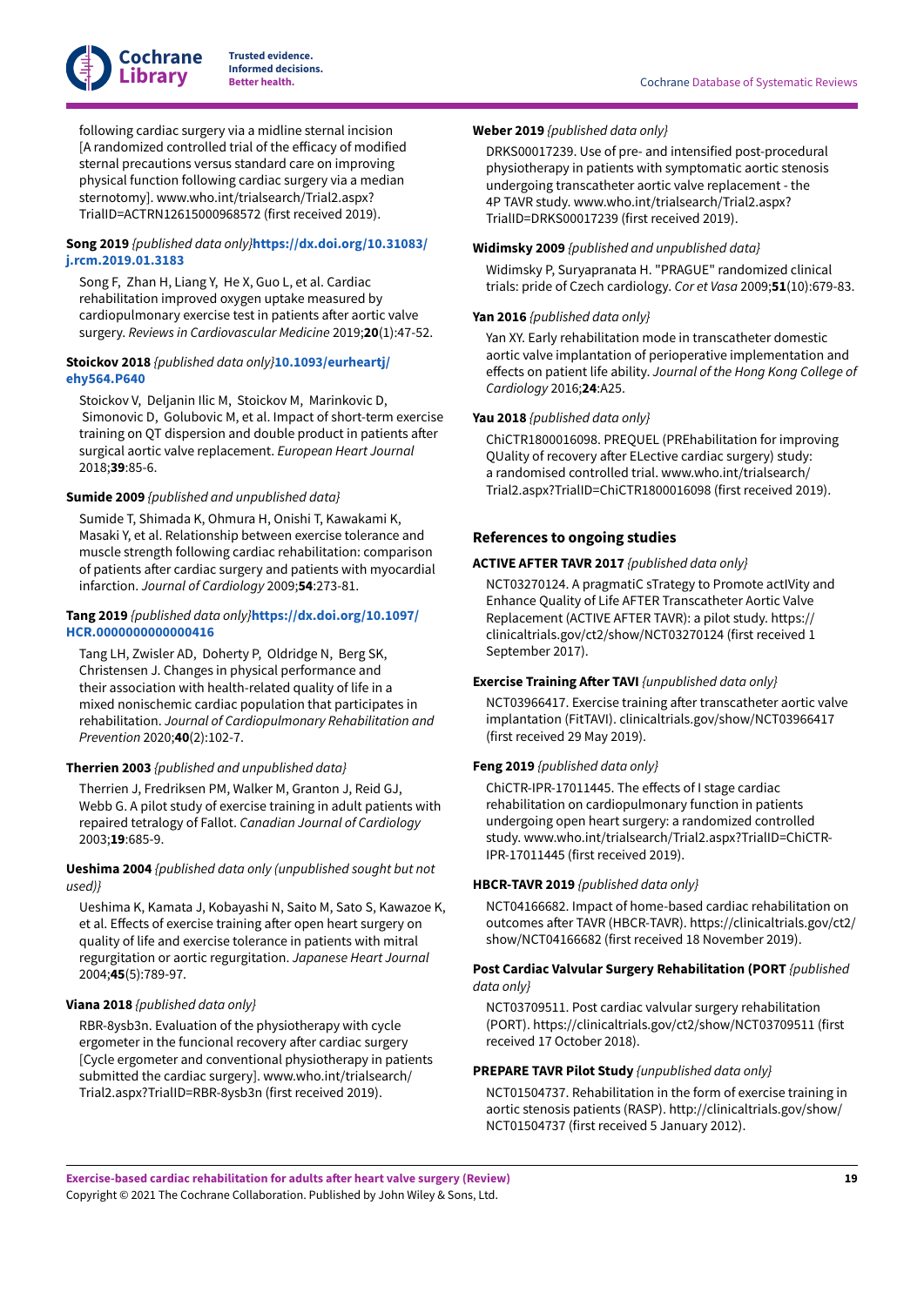following cardiac surgery via a midline sternal incision [A randomized controlled trial of the efficacy of modified sternal precautions versus standard care on improving physical function following cardiac surgery via a median sternotomy]. www.who.int/trialsearch/Trial2.aspx?TrialID=ACTRN12615000968572 (first received 2019).

**Song 2019** *{published data only}* **https://dx.doi.org/10.31083/j.rcm.2019.01.3183**

Song F, Zhan H, Liang Y, He X, Guo L, et al. Cardiac rehabilitation improved oxygen uptake measured by cardiopulmonary exercise test in patients after aortic valve surgery. *Reviews in Cardiovascular Medicine* 2019;**20**(1):47-52.

**Stoickov 2018** *{published data only}* **10.1093/eurheartj/ehy564.P640**

Stoickov V, Deljanin Ilic M, Stoickov M, Marinkovic D, Simonovic D, Golubovic M, et al. Impact of short-term exercise training on QT dispersion and double product in patients after surgical aortic valve replacement. *European Heart Journal* 2018;**39**:85-6.

**Sumide 2009** *{published and unpublished data}*

Sumide T, Shimada K, Ohmura H, Onishi T, Kawakami K, Masaki Y, et al. Relationship between exercise tolerance and muscle strength following cardiac rehabilitation: comparison of patients after cardiac surgery and patients with myocardial infarction. *Journal of Cardiology* 2009;**54**:273-81.

**Tang 2019** *{published data only}* **https://dx.doi.org/10.1097/HCR.0000000000000416**

Tang LH, Zwisler AD, Doherty P, Oldridge N, Berg SK, Christensen J. Changes in physical performance and their association with health-related quality of life in a mixed nonischemic cardiac population that participates in rehabilitation. *Journal of Cardiopulmonary Rehabilitation and Prevention* 2020;**40**(2):102-7.

**Therrien 2003** *{published and unpublished data}*

Therrien J, Fredriksen PM, Walker M, Granton J, Reid GJ, Webb G. A pilot study of exercise training in adult patients with repaired tetralogy of Fallot. *Canadian Journal of Cardiology* 2003;**19**:685-9.

**Ueshima 2004** *{published data only (unpublished sought but not used)}*

Ueshima K, Kamata J, Kobayashi N, Saito M, Sato S, Kawazoe K, et al. Effects of exercise training after open heart surgery on quality of life and exercise tolerance in patients with mitral regurgitation or aortic regurgitation. *Japanese Heart Journal* 2004;**45**(5):789-97.

**Viana 2018** *{published data only}*

RBR-8ysb3n. Evaluation of the physiotherapy with cycle ergometer in the funcional recovery after cardiac surgery [Cycle ergometer and conventional physiotherapy in patients submitted the cardiac surgery]. www.who.int/trialsearch/Trial2.aspx?TrialID=RBR-8ysb3n (first received 2019).

**Weber 2019** *{published data only}*

DRKS00017239. Use of pre- and intensified post-procedural physiotherapy in patients with symptomatic aortic stenosis undergoing transcatheter aortic valve replacement - the 4P TAVR study. www.who.int/trialsearch/Trial2.aspx?TrialID=DRKS00017239 (first received 2019).

**Widimsky 2009** *{published and unpublished data}*

Widimsky P, Suryapranata H. "PRAGUE" randomized clinical trials: pride of Czech cardiology. *Cor et Vasa* 2009;**51**(10):679-83.

**Yan 2016** *{published data only}*

Yan XY. Early rehabilitation mode in transcatheter domestic aortic valve implantation of perioperative implementation and effects on patient life ability. *Journal of the Hong Kong College of Cardiology* 2016;**24**:A25.

**Yau 2018** *{published data only}*

ChiCTR1800016098. PREQUEL (PREhabilitation for improving QUality of recovery after ELective cardiac surgery) study: a randomised controlled trial. www.who.int/trialsearch/Trial2.aspx?TrialID=ChiCTR1800016098 (first received 2019).

## References to ongoing studies

**ACTIVE AFTER TAVR 2017** *{published data only}*

NCT03270124. A pragmatiC sTrategy to Promote actIVity and Enhance Quality of Life AFTER Transcatheter Aortic Valve Replacement (ACTIVE AFTER TAVR): a pilot study. https://clinicaltrials.gov/ct2/show/NCT03270124 (first received 1 September 2017).

**Exercise Training After TAVI** *{unpublished data only}*

NCT03966417. Exercise training after transcatheter aortic valve implantation (FitTAVI). clinicaltrials.gov/show/NCT03966417 (first received 29 May 2019).

**Feng 2019** *{published data only}*

ChiCTR-IPR-17011445. The effects of I stage cardiac rehabilitation on cardiopulmonary function in patients undergoing open heart surgery: a randomized controlled study. www.who.int/trialsearch/Trial2.aspx?TrialID=ChiCTR-IPR-17011445 (first received 2019).

**HBCR-TAVR 2019** *{published data only}*

NCT04166682. Impact of home-based cardiac rehabilitation on outcomes after TAVR (HBCR-TAVR). https://clinicaltrials.gov/ct2/show/NCT04166682 (first received 18 November 2019).

**Post Cardiac Valvular Surgery Rehabilitation (PORT** *{published data only}*

NCT03709511. Post cardiac valvular surgery rehabilitation (PORT). https://clinicaltrials.gov/ct2/show/NCT03709511 (first received 17 October 2018).

**PREPARE TAVR Pilot Study** *{unpublished data only}*

NCT01504737. Rehabilitation in the form of exercise training in aortic stenosis patients (RASP). http://clinicaltrials.gov/show/NCT01504737 (first received 5 January 2012).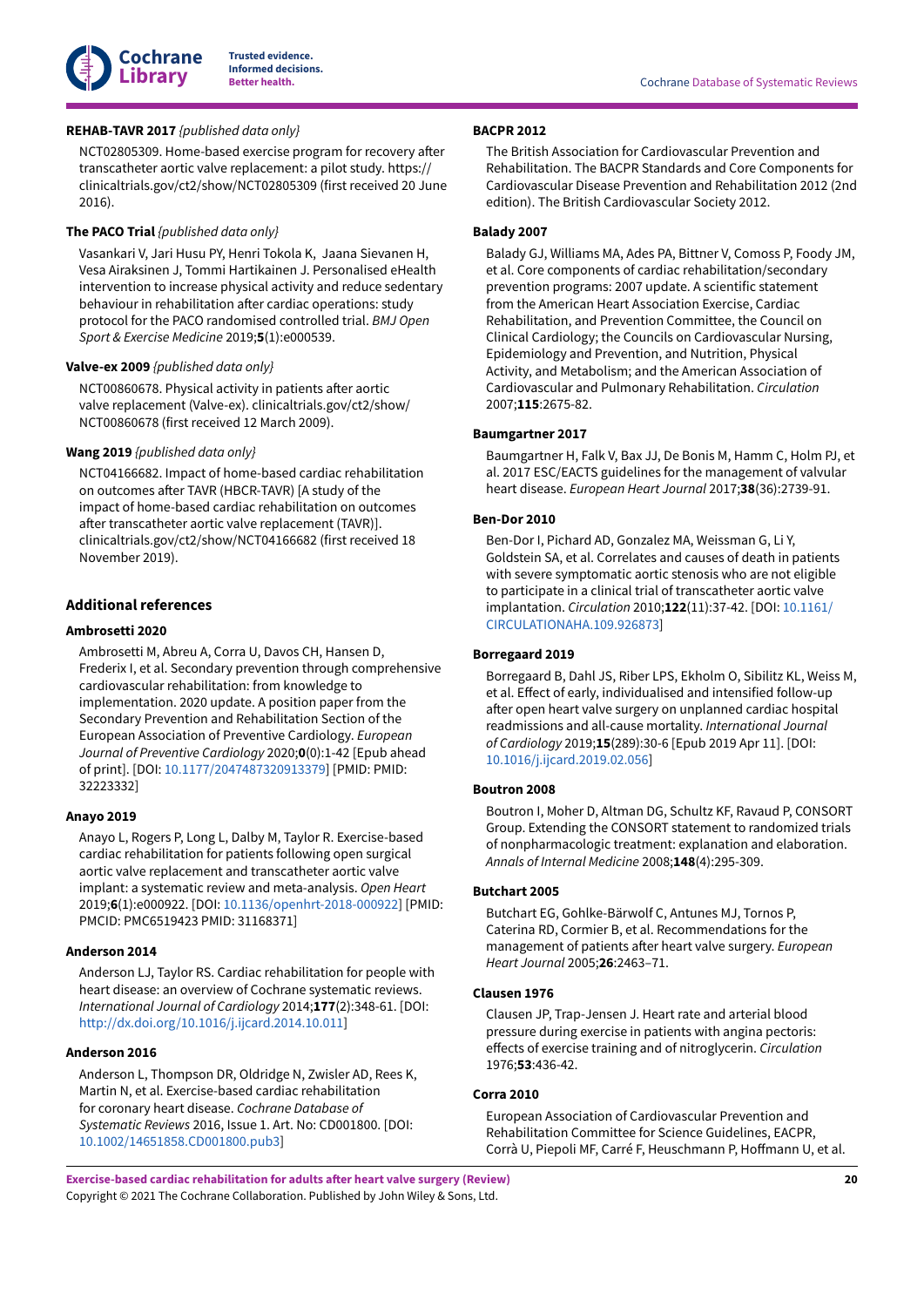**REHAB-TAVR 2017** *{published data only}*

NCT02805309. Home-based exercise program for recovery after transcatheter aortic valve replacement: a pilot study. https://clinicaltrials.gov/ct2/show/NCT02805309 (first received 20 June 2016).

**The PACO Trial** *{published data only}*

Vasankari V, Jari Husu PY, Henri Tokola K, Jaana Sievanen H, Vesa Airaksinen J, Tommi Hartikainen J. Personalised eHealth intervention to increase physical activity and reduce sedentary behaviour in rehabilitation after cardiac operations: study protocol for the PACO randomised controlled trial. *BMJ Open Sport & Exercise Medicine* 2019;**5**(1):e000539.

**Valve-ex 2009** *{published data only}*

NCT00860678. Physical activity in patients after aortic valve replacement (Valve-ex). clinicaltrials.gov/ct2/show/NCT00860678 (first received 12 March 2009).

**Wang 2019** *{published data only}*

NCT04166682. Impact of home-based cardiac rehabilitation on outcomes after TAVR (HBCR-TAVR) [A study of the impact of home-based cardiac rehabilitation on outcomes after transcatheter aortic valve replacement (TAVR)]. clinicaltrials.gov/ct2/show/NCT04166682 (first received 18 November 2019).

## Additional references

**Ambrosetti 2020**

Ambrosetti M, Abreu A, Corra U, Davos CH, Hansen D, Frederix I, et al. Secondary prevention through comprehensive cardiovascular rehabilitation: from knowledge to implementation. 2020 update. A position paper from the Secondary Prevention and Rehabilitation Section of the European Association of Preventive Cardiology. *European Journal of Preventive Cardiology* 2020;**0**(0):1-42 [Epub ahead of print]. [DOI: 10.1177/2047487320913379] [PMID: PMID: 32223332]

**Anayo 2019**

Anayo L, Rogers P, Long L, Dalby M, Taylor R. Exercise-based cardiac rehabilitation for patients following open surgical aortic valve replacement and transcatheter aortic valve implant: a systematic review and meta-analysis. *Open Heart* 2019;**6**(1):e000922. [DOI: 10.1136/openhrt-2018-000922] [PMID: PMCID: PMC6519423 PMID: 31168371]

**Anderson 2014**

Anderson LJ, Taylor RS. Cardiac rehabilitation for people with heart disease: an overview of Cochrane systematic reviews. *International Journal of Cardiology* 2014;**177**(2):348-61. [DOI: http://dx.doi.org/10.1016/j.ijcard.2014.10.011]

**Anderson 2016**

Anderson L, Thompson DR, Oldridge N, Zwisler AD, Rees K, Martin N, et al. Exercise-based cardiac rehabilitation for coronary heart disease. *Cochrane Database of Systematic Reviews* 2016, Issue 1. Art. No: CD001800. [DOI: 10.1002/14651858.CD001800.pub3]

**BACPR 2012**

The British Association for Cardiovascular Prevention and Rehabilitation. The BACPR Standards and Core Components for Cardiovascular Disease Prevention and Rehabilitation 2012 (2nd edition). The British Cardiovascular Society 2012.

**Balady 2007**

Balady GJ, Williams MA, Ades PA, Bittner V, Comoss P, Foody JM, et al. Core components of cardiac rehabilitation/secondary prevention programs: 2007 update. A scientific statement from the American Heart Association Exercise, Cardiac Rehabilitation, and Prevention Committee, the Council on Clinical Cardiology; the Councils on Cardiovascular Nursing, Epidemiology and Prevention, and Nutrition, Physical Activity, and Metabolism; and the American Association of Cardiovascular and Pulmonary Rehabilitation. *Circulation* 2007;**115**:2675-82.

**Baumgartner 2017**

Baumgartner H, Falk V, Bax JJ, De Bonis M, Hamm C, Holm PJ, et al. 2017 ESC/EACTS guidelines for the management of valvular heart disease. *European Heart Journal* 2017;**38**(36):2739-91.

**Ben-Dor 2010**

Ben-Dor I, Pichard AD, Gonzalez MA, Weissman G, Li Y, Goldstein SA, et al. Correlates and causes of death in patients with severe symptomatic aortic stenosis who are not eligible to participate in a clinical trial of transcatheter aortic valve implantation. *Circulation* 2010;**122**(11):37-42. [DOI: 10.1161/CIRCULATIONAHA.109.926873]

**Borregaard 2019**

Borregaard B, Dahl JS, Riber LPS, Ekholm O, Sibilitz KL, Weiss M, et al. Effect of early, individualised and intensified follow-up after open heart valve surgery on unplanned cardiac hospital readmissions and all-cause mortality. *International Journal of Cardiology* 2019;**15**(289):30-6 [Epub 2019 Apr 11]. [DOI: 10.1016/j.ijcard.2019.02.056]

**Boutron 2008**

Boutron I, Moher D, Altman DG, Schultz KF, Ravaud P, CONSORT Group. Extending the CONSORT statement to randomized trials of nonpharmacologic treatment: explanation and elaboration. *Annals of Internal Medicine* 2008;**148**(4):295-309.

**Butchart 2005**

Butchart EG, Gohlke-Bärwolf C, Antunes MJ, Tornos P, Caterina RD, Cormier B, et al. Recommendations for the management of patients after heart valve surgery. *European Heart Journal* 2005;**26**:2463–71.

**Clausen 1976**

Clausen JP, Trap-Jensen J. Heart rate and arterial blood pressure during exercise in patients with angina pectoris: effects of exercise training and of nitroglycerin. *Circulation* 1976;**53**:436-42.

**Corra 2010**

European Association of Cardiovascular Prevention and Rehabilitation Committee for Science Guidelines, EACPR, Corrà U, Piepoli MF, Carré F, Heuschmann P, Hoffmann U, et al.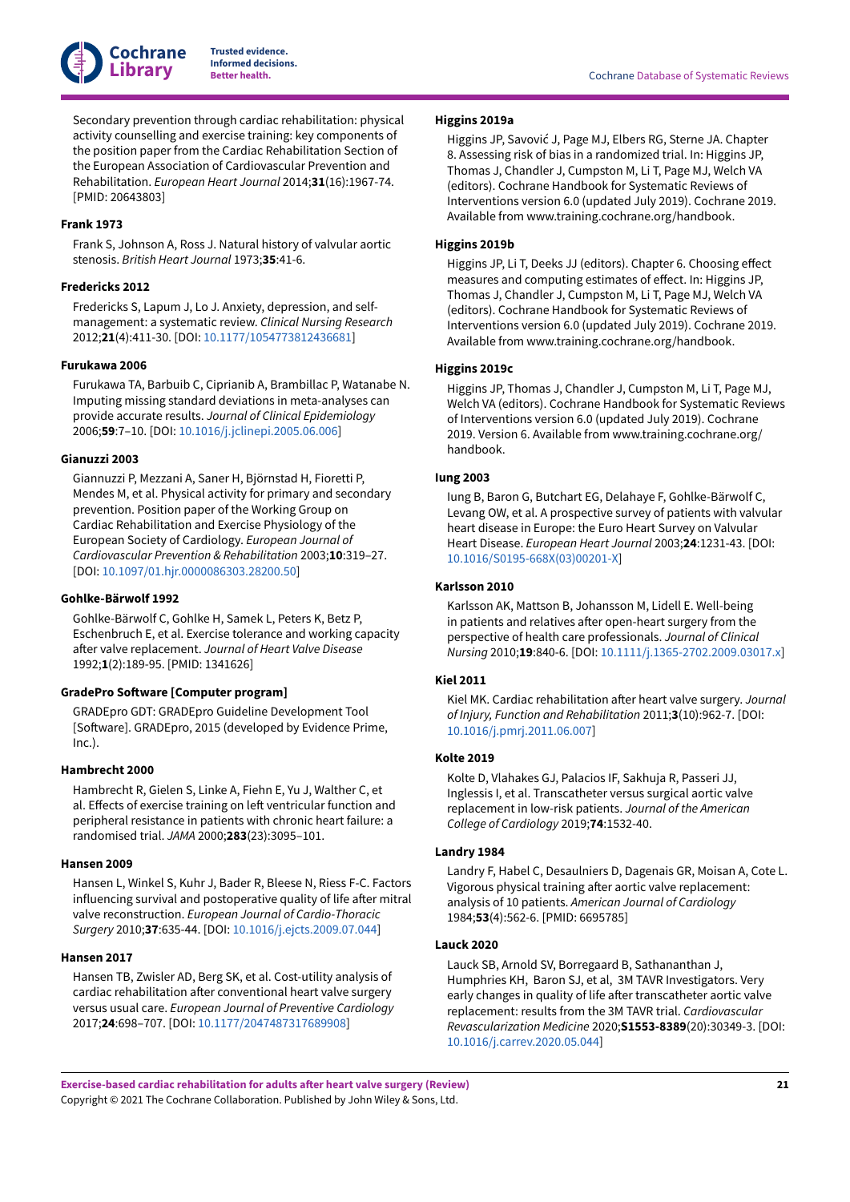Secondary prevention through cardiac rehabilitation: physical activity counselling and exercise training: key components of the position paper from the Cardiac Rehabilitation Section of the European Association of Cardiovascular Prevention and Rehabilitation. *European Heart Journal* 2014;**31**(16):1967-74. [PMID: 20643803]

**Frank 1973**

Frank S, Johnson A, Ross J. Natural history of valvular aortic stenosis. *British Heart Journal* 1973;**35**:41-6.

**Fredericks 2012**

Fredericks S, Lapum J, Lo J. Anxiety, depression, and self-management: a systematic review. *Clinical Nursing Research* 2012;**21**(4):411-30. [DOI: 10.1177/1054773812436681]

**Furukawa 2006**

Furukawa TA, Barbuib C, Ciprianib A, Brambillac P, Watanabe N. Imputing missing standard deviations in meta-analyses can provide accurate results. *Journal of Clinical Epidemiology* 2006;**59**:7–10. [DOI: 10.1016/j.jclinepi.2005.06.006]

**Gianuzzi 2003**

Giannuzzi P, Mezzani A, Saner H, Björnstad H, Fioretti P, Mendes M, et al. Physical activity for primary and secondary prevention. Position paper of the Working Group on Cardiac Rehabilitation and Exercise Physiology of the European Society of Cardiology. *European Journal of Cardiovascular Prevention & Rehabilitation* 2003;**10**:319–27. [DOI: 10.1097/01.hjr.0000086303.28200.50]

**Gohlke-Bärwolf 1992**

Gohlke-Bärwolf C, Gohlke H, Samek L, Peters K, Betz P, Eschenbruch E, et al. Exercise tolerance and working capacity after valve replacement. *Journal of Heart Valve Disease* 1992;**1**(2):189-95. [PMID: 1341626]

**GradePro Software [Computer program]**

GRADEpro GDT: GRADEpro Guideline Development Tool [Software]. GRADEpro, 2015 (developed by Evidence Prime, Inc.).

**Hambrecht 2000**

Hambrecht R, Gielen S, Linke A, Fiehn E, Yu J, Walther C, et al. Effects of exercise training on left ventricular function and peripheral resistance in patients with chronic heart failure: a randomised trial. *JAMA* 2000;**283**(23):3095–101.

**Hansen 2009**

Hansen L, Winkel S, Kuhr J, Bader R, Bleese N, Riess F-C. Factors influencing survival and postoperative quality of life after mitral valve reconstruction. *European Journal of Cardio-Thoracic Surgery* 2010;**37**:635-44. [DOI: 10.1016/j.ejcts.2009.07.044]

**Hansen 2017**

Hansen TB, Zwisler AD, Berg SK, et al. Cost-utility analysis of cardiac rehabilitation after conventional heart valve surgery versus usual care. *European Journal of Preventive Cardiology* 2017;**24**:698–707. [DOI: 10.1177/2047487317689908]

**Higgins 2019a**

Higgins JP, Savović J, Page MJ, Elbers RG, Sterne JA. Chapter 8. Assessing risk of bias in a randomized trial. In: Higgins JP, Thomas J, Chandler J, Cumpston M, Li T, Page MJ, Welch VA (editors). Cochrane Handbook for Systematic Reviews of Interventions version 6.0 (updated July 2019). Cochrane 2019. Available from www.training.cochrane.org/handbook.

**Higgins 2019b**

Higgins JP, Li T, Deeks JJ (editors). Chapter 6. Choosing effect measures and computing estimates of effect. In: Higgins JP, Thomas J, Chandler J, Cumpston M, Li T, Page MJ, Welch VA (editors). Cochrane Handbook for Systematic Reviews of Interventions version 6.0 (updated July 2019). Cochrane 2019. Available from www.training.cochrane.org/handbook.

**Higgins 2019c**

Higgins JP, Thomas J, Chandler J, Cumpston M, Li T, Page MJ, Welch VA (editors). Cochrane Handbook for Systematic Reviews of Interventions version 6.0 (updated July 2019). Cochrane 2019. Version 6. Available from www.training.cochrane.org/handbook.

**Iung 2003**

Iung B, Baron G, Butchart EG, Delahaye F, Gohlke-Bärwolf C, Levang OW, et al. A prospective survey of patients with valvular heart disease in Europe: the Euro Heart Survey on Valvular Heart Disease. *European Heart Journal* 2003;**24**:1231-43. [DOI: 10.1016/S0195-668X(03)00201-X]

**Karlsson 2010**

Karlsson AK, Mattson B, Johansson M, Lidell E. Well-being in patients and relatives after open-heart surgery from the perspective of health care professionals. *Journal of Clinical Nursing* 2010;**19**:840-6. [DOI: 10.1111/j.1365-2702.2009.03017.x]

**Kiel 2011**

Kiel MK. Cardiac rehabilitation after heart valve surgery. *Journal of Injury, Function and Rehabilitation* 2011;**3**(10):962-7. [DOI: 10.1016/j.pmrj.2011.06.007]

**Kolte 2019**

Kolte D, Vlahakes GJ, Palacios IF, Sakhuja R, Passeri JJ, Inglessis I, et al. Transcatheter versus surgical aortic valve replacement in low-risk patients. *Journal of the American College of Cardiology* 2019;**74**:1532-40.

**Landry 1984**

Landry F, Habel C, Desaulniers D, Dagenais GR, Moisan A, Cote L. Vigorous physical training after aortic valve replacement: analysis of 10 patients. *American Journal of Cardiology* 1984;**53**(4):562-6. [PMID: 6695785]

**Lauck 2020**

Lauck SB, Arnold SV, Borregaard B, Sathananthan J, Humphries KH, Baron SJ, et al, 3M TAVR Investigators. Very early changes in quality of life after transcatheter aortic valve replacement: results from the 3M TAVR trial. *Cardiovascular Revascularization Medicine* 2020;**S1553-8389**(20):30349-3. [DOI: 10.1016/j.carrev.2020.05.044]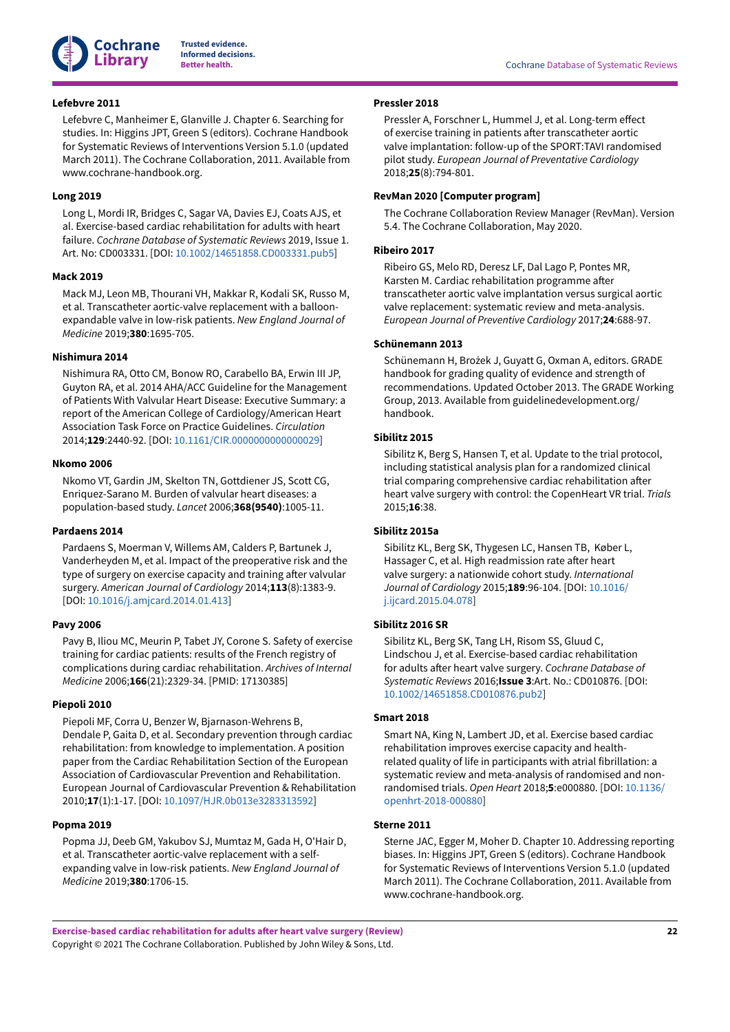**Lefebvre 2011**

Lefebvre C, Manheimer E, Glanville J. Chapter 6. Searching for studies. In: Higgins JPT, Green S (editors). Cochrane Handbook for Systematic Reviews of Interventions Version 5.1.0 (updated March 2011). The Cochrane Collaboration, 2011. Available from www.cochrane-handbook.org.

**Long 2019**

Long L, Mordi IR, Bridges C, Sagar VA, Davies EJ, Coats AJS, et al. Exercise-based cardiac rehabilitation for adults with heart failure. *Cochrane Database of Systematic Reviews* 2019, Issue 1. Art. No: CD003331. [DOI: 10.1002/14651858.CD003331.pub5]

**Mack 2019**

Mack MJ, Leon MB, Thourani VH, Makkar R, Kodali SK, Russo M, et al. Transcatheter aortic-valve replacement with a balloon-expandable valve in low-risk patients. *New England Journal of Medicine* 2019;**380**:1695-705.

**Nishimura 2014**

Nishimura RA, Otto CM, Bonow RO, Carabello BA, Erwin III JP, Guyton RA, et al. 2014 AHA/ACC Guideline for the Management of Patients With Valvular Heart Disease: Executive Summary: a report of the American College of Cardiology/American Heart Association Task Force on Practice Guidelines. *Circulation* 2014;**129**:2440-92. [DOI: 10.1161/CIR.0000000000000029]

**Nkomo 2006**

Nkomo VT, Gardin JM, Skelton TN, Gottdiener JS, Scott CG, Enriquez-Sarano M. Burden of valvular heart diseases: a population-based study. *Lancet* 2006;**368(9540)**:1005-11.

**Pardaens 2014**

Pardaens S, Moerman V, Willems AM, Calders P, Bartunek J, Vanderheyden M, et al. Impact of the preoperative risk and the type of surgery on exercise capacity and training after valvular surgery. *American Journal of Cardiology* 2014;**113**(8):1383-9. [DOI: 10.1016/j.amjcard.2014.01.413]

**Pavy 2006**

Pavy B, Iliou MC, Meurin P, Tabet JY, Corone S. Safety of exercise training for cardiac patients: results of the French registry of complications during cardiac rehabilitation. *Archives of Internal Medicine* 2006;**166**(21):2329-34. [PMID: 17130385]

**Piepoli 2010**

Piepoli MF, Corra U, Benzer W, Bjarnason-Wehrens B, Dendale P, Gaita D, et al. Secondary prevention through cardiac rehabilitation: from knowledge to implementation. A position paper from the Cardiac Rehabilitation Section of the European Association of Cardiovascular Prevention and Rehabilitation. European Journal of Cardiovascular Prevention & Rehabilitation 2010;**17**(1):1-17. [DOI: 10.1097/HJR.0b013e3283313592]

**Popma 2019**

Popma JJ, Deeb GM, Yakubov SJ, Mumtaz M, Gada H, O'Hair D, et al. Transcatheter aortic-valve replacement with a self-expanding valve in low-risk patients. *New England Journal of Medicine* 2019;**380**:1706-15.

**Pressler 2018**

Pressler A, Forschner L, Hummel J, et al. Long-term effect of exercise training in patients after transcatheter aortic valve implantation: follow-up of the SPORT:TAVI randomised pilot study. *European Journal of Preventative Cardiology* 2018;**25**(8):794-801.

**RevMan 2020 [Computer program]**

The Cochrane Collaboration Review Manager (RevMan). Version 5.4. The Cochrane Collaboration, May 2020.

**Ribeiro 2017**

Ribeiro GS, Melo RD, Deresz LF, Dal Lago P, Pontes MR, Karsten M. Cardiac rehabilitation programme after transcatheter aortic valve implantation versus surgical aortic valve replacement: systematic review and meta-analysis. *European Journal of Preventive Cardiology* 2017;**24**:688-97.

**Schünemann 2013**

Schünemann H, Brożek J, Guyatt G, Oxman A, editors. GRADE handbook for grading quality of evidence and strength of recommendations. Updated October 2013. The GRADE Working Group, 2013. Available from guidelinedevelopment.org/handbook.

**Sibilitz 2015**

Sibilitz K, Berg S, Hansen T, et al. Update to the trial protocol, including statistical analysis plan for a randomized clinical trial comparing comprehensive cardiac rehabilitation after heart valve surgery with control: the CopenHeart VR trial. *Trials* 2015;**16**:38.

**Sibilitz 2015a**

Sibilitz KL, Berg SK, Thygesen LC, Hansen TB, Køber L, Hassager C, et al. High readmission rate after heart valve surgery: a nationwide cohort study. *International Journal of Cardiology* 2015;**189**:96-104. [DOI: 10.1016/j.ijcard.2015.04.078]

**Sibilitz 2016 SR**

Sibilitz KL, Berg SK, Tang LH, Risom SS, Gluud C, Lindschou J, et al. Exercise-based cardiac rehabilitation for adults after heart valve surgery. *Cochrane Database of Systematic Reviews* 2016;**Issue 3**:Art. No.: CD010876. [DOI: 10.1002/14651858.CD010876.pub2]

**Smart 2018**

Smart NA, King N, Lambert JD, et al. Exercise based cardiac rehabilitation improves exercise capacity and health-related quality of life in participants with atrial fibrillation: a systematic review and meta-analysis of randomised and non-randomised trials. *Open Heart* 2018;**5**:e000880. [DOI: 10.1136/openhrt-2018-000880]

**Sterne 2011**

Sterne JAC, Egger M, Moher D. Chapter 10. Addressing reporting biases. In: Higgins JPT, Green S (editors). Cochrane Handbook for Systematic Reviews of Interventions Version 5.1.0 (updated March 2011). The Cochrane Collaboration, 2011. Available from www.cochrane-handbook.org.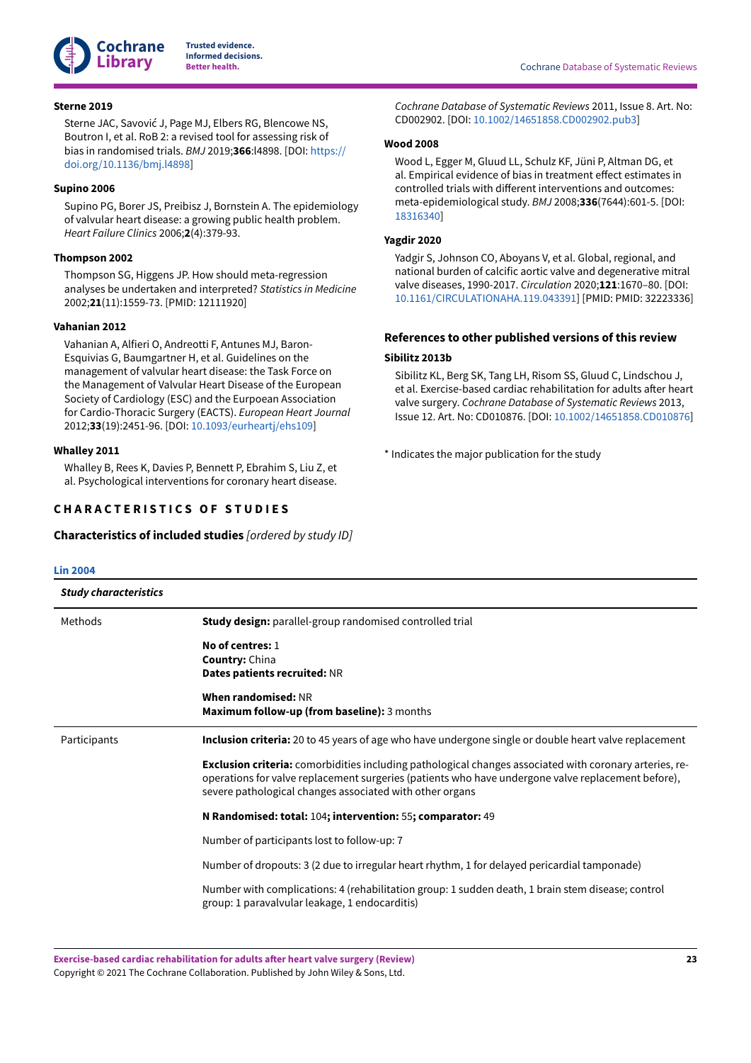**Sterne 2019**

Sterne JAC, Savović J, Page MJ, Elbers RG, Blencowe NS, Boutron I, et al. RoB 2: a revised tool for assessing risk of bias in randomised trials. *BMJ* 2019;**366**:l4898. [DOI: https://doi.org/10.1136/bmj.l4898]

**Supino 2006**

Supino PG, Borer JS, Preibisz J, Bornstein A. The epidemiology of valvular heart disease: a growing public health problem. *Heart Failure Clinics* 2006;**2**(4):379-93.

**Thompson 2002**

Thompson SG, Higgens JP. How should meta-regression analyses be undertaken and interpreted? *Statistics in Medicine* 2002;**21**(11):1559-73. [PMID: 12111920]

**Vahanian 2012**

Vahanian A, Alfieri O, Andreotti F, Antunes MJ, Baron-Esquivias G, Baumgartner H, et al. Guidelines on the management of valvular heart disease: the Task Force on the Management of Valvular Heart Disease of the European Society of Cardiology (ESC) and the European Association for Cardio-Thoracic Surgery (EACTS). *European Heart Journal* 2012;**33**(19):2451-96. [DOI: 10.1093/eurheartj/ehs109]

**Whalley 2011**

Whalley B, Rees K, Davies P, Bennett P, Ebrahim S, Liu Z, et al. Psychological interventions for coronary heart disease. *Cochrane Database of Systematic Reviews* 2011, Issue 8. Art. No: CD002902. [DOI: 10.1002/14651858.CD002902.pub3]

**Wood 2008**

Wood L, Egger M, Gluud LL, Schulz KF, Jüni P, Altman DG, et al. Empirical evidence of bias in treatment effect estimates in controlled trials with different interventions and outcomes: meta-epidemiological study. *BMJ* 2008;**336**(7644):601-5. [DOI: 18316340]

**Yagdir 2020**

Yadgir S, Johnson CO, Aboyans V, et al. Global, regional, and national burden of calcific aortic valve and degenerative mitral valve diseases, 1990-2017. *Circulation* 2020;**121**:1670–80. [DOI: 10.1161/CIRCULATIONAHA.119.043391] [PMID: PMID: 32223336]

## References to other published versions of this review

**Sibilitz 2013b**

Sibilitz KL, Berg SK, Tang LH, Risom SS, Gluud C, Lindschou J, et al. Exercise-based cardiac rehabilitation for adults after heart valve surgery. *Cochrane Database of Systematic Reviews* 2013, Issue 12. Art. No: CD010876. [DOI: 10.1002/14651858.CD010876]

* Indicates the major publication for the study

# CHARACTERISTICS OF STUDIES

## Characteristics of included studies *[ordered by study ID]*

**Lin 2004**

| *Study characteristics* | |
|---|---|
| Methods | **Study design:** parallel-group randomised controlled trial<br><br>**No of centres:** 1<br>**Country:** China<br>**Dates patients recruited:** NR<br><br>**When randomised:** NR<br>**Maximum follow-up (from baseline):** 3 months |
| Participants | **Inclusion criteria:** 20 to 45 years of age who have undergone single or double heart valve replacement<br><br>**Exclusion criteria:** comorbidities including pathological changes associated with coronary arteries, re-operations for valve replacement surgeries (patients who have undergone valve replacement before), severe pathological changes associated with other organs<br><br>**N Randomised: total:** 104**; intervention:** 55**; comparator:** 49<br><br>Number of participants lost to follow-up: 7<br><br>Number of dropouts: 3 (2 due to irregular heart rhythm, 1 for delayed pericardial tamponade)<br><br>Number with complications: 4 (rehabilitation group: 1 sudden death, 1 brain stem disease; control group: 1 paravalvular leakage, 1 endocarditis) |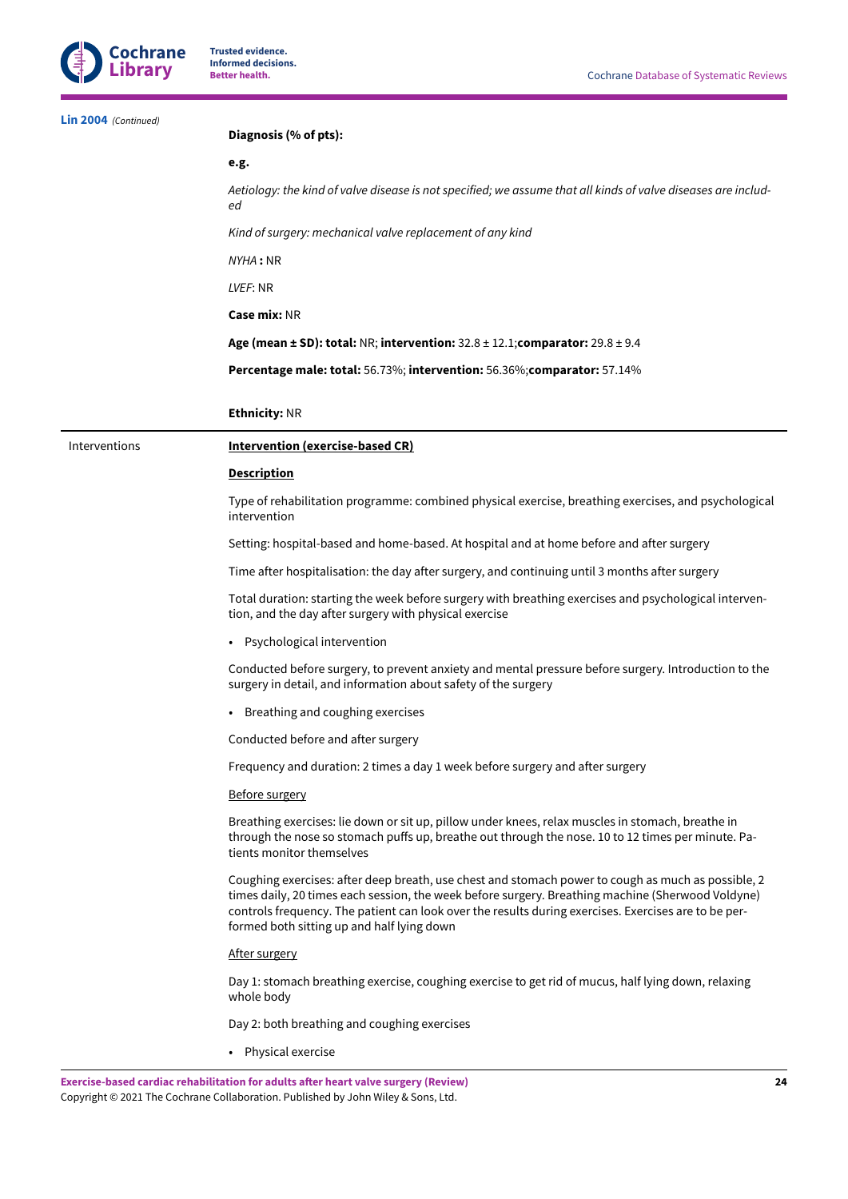**Lin 2004** *(Continued)*

| | |
|---|---|
| | **Diagnosis (% of pts):** |
| | **e.g.** |
| | *Aetiology: the kind of valve disease is not specified; we assume that all kinds of valve diseases are included* |
| | *Kind of surgery: mechanical valve replacement of any kind* |
| | *NYHA* **:** NR |
| | *LVEF*: NR |
| | **Case mix:** NR |
| | **Age (mean ± SD): total:** NR; **intervention:** 32.8 ± 12.1;**comparator:** 29.8 ± 9.4 |
| | **Percentage male: total:** 56.73%; **intervention:** 56.36%;**comparator:** 57.14% |
| | **Ethnicity:** NR |
| Interventions | **Intervention (exercise-based CR)**<br><br>**Description**<br><br>Type of rehabilitation programme: combined physical exercise, breathing exercises, and psychological intervention<br><br>Setting: hospital-based and home-based. At hospital and at home before and after surgery<br><br>Time after hospitalisation: the day after surgery, and continuing until 3 months after surgery<br><br>Total duration: starting the week before surgery with breathing exercises and psychological intervention, and the day after surgery with physical exercise<br><br>• Psychological intervention<br><br>Conducted before surgery, to prevent anxiety and mental pressure before surgery. Introduction to the surgery in detail, and information about safety of the surgery<br><br>• Breathing and coughing exercises<br><br>Conducted before and after surgery<br><br>Frequency and duration: 2 times a day 1 week before surgery and after surgery<br><br>Before surgery<br><br>Breathing exercises: lie down or sit up, pillow under knees, relax muscles in stomach, breathe in through the nose so stomach puffs up, breathe out through the nose. 10 to 12 times per minute. Patients monitor themselves<br><br>Coughing exercises: after deep breath, use chest and stomach power to cough as much as possible, 2 times daily, 20 times each session, the week before surgery. Breathing machine (Sherwood Voldyne) controls frequency. The patient can look over the results during exercises. Exercises are to be performed both sitting up and half lying down<br><br>After surgery<br><br>Day 1: stomach breathing exercise, coughing exercise to get rid of mucus, half lying down, relaxing whole body<br><br>Day 2: both breathing and coughing exercises<br><br>• Physical exercise |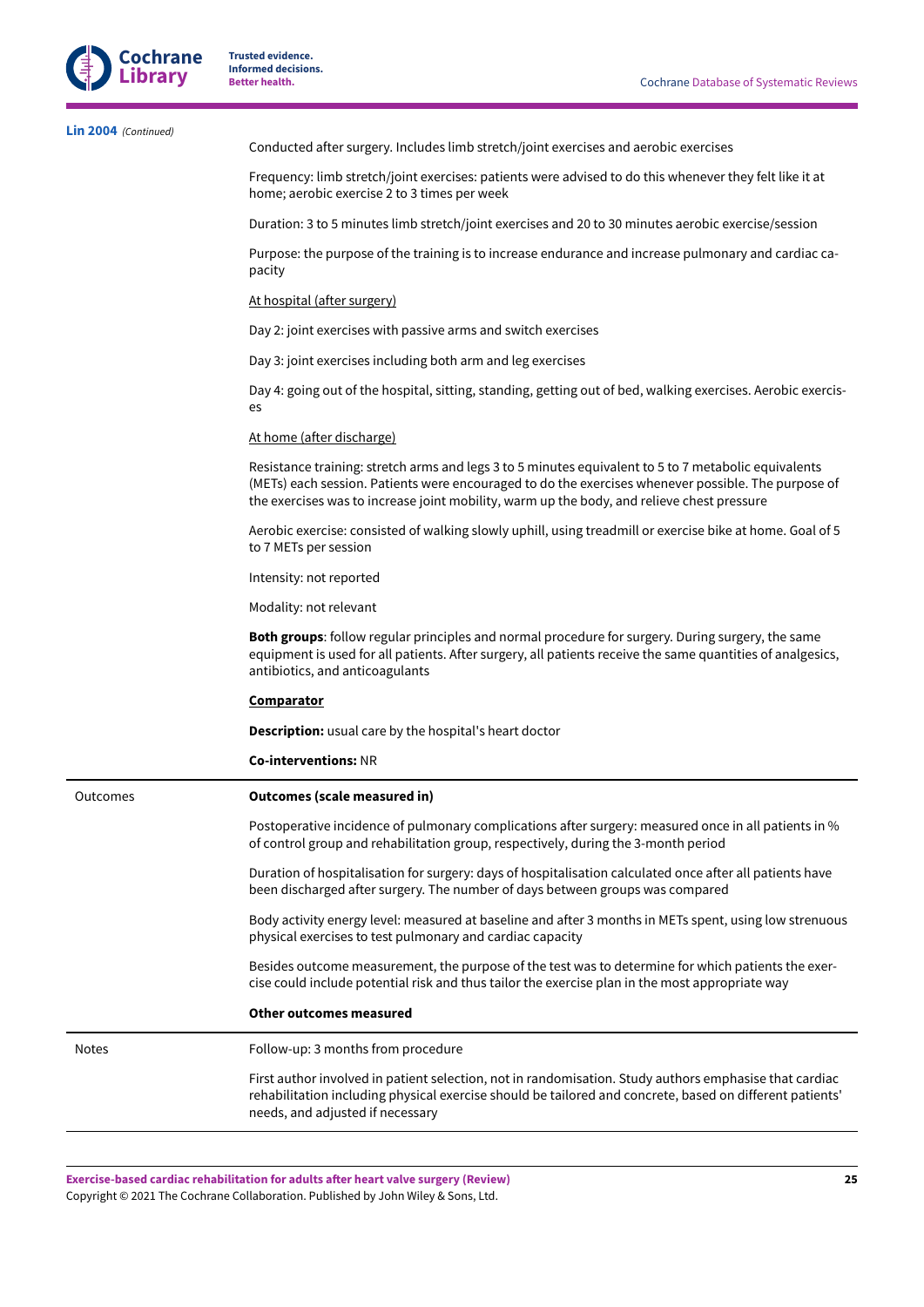**Lin 2004** *(Continued)*

| | |
|---|---|
| | Conducted after surgery. Includes limb stretch/joint exercises and aerobic exercises<br><br>Frequency: limb stretch/joint exercises: patients were advised to do this whenever they felt like it at home; aerobic exercise 2 to 3 times per week<br><br>Duration: 3 to 5 minutes limb stretch/joint exercises and 20 to 30 minutes aerobic exercise/session<br><br>Purpose: the purpose of the training is to increase endurance and increase pulmonary and cardiac capacity<br><br><u>At hospital (after surgery)</u><br><br>Day 2: joint exercises with passive arms and switch exercises<br><br>Day 3: joint exercises including both arm and leg exercises<br><br>Day 4: going out of the hospital, sitting, standing, getting out of bed, walking exercises. Aerobic exercises<br><br><u>At home (after discharge)</u><br><br>Resistance training: stretch arms and legs 3 to 5 minutes equivalent to 5 to 7 metabolic equivalents (METs) each session. Patients were encouraged to do the exercises whenever possible. The purpose of the exercises was to increase joint mobility, warm up the body, and relieve chest pressure<br><br>Aerobic exercise: consisted of walking slowly uphill, using treadmill or exercise bike at home. Goal of 5 to 7 METs per session<br><br>Intensity: not reported<br><br>Modality: not relevant<br><br>**Both groups**: follow regular principles and normal procedure for surgery. During surgery, the same equipment is used for all patients. After surgery, all patients receive the same quantities of analgesics, antibiotics, and anticoagulants<br><br>**<u>Comparator</u>**<br><br>**Description:** usual care by the hospital's heart doctor<br><br>**Co-interventions:** NR |
| Outcomes | **Outcomes (scale measured in)**<br><br>Postoperative incidence of pulmonary complications after surgery: measured once in all patients in % of control group and rehabilitation group, respectively, during the 3-month period<br><br>Duration of hospitalisation for surgery: days of hospitalisation calculated once after all patients have been discharged after surgery. The number of days between groups was compared<br><br>Body activity energy level: measured at baseline and after 3 months in METs spent, using low strenuous physical exercises to test pulmonary and cardiac capacity<br><br>Besides outcome measurement, the purpose of the test was to determine for which patients the exercise could include potential risk and thus tailor the exercise plan in the most appropriate way<br><br>**Other outcomes measured** |
| Notes | Follow-up: 3 months from procedure<br><br>First author involved in patient selection, not in randomisation. Study authors emphasise that cardiac rehabilitation including physical exercise should be tailored and concrete, based on different patients' needs, and adjusted if necessary |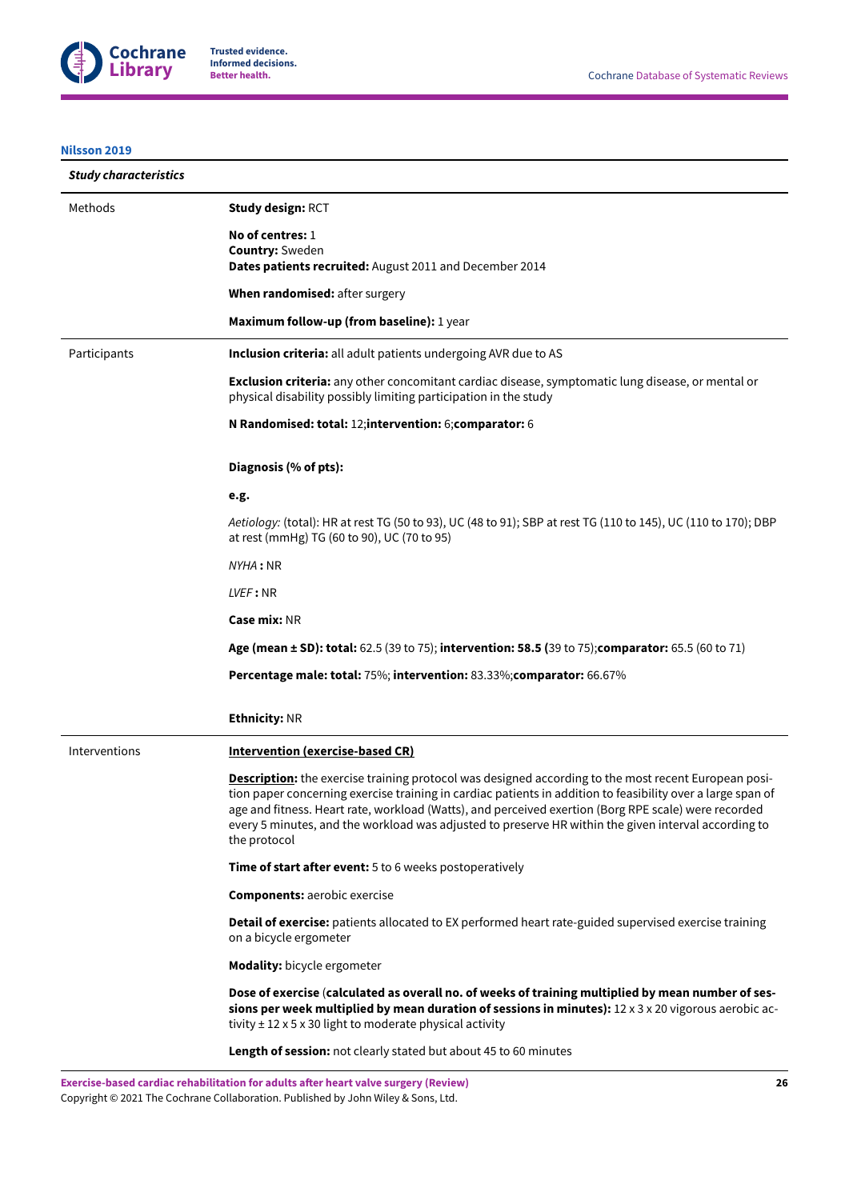**Nilsson 2019**

| *Study characteristics* | |
|---|---|
| Methods | **Study design:** RCT<br><br>**No of centres:** 1<br>**Country:** Sweden<br>**Dates patients recruited:** August 2011 and December 2014<br><br>**When randomised:** after surgery<br><br>**Maximum follow-up (from baseline):** 1 year |
| Participants | **Inclusion criteria:** all adult patients undergoing AVR due to AS<br><br>**Exclusion criteria:** any other concomitant cardiac disease, symptomatic lung disease, or mental or physical disability possibly limiting participation in the study<br><br>**N Randomised: total:** 12;**intervention:** 6;**comparator:** 6<br><br>**Diagnosis (% of pts):**<br><br>**e.g.**<br><br>*Aetiology:* (total): HR at rest TG (50 to 93), UC (48 to 91); SBP at rest TG (110 to 145), UC (110 to 170); DBP at rest (mmHg) TG (60 to 90), UC (70 to 95)<br><br>*NYHA* **:** NR<br><br>*LVEF* **:** NR<br><br>**Case mix:** NR<br><br>**Age (mean ± SD): total:** 62.5 (39 to 75); **intervention: 58.5** (39 to 75);**comparator:** 65.5 (60 to 71)<br><br>**Percentage male: total:** 75%; **intervention:** 83.33%;**comparator:** 66.67%<br><br>**Ethnicity:** NR |
| Interventions | **Intervention (exercise-based CR)**<br><br>**Description:** the exercise training protocol was designed according to the most recent European position paper concerning exercise training in cardiac patients in addition to feasibility over a large span of age and fitness. Heart rate, workload (Watts), and perceived exertion (Borg RPE scale) were recorded every 5 minutes, and the workload was adjusted to preserve HR within the given interval according to the protocol<br><br>**Time of start after event:** 5 to 6 weeks postoperatively<br><br>**Components:** aerobic exercise<br><br>**Detail of exercise:** patients allocated to EX performed heart rate-guided supervised exercise training on a bicycle ergometer<br><br>**Modality:** bicycle ergometer<br><br>**Dose of exercise** (**calculated as overall no. of weeks of training multiplied by mean number of sessions per week multiplied by mean duration of sessions in minutes):** 12 x 3 x 20 vigorous aerobic activity ± 12 x 5 x 30 light to moderate physical activity<br><br>**Length of session:** not clearly stated but about 45 to 60 minutes |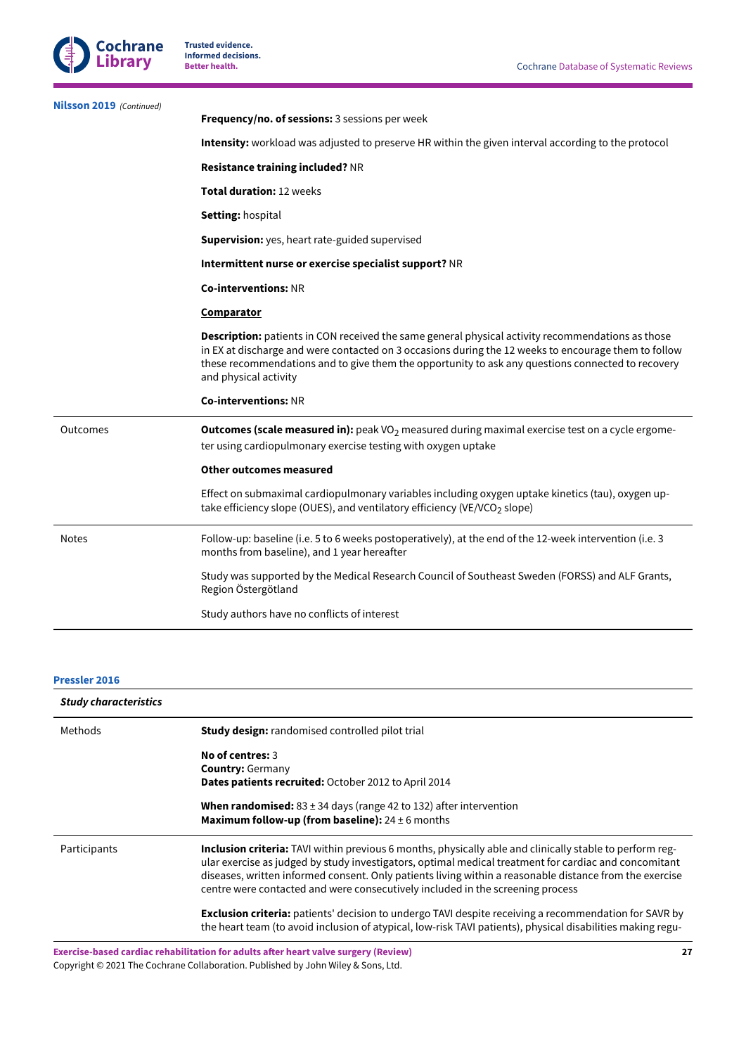**Nilsson 2019** *(Continued)*

| | |
|---|---|
| | **Frequency/no. of sessions:** 3 sessions per week |
| | **Intensity:** workload was adjusted to preserve HR within the given interval according to the protocol |
| | **Resistance training included?** NR |
| | **Total duration:** 12 weeks |
| | **Setting:** hospital |
| | **Supervision:** yes, heart rate-guided supervised |
| | **Intermittent nurse or exercise specialist support?** NR |
| | **Co-interventions:** NR |
| | **Comparator** |
| | **Description:** patients in CON received the same general physical activity recommendations as those in EX at discharge and were contacted on 3 occasions during the 12 weeks to encourage them to follow these recommendations and to give them the opportunity to ask any questions connected to recovery and physical activity |
| | **Co-interventions:** NR |
| Outcomes | **Outcomes (scale measured in):** peak $VO_2$ measured during maximal exercise test on a cycle ergometer using cardiopulmonary exercise testing with oxygen uptake |
| | **Other outcomes measured** |
| | Effect on submaximal cardiopulmonary variables including oxygen uptake kinetics (tau), oxygen uptake efficiency slope (OUES), and ventilatory efficiency ($VE/VCO_2$ slope) |
| Notes | Follow-up: baseline (i.e. 5 to 6 weeks postoperatively), at the end of the 12-week intervention (i.e. 3 months from baseline), and 1 year hereafter |
| | Study was supported by the Medical Research Council of Southeast Sweden (FORSS) and ALF Grants, Region Östergötland |
| | Study authors have no conflicts of interest |

**Pressler 2016**

| *Study characteristics* | |
|---|---|
| Methods | **Study design:** randomised controlled pilot trial |
| | **No of centres:** 3<br>**Country:** Germany<br>**Dates patients recruited:** October 2012 to April 2014 |
| | **When randomised:** 83 ± 34 days (range 42 to 132) after intervention<br>**Maximum follow-up (from baseline):** 24 ± 6 months |
| Participants | **Inclusion criteria:** TAVI within previous 6 months, physically able and clinically stable to perform regular exercise as judged by study investigators, optimal medical treatment for cardiac and concomitant diseases, written informed consent. Only patients living within a reasonable distance from the exercise centre were contacted and were consecutively included in the screening process |
| | **Exclusion criteria:** patients' decision to undergo TAVI despite receiving a recommendation for SAVR by the heart team (to avoid inclusion of atypical, low-risk TAVI patients), physical disabilities making regu- |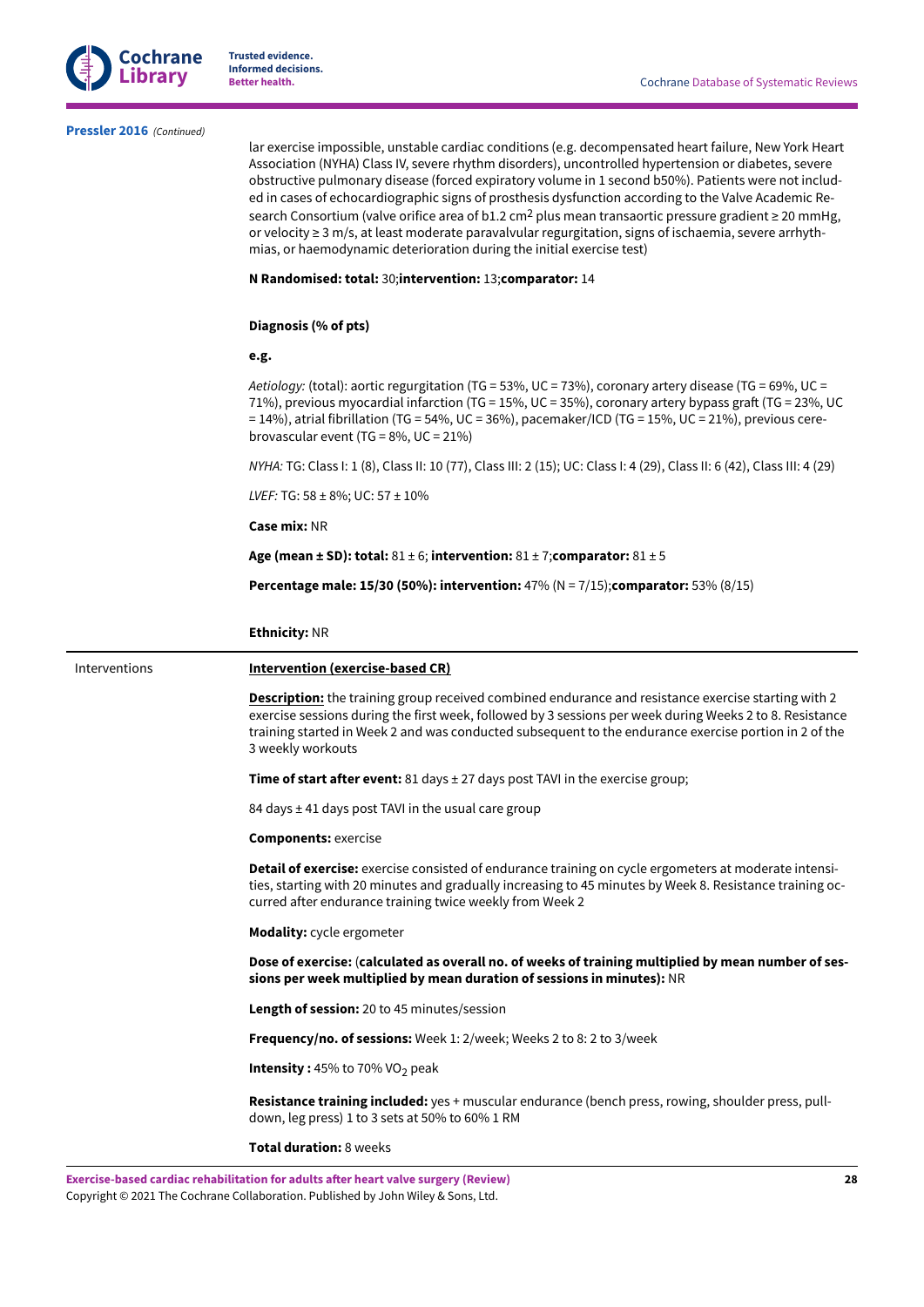**Pressler 2016** *(Continued)*

| | |
|---|---|
| | lar exercise impossible, unstable cardiac conditions (e.g. decompensated heart failure, New York Heart Association (NYHA) Class IV, severe rhythm disorders), uncontrolled hypertension or diabetes, severe obstructive pulmonary disease (forced expiratory volume in 1 second b50%). Patients were not included in cases of echocardiographic signs of prosthesis dysfunction according to the Valve Academic Research Consortium (valve orifice area of b1.2 $cm^2$ plus mean transaortic pressure gradient ≥ 20 mmHg, or velocity ≥ 3 m/s, at least moderate paravalvular regurgitation, signs of ischaemia, severe arrhythmias, or haemodynamic deterioration during the initial exercise test)<br><br>**N Randomised: total:** 30;**intervention:** 13;**comparator:** 14<br><br>**Diagnosis (% of pts)**<br><br>**e.g.**<br><br>*Aetiology:* (total): aortic regurgitation (TG = 53%, UC = 73%), coronary artery disease (TG = 69%, UC = 71%), previous myocardial infarction (TG = 15%, UC = 35%), coronary artery bypass graft (TG = 23%, UC = 14%), atrial fibrillation (TG = 54%, UC = 36%), pacemaker/ICD (TG = 15%, UC = 21%), previous cerebrovascular event (TG = 8%, UC = 21%)<br><br>*NYHA:* TG: Class I: 1 (8), Class II: 10 (77), Class III: 2 (15); UC: Class I: 4 (29), Class II: 6 (42), Class III: 4 (29)<br><br>*LVEF:* TG: 58 ± 8%; UC: 57 ± 10%<br><br>**Case mix:** NR<br><br>**Age (mean ± SD): total:** 81 ± 6; **intervention:** 81 ± 7;**comparator:** 81 ± 5<br><br>**Percentage male: 15/30 (50%): intervention:** 47% (N = 7/15);**comparator:** 53% (8/15)<br><br>**Ethnicity:** NR |
| Interventions | **Intervention (exercise-based CR)**<br><br>**Description:** the training group received combined endurance and resistance exercise starting with 2 exercise sessions during the first week, followed by 3 sessions per week during Weeks 2 to 8. Resistance training started in Week 2 and was conducted subsequent to the endurance exercise portion in 2 of the 3 weekly workouts<br><br>**Time of start after event:** 81 days ± 27 days post TAVI in the exercise group;<br><br>84 days ± 41 days post TAVI in the usual care group<br><br>**Components:** exercise<br><br>**Detail of exercise:** exercise consisted of endurance training on cycle ergometers at moderate intensities, starting with 20 minutes and gradually increasing to 45 minutes by Week 8. Resistance training occurred after endurance training twice weekly from Week 2<br><br>**Modality:** cycle ergometer<br><br>**Dose of exercise:** (**calculated as overall no. of weeks of training multiplied by mean number of sessions per week multiplied by mean duration of sessions in minutes):** NR<br><br>**Length of session:** 20 to 45 minutes/session<br><br>**Frequency/no. of sessions:** Week 1: 2/week; Weeks 2 to 8: 2 to 3/week<br><br>**Intensity :** 45% to 70% $VO_2$ peak<br><br>**Resistance training included:** yes + muscular endurance (bench press, rowing, shoulder press, pull-down, leg press) 1 to 3 sets at 50% to 60% 1 RM<br><br>**Total duration:** 8 weeks |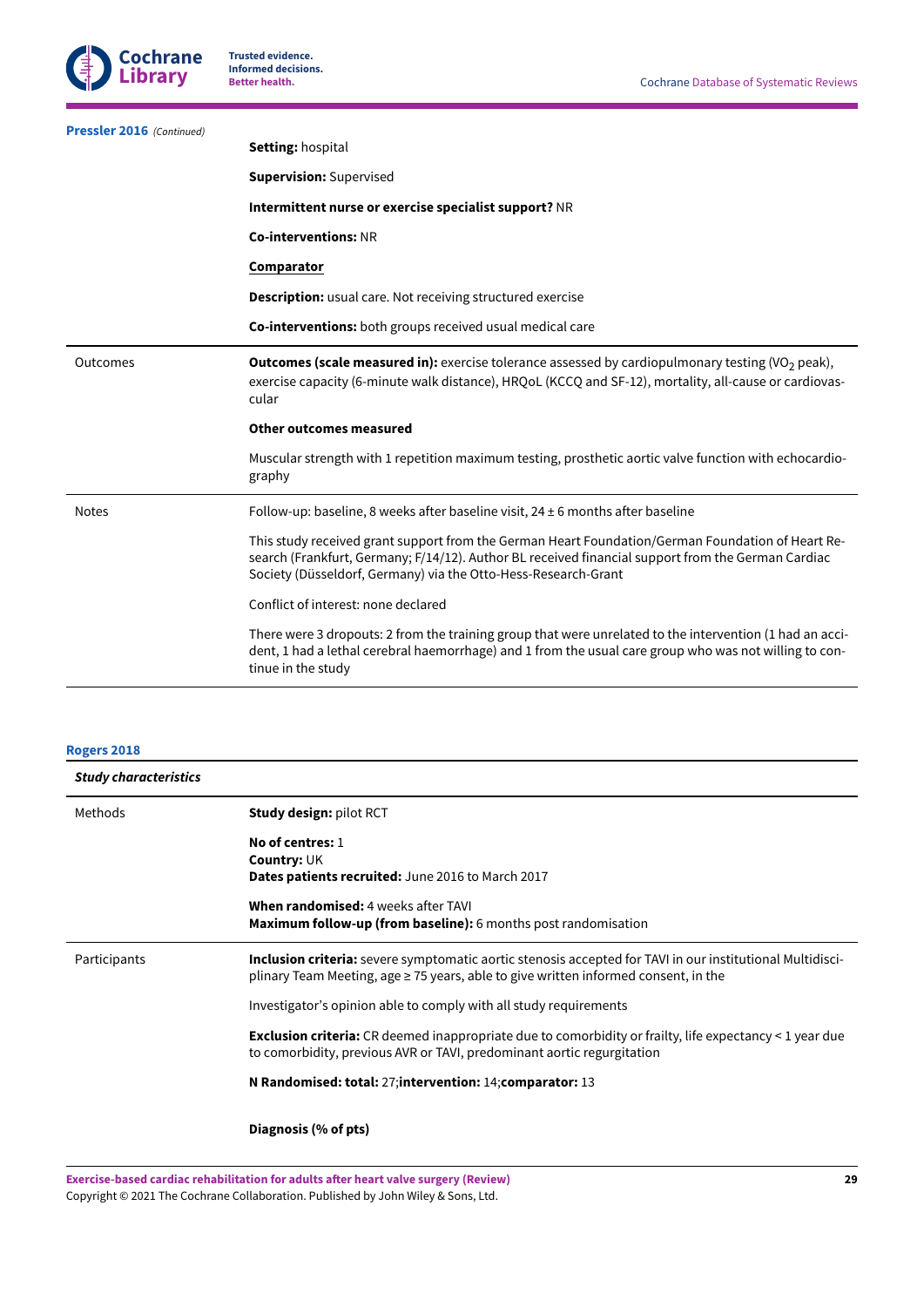**Pressler 2016** *(Continued)*

| | |
|---|---|
| | **Setting:** hospital |
| | **Supervision:** Supervised |
| | **Intermittent nurse or exercise specialist support?** NR |
| | **Co-interventions:** NR |
| | **Comparator** |
| | **Description:** usual care. Not receiving structured exercise |
| | **Co-interventions:** both groups received usual medical care |
| Outcomes | **Outcomes (scale measured in):** exercise tolerance assessed by cardiopulmonary testing ($VO_2$ peak), exercise capacity (6-minute walk distance), HRQoL (KCCQ and SF-12), mortality, all-cause or cardiovascular |
| | **Other outcomes measured** |
| | Muscular strength with 1 repetition maximum testing, prosthetic aortic valve function with echocardiography |
| Notes | Follow-up: baseline, 8 weeks after baseline visit, 24 ± 6 months after baseline |
| | This study received grant support from the German Heart Foundation/German Foundation of Heart Research (Frankfurt, Germany; F/14/12). Author BL received financial support from the German Cardiac Society (Düsseldorf, Germany) via the Otto-Hess-Research-Grant |
| | Conflict of interest: none declared |
| | There were 3 dropouts: 2 from the training group that were unrelated to the intervention (1 had an accident, 1 had a lethal cerebral haemorrhage) and 1 from the usual care group who was not willing to continue in the study |

**Rogers 2018**

| *Study characteristics* | |
|---|---|
| Methods | **Study design:** pilot RCT |
| | **No of centres:** 1<br>**Country:** UK<br>**Dates patients recruited:** June 2016 to March 2017 |
| | **When randomised:** 4 weeks after TAVI<br>**Maximum follow-up (from baseline):** 6 months post randomisation |
| Participants | **Inclusion criteria:** severe symptomatic aortic stenosis accepted for TAVI in our institutional Multidisciplinary Team Meeting, age ≥ 75 years, able to give written informed consent, in the |
| | Investigator's opinion able to comply with all study requirements |
| | **Exclusion criteria:** CR deemed inappropriate due to comorbidity or frailty, life expectancy < 1 year due to comorbidity, previous AVR or TAVI, predominant aortic regurgitation |
| | **N Randomised: total:** 27;**intervention:** 14;**comparator:** 13 |
| | **Diagnosis (% of pts)** |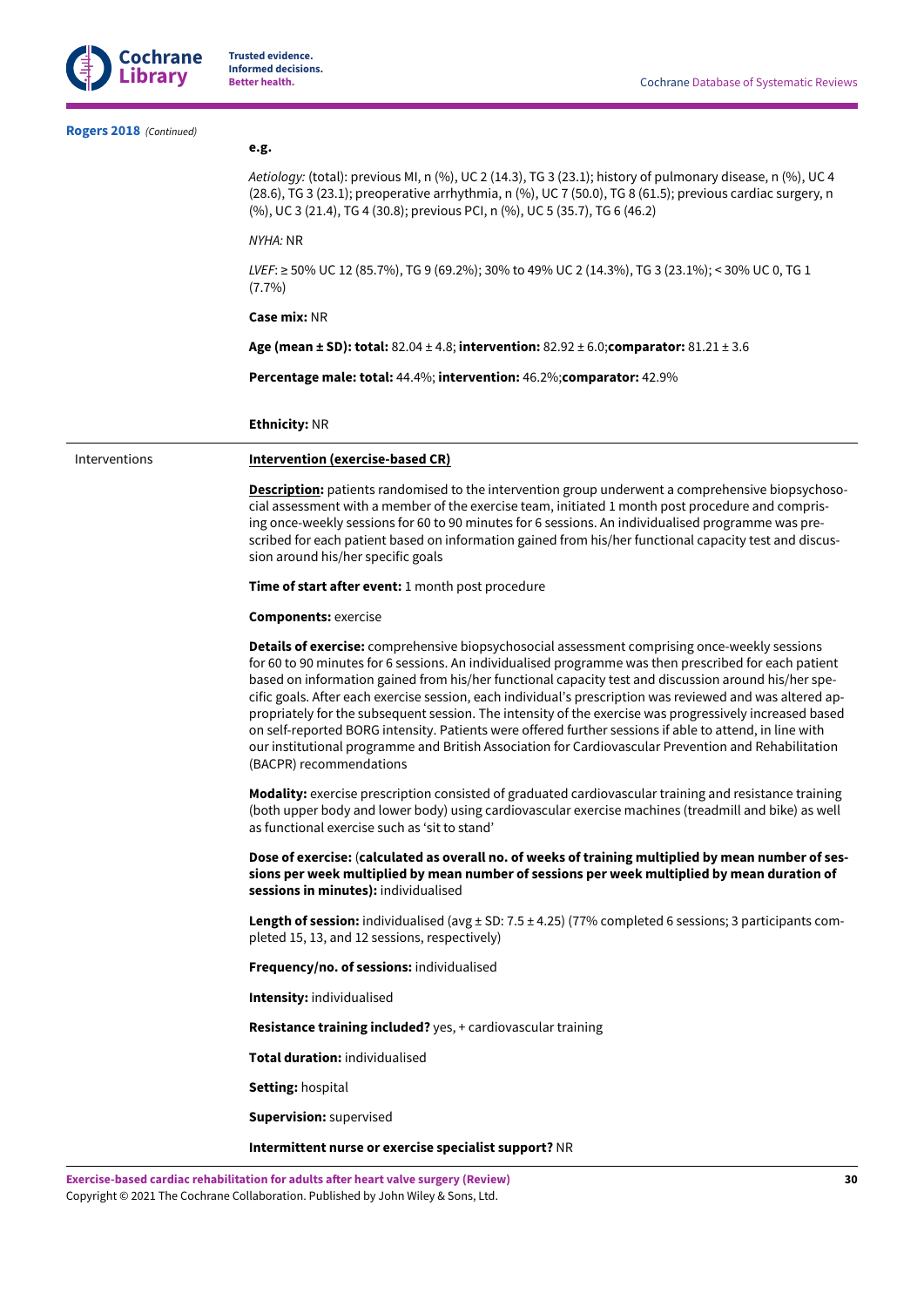**Rogers 2018** *(Continued)*

| | |
|---|---|
| | **e.g.** |
| | *Aetiology:* (total): previous MI, n (%), UC 2 (14.3), TG 3 (23.1); history of pulmonary disease, n (%), UC 4 (28.6), TG 3 (23.1); preoperative arrhythmia, n (%), UC 7 (50.0), TG 8 (61.5); previous cardiac surgery, n (%), UC 3 (21.4), TG 4 (30.8); previous PCI, n (%), UC 5 (35.7), TG 6 (46.2) |
| | *NYHA:* NR |
| | *LVEF*: ≥ 50% UC 12 (85.7%), TG 9 (69.2%); 30% to 49% UC 2 (14.3%), TG 3 (23.1%); < 30% UC 0, TG 1 (7.7%) |
| | **Case mix:** NR |
| | **Age (mean ± SD): total:** 82.04 ± 4.8; **intervention:** 82.92 ± 6.0;**comparator:** 81.21 ± 3.6 |
| | **Percentage male: total:** 44.4%; **intervention:** 46.2%;**comparator:** 42.9% |
| | **Ethnicity:** NR |
| Interventions | **Intervention (exercise-based CR)** |
| | **Description:** patients randomised to the intervention group underwent a comprehensive biopsychosocial assessment with a member of the exercise team, initiated 1 month post procedure and comprising once-weekly sessions for 60 to 90 minutes for 6 sessions. An individualised programme was prescribed for each patient based on information gained from his/her functional capacity test and discussion around his/her specific goals |
| | **Time of start after event:** 1 month post procedure |
| | **Components:** exercise |
| | **Details of exercise:** comprehensive biopsychosocial assessment comprising once-weekly sessions for 60 to 90 minutes for 6 sessions. An individualised programme was then prescribed for each patient based on information gained from his/her functional capacity test and discussion around his/her specific goals. After each exercise session, each individual's prescription was reviewed and was altered appropriately for the subsequent session. The intensity of the exercise was progressively increased based on self-reported BORG intensity. Patients were offered further sessions if able to attend, in line with our institutional programme and British Association for Cardiovascular Prevention and Rehabilitation (BACPR) recommendations |
| | **Modality:** exercise prescription consisted of graduated cardiovascular training and resistance training (both upper body and lower body) using cardiovascular exercise machines (treadmill and bike) as well as functional exercise such as 'sit to stand' |
| | **Dose of exercise:** (**calculated as overall no. of weeks of training multiplied by mean number of sessions per week multiplied by mean number of sessions per week multiplied by mean duration of sessions in minutes):** individualised |
| | **Length of session:** individualised (avg ± SD: 7.5 ± 4.25) (77% completed 6 sessions; 3 participants completed 15, 13, and 12 sessions, respectively) |
| | **Frequency/no. of sessions:** individualised |
| | **Intensity:** individualised |
| | **Resistance training included?** yes, + cardiovascular training |
| | **Total duration:** individualised |
| | **Setting:** hospital |
| | **Supervision:** supervised |
| | **Intermittent nurse or exercise specialist support?** NR |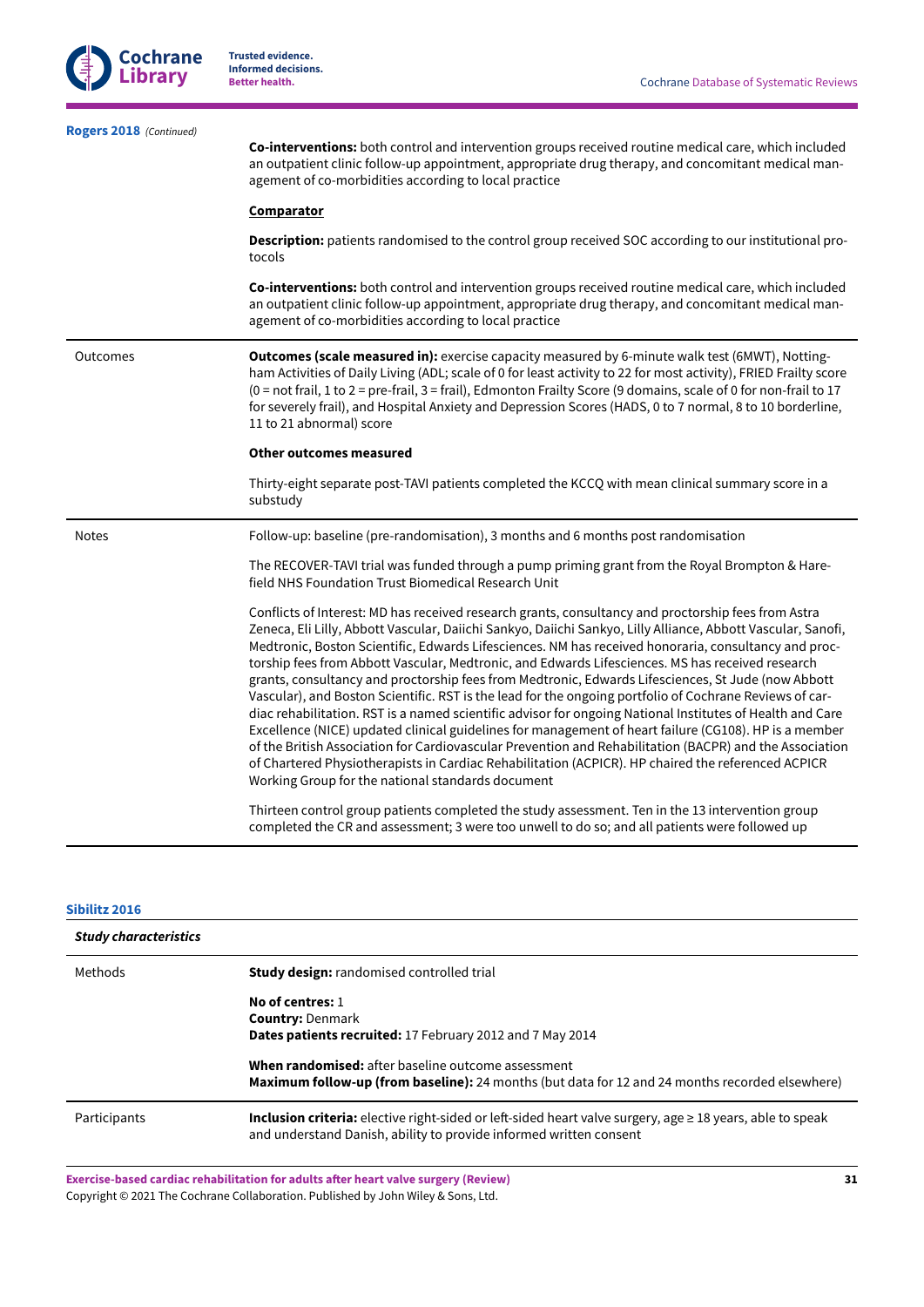**Rogers 2018** *(Continued)*

| | |
|---|---|
| | **Co-interventions:** both control and intervention groups received routine medical care, which included an outpatient clinic follow-up appointment, appropriate drug therapy, and concomitant medical management of co-morbidities according to local practice<br><br>**Comparator**<br><br>**Description:** patients randomised to the control group received SOC according to our institutional protocols<br><br>**Co-interventions:** both control and intervention groups received routine medical care, which included an outpatient clinic follow-up appointment, appropriate drug therapy, and concomitant medical management of co-morbidities according to local practice |
| Outcomes | **Outcomes (scale measured in):** exercise capacity measured by 6-minute walk test (6MWT), Nottingham Activities of Daily Living (ADL; scale of 0 for least activity to 22 for most activity), FRIED Frailty score (0 = not frail, 1 to 2 = pre-frail, 3 = frail), Edmonton Frailty Score (9 domains, scale of 0 for non-frail to 17 for severely frail), and Hospital Anxiety and Depression Scores (HADS, 0 to 7 normal, 8 to 10 borderline, 11 to 21 abnormal) score<br><br>**Other outcomes measured**<br><br>Thirty-eight separate post-TAVI patients completed the KCCQ with mean clinical summary score in a substudy |
| Notes | Follow-up: baseline (pre-randomisation), 3 months and 6 months post randomisation<br><br>The RECOVER-TAVI trial was funded through a pump priming grant from the Royal Brompton & Harefield NHS Foundation Trust Biomedical Research Unit<br><br>Conflicts of Interest: MD has received research grants, consultancy and proctorship fees from Astra Zeneca, Eli Lilly, Abbott Vascular, Daiichi Sankyo, Daiichi Sankyo, Lilly Alliance, Abbott Vascular, Sanofi, Medtronic, Boston Scientific, Edwards Lifesciences. NM has received honoraria, consultancy and proctorship fees from Abbott Vascular, Medtronic, and Edwards Lifesciences. MS has received research grants, consultancy and proctorship fees from Medtronic, Edwards Lifesciences, St Jude (now Abbott Vascular), and Boston Scientific. RST is the lead for the ongoing portfolio of Cochrane Reviews of cardiac rehabilitation. RST is a named scientific advisor for ongoing National Institutes of Health and Care Excellence (NICE) updated clinical guidelines for management of heart failure (CG108). HP is a member of the British Association for Cardiovascular Prevention and Rehabilitation (BACPR) and the Association of Chartered Physiotherapists in Cardiac Rehabilitation (ACPICR). HP chaired the referenced ACPICR Working Group for the national standards document<br><br>Thirteen control group patients completed the study assessment. Ten in the 13 intervention group completed the CR and assessment; 3 were too unwell to do so; and all patients were followed up |

**Sibilitz 2016**

| *Study characteristics* | |
|---|---|
| Methods | **Study design:** randomised controlled trial<br><br>**No of centres:** 1<br>**Country:** Denmark<br>**Dates patients recruited:** 17 February 2012 and 7 May 2014<br><br>**When randomised:** after baseline outcome assessment<br>**Maximum follow-up (from baseline):** 24 months (but data for 12 and 24 months recorded elsewhere) |
| Participants | **Inclusion criteria:** elective right-sided or left-sided heart valve surgery, age ≥ 18 years, able to speak and understand Danish, ability to provide informed written consent |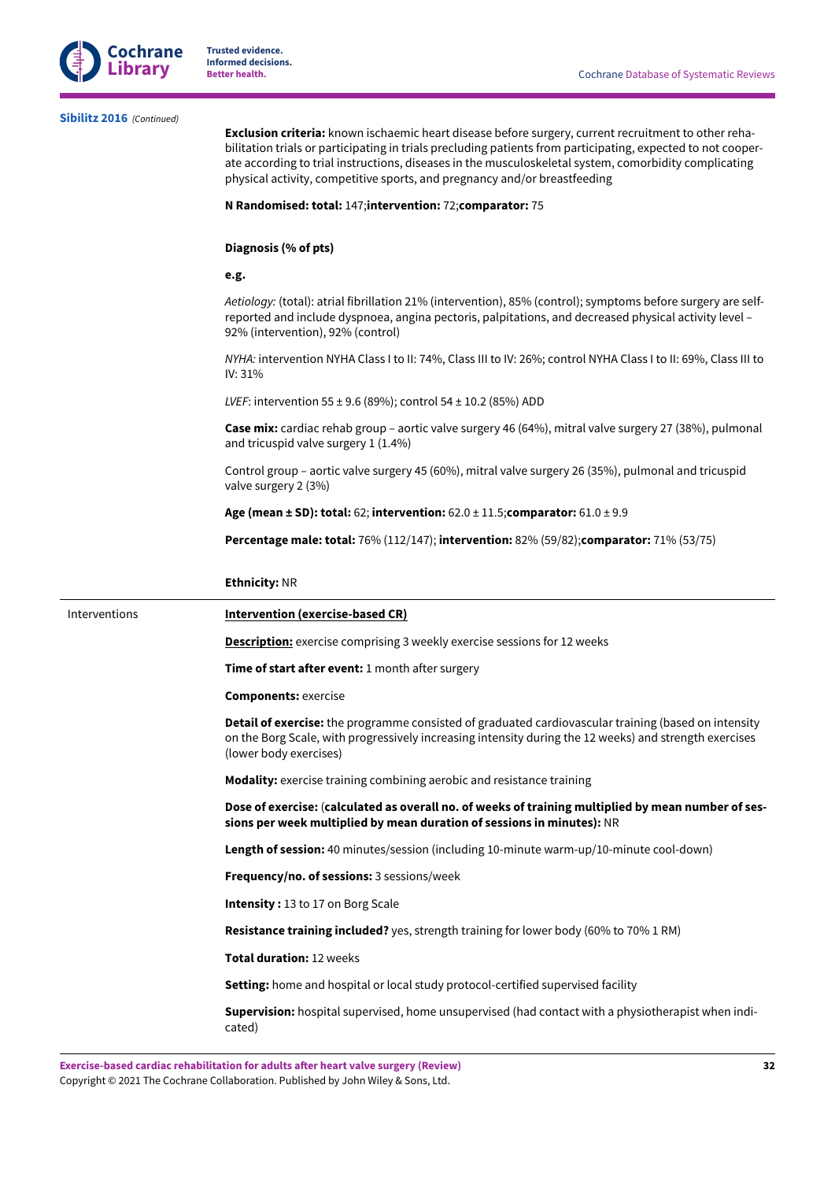**Sibilitz 2016** *(Continued)*

| | |
|---|---|
| | **Exclusion criteria:** known ischaemic heart disease before surgery, current recruitment to other rehabilitation trials or participating in trials precluding patients from participating, expected to not cooperate according to trial instructions, diseases in the musculoskeletal system, comorbidity complicating physical activity, competitive sports, and pregnancy and/or breastfeeding<br><br>**N Randomised: total:** 147;**intervention:** 72;**comparator:** 75<br><br>**Diagnosis (% of pts)**<br><br>**e.g.**<br><br>*Aetiology:* (total): atrial fibrillation 21% (intervention), 85% (control); symptoms before surgery are self-reported and include dyspnoea, angina pectoris, palpitations, and decreased physical activity level – 92% (intervention), 92% (control)<br><br>*NYHA:* intervention NYHA Class I to II: 74%, Class III to IV: 26%; control NYHA Class I to II: 69%, Class III to IV: 31%<br><br>*LVEF*: intervention 55 ± 9.6 (89%); control 54 ± 10.2 (85%) ADD<br><br>**Case mix:** cardiac rehab group – aortic valve surgery 46 (64%), mitral valve surgery 27 (38%), pulmonal and tricuspid valve surgery 1 (1.4%)<br><br>Control group – aortic valve surgery 45 (60%), mitral valve surgery 26 (35%), pulmonal and tricuspid valve surgery 2 (3%)<br><br>**Age (mean ± SD): total:** 62; **intervention:** 62.0 ± 11.5;**comparator:** 61.0 ± 9.9<br><br>**Percentage male: total:** 76% (112/147); **intervention:** 82% (59/82);**comparator:** 71% (53/75)<br><br>**Ethnicity:** NR |
| Interventions | **Intervention (exercise-based CR)**<br><br>**Description:** exercise comprising 3 weekly exercise sessions for 12 weeks<br><br>**Time of start after event:** 1 month after surgery<br><br>**Components:** exercise<br><br>**Detail of exercise:** the programme consisted of graduated cardiovascular training (based on intensity on the Borg Scale, with progressively increasing intensity during the 12 weeks) and strength exercises (lower body exercises)<br><br>**Modality:** exercise training combining aerobic and resistance training<br><br>**Dose of exercise:** (**calculated as overall no. of weeks of training multiplied by mean number of sessions per week multiplied by mean duration of sessions in minutes):** NR<br><br>**Length of session:** 40 minutes/session (including 10-minute warm-up/10-minute cool-down)<br><br>**Frequency/no. of sessions:** 3 sessions/week<br><br>**Intensity :** 13 to 17 on Borg Scale<br><br>**Resistance training included?** yes, strength training for lower body (60% to 70% 1 RM)<br><br>**Total duration:** 12 weeks<br><br>**Setting:** home and hospital or local study protocol-certified supervised facility<br><br>**Supervision:** hospital supervised, home unsupervised (had contact with a physiotherapist when indicated) |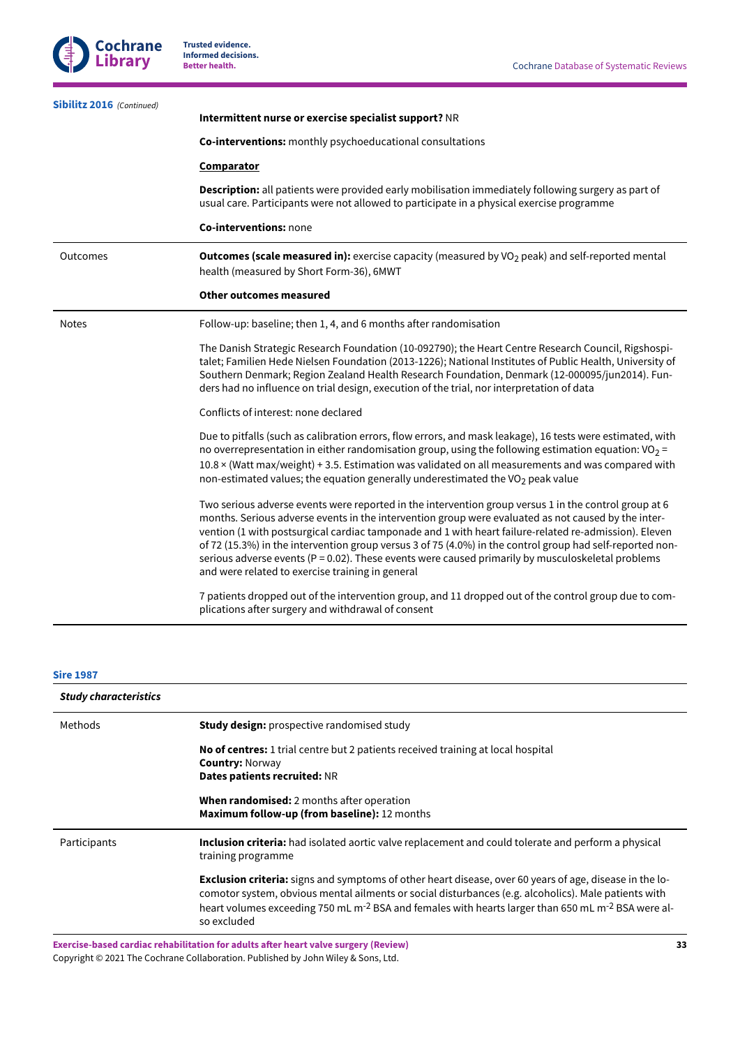**Sibilitz 2016** *(Continued)*

| | |
|---|---|
| | **Intermittent nurse or exercise specialist support?** NR<br><br>**Co-interventions:** monthly psychoeducational consultations<br><br>**Comparator**<br><br>**Description:** all patients were provided early mobilisation immediately following surgery as part of usual care. Participants were not allowed to participate in a physical exercise programme<br><br>**Co-interventions:** none |
| Outcomes | **Outcomes (scale measured in):** exercise capacity (measured by $VO_2$ peak) and self-reported mental health (measured by Short Form-36), 6MWT<br><br>**Other outcomes measured** |
| Notes | Follow-up: baseline; then 1, 4, and 6 months after randomisation<br><br>The Danish Strategic Research Foundation (10-092790); the Heart Centre Research Council, Rigshospitalet; Familien Hede Nielsen Foundation (2013-1226); National Institutes of Public Health, University of Southern Denmark; Region Zealand Health Research Foundation, Denmark (12-000095/jun2014). Funders had no influence on trial design, execution of the trial, nor interpretation of data<br><br>Conflicts of interest: none declared<br><br>Due to pitfalls (such as calibration errors, flow errors, and mask leakage), 16 tests were estimated, with no overrepresentation in either randomisation group, using the following estimation equation: $VO_2$ = 10.8 × (Watt max/weight) + 3.5. Estimation was validated on all measurements and was compared with non-estimated values; the equation generally underestimated the $VO_2$ peak value<br><br>Two serious adverse events were reported in the intervention group versus 1 in the control group at 6 months. Serious adverse events in the intervention group were evaluated as not caused by the intervention (1 with postsurgical cardiac tamponade and 1 with heart failure-related re-admission). Eleven of 72 (15.3%) in the intervention group versus 3 of 75 (4.0%) in the control group had self-reported non-serious adverse events (P = 0.02). These events were caused primarily by musculoskeletal problems and were related to exercise training in general<br><br>7 patients dropped out of the intervention group, and 11 dropped out of the control group due to complications after surgery and withdrawal of consent |

**Sire 1987**

| *Study characteristics* | |
|---|---|
| Methods | **Study design:** prospective randomised study<br><br>**No of centres:** 1 trial centre but 2 patients received training at local hospital<br>**Country:** Norway<br>**Dates patients recruited:** NR<br><br>**When randomised:** 2 months after operation<br>**Maximum follow-up (from baseline):** 12 months |
| Participants | **Inclusion criteria:** had isolated aortic valve replacement and could tolerate and perform a physical training programme<br><br>**Exclusion criteria:** signs and symptoms of other heart disease, over 60 years of age, disease in the locomotor system, obvious mental ailments or social disturbances (e.g. alcoholics). Male patients with heart volumes exceeding 750 mL $m^{-2}$ BSA and females with hearts larger than 650 mL $m^{-2}$ BSA were also excluded |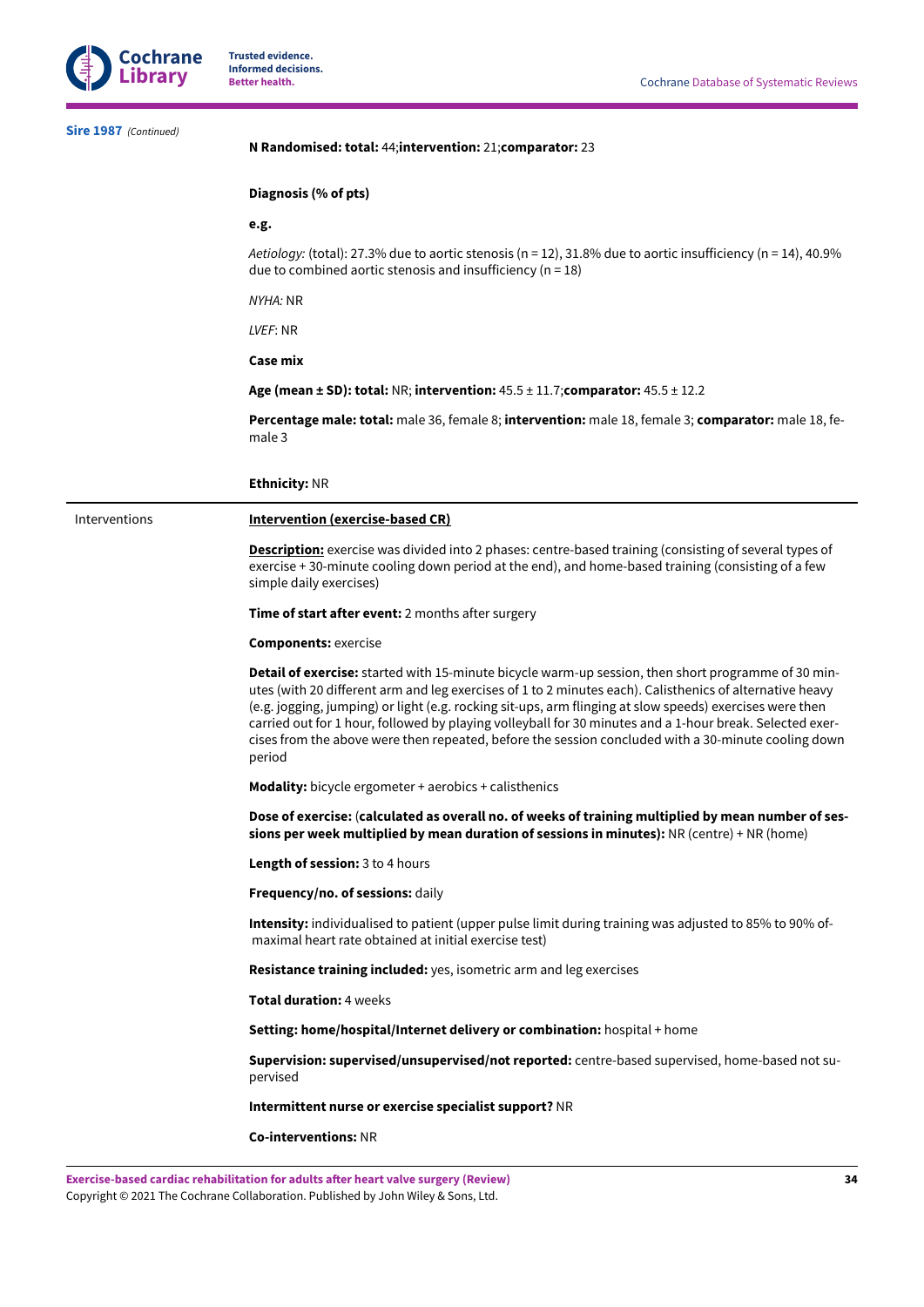**Sire 1987** *(Continued)*

**N Randomised: total:** 44;**intervention:** 21;**comparator:** 23

**Diagnosis (% of pts)**

**e.g.**

*Aetiology:* (total): 27.3% due to aortic stenosis (n = 12), 31.8% due to aortic insufficiency (n = 14), 40.9% due to combined aortic stenosis and insufficiency (n = 18)

*NYHA:* NR

*LVEF*: NR

**Case mix**

**Age (mean ± SD): total:** NR; **intervention:** 45.5 ± 11.7;**comparator:** 45.5 ± 12.2

**Percentage male: total:** male 36, female 8; **intervention:** male 18, female 3; **comparator:** male 18, female 3

**Ethnicity:** NR

---

Interventions

**Intervention (exercise-based CR)**

**Description:** exercise was divided into 2 phases: centre-based training (consisting of several types of exercise + 30-minute cooling down period at the end), and home-based training (consisting of a few simple daily exercises)

**Time of start after event:** 2 months after surgery

**Components:** exercise

**Detail of exercise:** started with 15-minute bicycle warm-up session, then short programme of 30 minutes (with 20 different arm and leg exercises of 1 to 2 minutes each). Calisthenics of alternative heavy (e.g. jogging, jumping) or light (e.g. rocking sit-ups, arm flinging at slow speeds) exercises were then carried out for 1 hour, followed by playing volleyball for 30 minutes and a 1-hour break. Selected exercises from the above were then repeated, before the session concluded with a 30-minute cooling down period

**Modality:** bicycle ergometer + aerobics + calisthenics

**Dose of exercise:** (**calculated as overall no. of weeks of training multiplied by mean number of sessions per week multiplied by mean duration of sessions in minutes):** NR (centre) + NR (home)

**Length of session:** 3 to 4 hours

**Frequency/no. of sessions:** daily

**Intensity:** individualised to patient (upper pulse limit during training was adjusted to 85% to 90% of maximal heart rate obtained at initial exercise test)

**Resistance training included:** yes, isometric arm and leg exercises

**Total duration:** 4 weeks

**Setting: home/hospital/Internet delivery or combination:** hospital + home

**Supervision: supervised/unsupervised/not reported:** centre-based supervised, home-based not supervised

**Intermittent nurse or exercise specialist support?** NR

**Co-interventions:** NR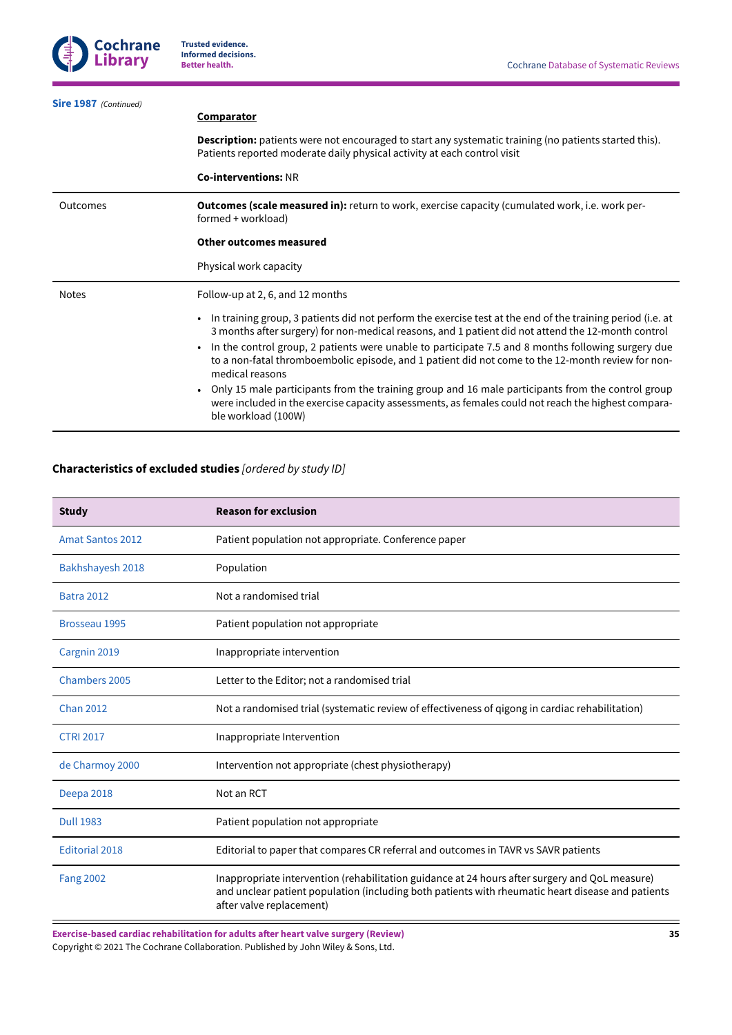**Sire 1987** *(Continued)*

| | |
|---|---|
| | **Comparator**<br><br>**Description:** patients were not encouraged to start any systematic training (no patients started this). Patients reported moderate daily physical activity at each control visit<br><br>**Co-interventions:** NR |
| Outcomes | **Outcomes (scale measured in):** return to work, exercise capacity (cumulated work, i.e. work performed + workload)<br><br>**Other outcomes measured**<br><br>Physical work capacity |
| Notes | Follow-up at 2, 6, and 12 months<br><br>• In training group, 3 patients did not perform the exercise test at the end of the training period (i.e. at 3 months after surgery) for non-medical reasons, and 1 patient did not attend the 12-month control<br>• In the control group, 2 patients were unable to participate 7.5 and 8 months following surgery due to a non-fatal thromboembolic episode, and 1 patient did not come to the 12-month review for non-medical reasons<br>• Only 15 male participants from the training group and 16 male participants from the control group were included in the exercise capacity assessments, as females could not reach the highest comparable workload (100W) |

**Characteristics of excluded studies** *[ordered by study ID]*

| Study | Reason for exclusion |
|---|---|
| Amat Santos 2012 | Patient population not appropriate. Conference paper |
| Bakhshayesh 2018 | Population |
| Batra 2012 | Not a randomised trial |
| Brosseau 1995 | Patient population not appropriate |
| Cargnin 2019 | Inappropriate intervention |
| Chambers 2005 | Letter to the Editor; not a randomised trial |
| Chan 2012 | Not a randomised trial (systematic review of effectiveness of qigong in cardiac rehabilitation) |
| CTRI 2017 | Inappropriate Intervention |
| de Charmoy 2000 | Intervention not appropriate (chest physiotherapy) |
| Deepa 2018 | Not an RCT |
| Dull 1983 | Patient population not appropriate |
| Editorial 2018 | Editorial to paper that compares CR referral and outcomes in TAVR vs SAVR patients |
| Fang 2002 | Inappropriate intervention (rehabilitation guidance at 24 hours after surgery and QoL measure) and unclear patient population (including both patients with rheumatic heart disease and patients after valve replacement) |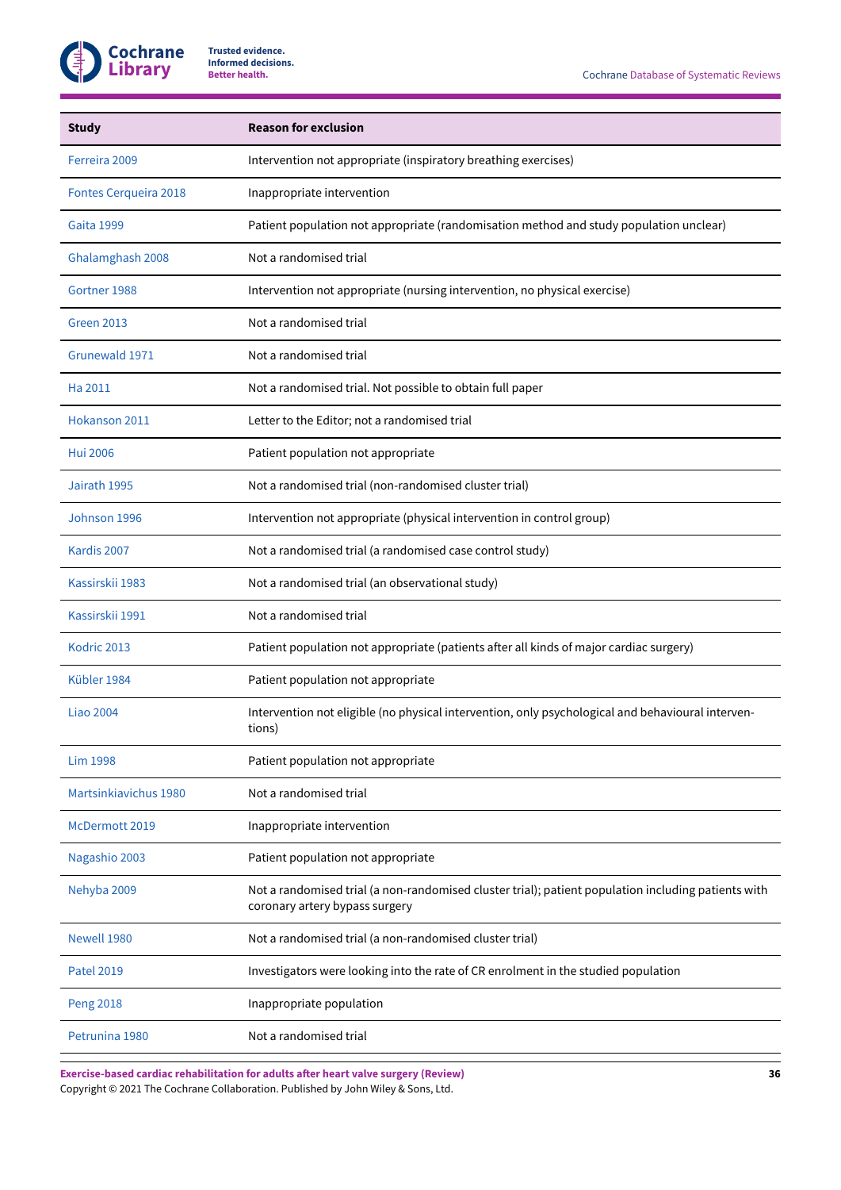| Study | Reason for exclusion |
|---|---|
| Ferreira 2009 | Intervention not appropriate (inspiratory breathing exercises) |
| Fontes Cerqueira 2018 | Inappropriate intervention |
| Gaita 1999 | Patient population not appropriate (randomisation method and study population unclear) |
| Ghalamghash 2008 | Not a randomised trial |
| Gortner 1988 | Intervention not appropriate (nursing intervention, no physical exercise) |
| Green 2013 | Not a randomised trial |
| Grunewald 1971 | Not a randomised trial |
| Ha 2011 | Not a randomised trial. Not possible to obtain full paper |
| Hokanson 2011 | Letter to the Editor; not a randomised trial |
| Hui 2006 | Patient population not appropriate |
| Jairath 1995 | Not a randomised trial (non-randomised cluster trial) |
| Johnson 1996 | Intervention not appropriate (physical intervention in control group) |
| Kardis 2007 | Not a randomised trial (a randomised case control study) |
| Kassirskii 1983 | Not a randomised trial (an observational study) |
| Kassirskii 1991 | Not a randomised trial |
| Kodric 2013 | Patient population not appropriate (patients after all kinds of major cardiac surgery) |
| Kübler 1984 | Patient population not appropriate |
| Liao 2004 | Intervention not eligible (no physical intervention, only psychological and behavioural interventions) |
| Lim 1998 | Patient population not appropriate |
| Martsinkiavichus 1980 | Not a randomised trial |
| McDermott 2019 | Inappropriate intervention |
| Nagashio 2003 | Patient population not appropriate |
| Nehyba 2009 | Not a randomised trial (a non-randomised cluster trial); patient population including patients with coronary artery bypass surgery |
| Newell 1980 | Not a randomised trial (a non-randomised cluster trial) |
| Patel 2019 | Investigators were looking into the rate of CR enrolment in the studied population |
| Peng 2018 | Inappropriate population |
| Petrunina 1980 | Not a randomised trial |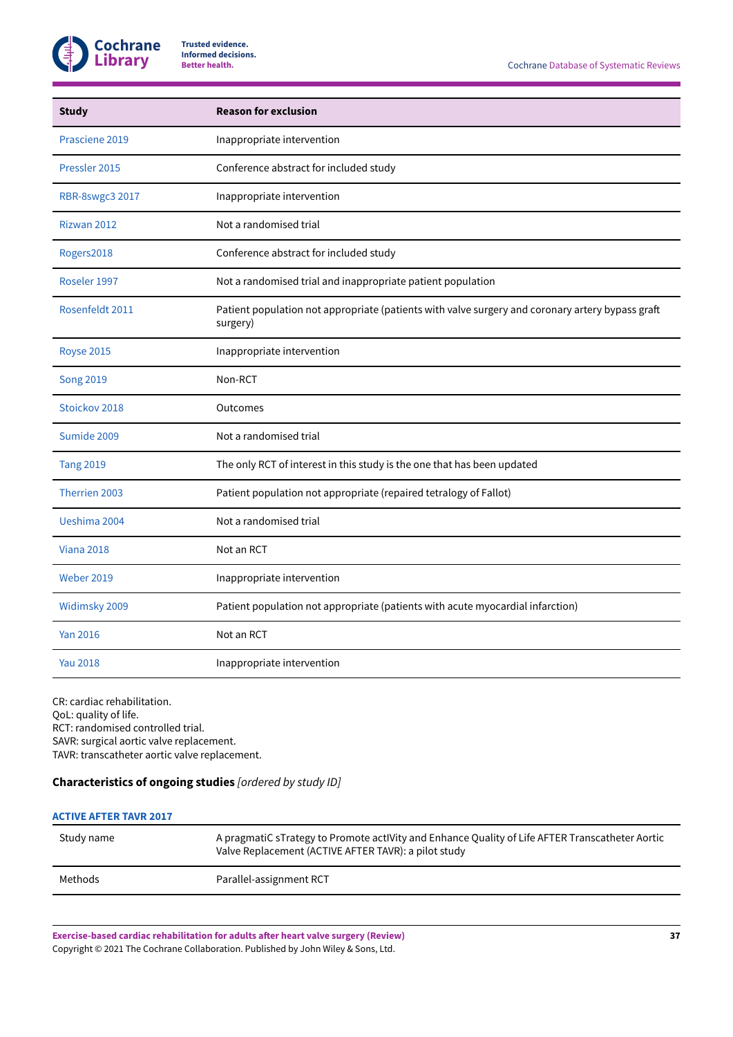| Study | Reason for exclusion |
|---|---|
| Prasciene 2019 | Inappropriate intervention |
| Pressler 2015 | Conference abstract for included study |
| RBR-8swgc3 2017 | Inappropriate intervention |
| Rizwan 2012 | Not a randomised trial |
| Rogers2018 | Conference abstract for included study |
| Roseler 1997 | Not a randomised trial and inappropriate patient population |
| Rosenfeldt 2011 | Patient population not appropriate (patients with valve surgery and coronary artery bypass graft surgery) |
| Royse 2015 | Inappropriate intervention |
| Song 2019 | Non-RCT |
| Stoickov 2018 | Outcomes |
| Sumide 2009 | Not a randomised trial |
| Tang 2019 | The only RCT of interest in this study is the one that has been updated |
| Therrien 2003 | Patient population not appropriate (repaired tetralogy of Fallot) |
| Ueshima 2004 | Not a randomised trial |
| Viana 2018 | Not an RCT |
| Weber 2019 | Inappropriate intervention |
| Widimsky 2009 | Patient population not appropriate (patients with acute myocardial infarction) |
| Yan 2016 | Not an RCT |
| Yau 2018 | Inappropriate intervention |

CR: cardiac rehabilitation.
QoL: quality of life.
RCT: randomised controlled trial.
SAVR: surgical aortic valve replacement.
TAVR: transcatheter aortic valve replacement.

**Characteristics of ongoing studies** *[ordered by study ID]*

**ACTIVE AFTER TAVR 2017**

| | |
|---|---|
| Study name | A pragmatiC sTrategy to Promote actIVity and Enhance Quality of Life AFTER Transcatheter Aortic Valve Replacement (ACTIVE AFTER TAVR): a pilot study |
| Methods | Parallel-assignment RCT |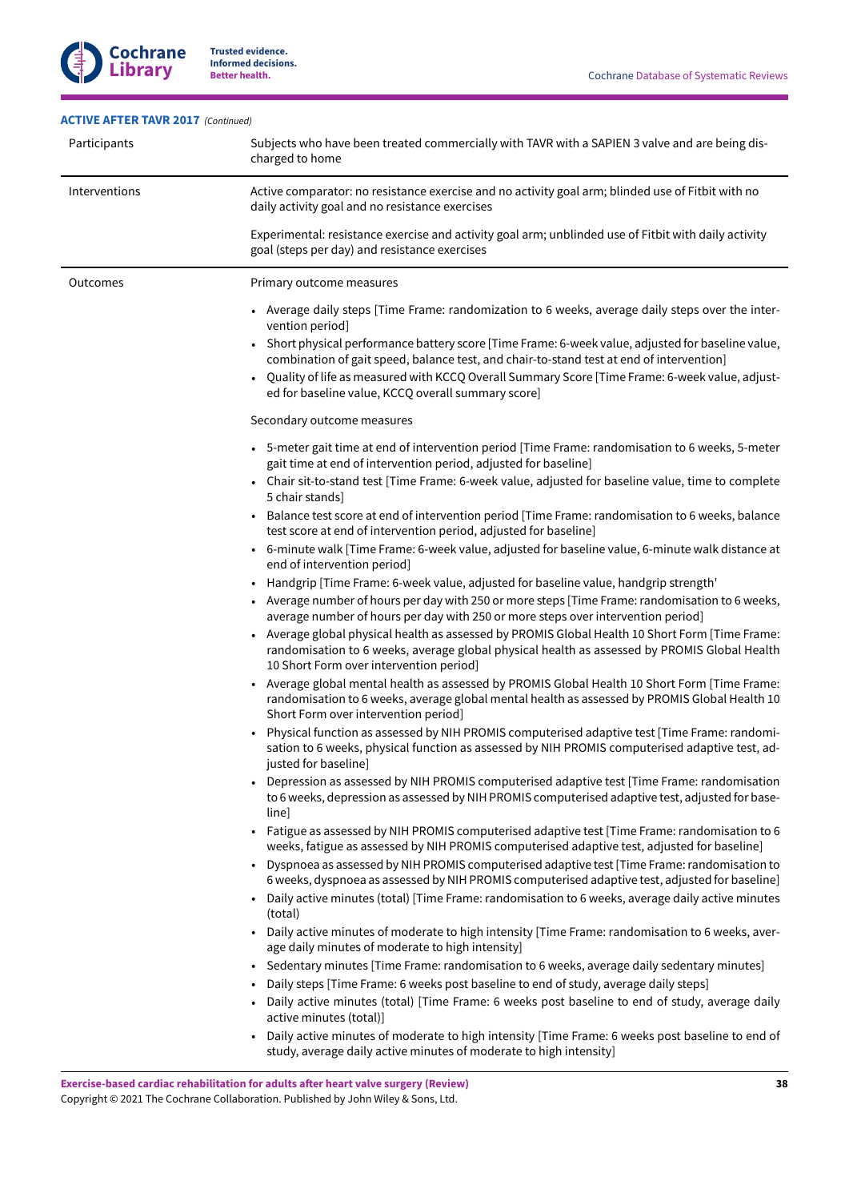**ACTIVE AFTER TAVR 2017** *(Continued)*

| | |
|---|---|
| Participants | Subjects who have been treated commercially with TAVR with a SAPIEN 3 valve and are being discharged to home |
| Interventions | Active comparator: no resistance exercise and no activity goal arm; blinded use of Fitbit with no daily activity goal and no resistance exercises<br><br>Experimental: resistance exercise and activity goal arm; unblinded use of Fitbit with daily activity goal (steps per day) and resistance exercises |
| Outcomes | Primary outcome measures<br><br>• Average daily steps [Time Frame: randomization to 6 weeks, average daily steps over the intervention period]<br>• Short physical performance battery score [Time Frame: 6-week value, adjusted for baseline value, combination of gait speed, balance test, and chair-to-stand test at end of intervention]<br>• Quality of life as measured with KCCQ Overall Summary Score [Time Frame: 6-week value, adjusted for baseline value, KCCQ overall summary score]<br><br>Secondary outcome measures<br><br>• 5-meter gait time at end of intervention period [Time Frame: randomisation to 6 weeks, 5-meter gait time at end of intervention period, adjusted for baseline]<br>• Chair sit-to-stand test [Time Frame: 6-week value, adjusted for baseline value, time to complete 5 chair stands]<br>• Balance test score at end of intervention period [Time Frame: randomisation to 6 weeks, balance test score at end of intervention period, adjusted for baseline]<br>• 6-minute walk [Time Frame: 6-week value, adjusted for baseline value, 6-minute walk distance at end of intervention period]<br>• Handgrip [Time Frame: 6-week value, adjusted for baseline value, handgrip strength'<br>• Average number of hours per day with 250 or more steps [Time Frame: randomisation to 6 weeks, average number of hours per day with 250 or more steps over intervention period]<br>• Average global physical health as assessed by PROMIS Global Health 10 Short Form [Time Frame: randomisation to 6 weeks, average global physical health as assessed by PROMIS Global Health 10 Short Form over intervention period]<br>• Average global mental health as assessed by PROMIS Global Health 10 Short Form [Time Frame: randomisation to 6 weeks, average global mental health as assessed by PROMIS Global Health 10 Short Form over intervention period]<br>• Physical function as assessed by NIH PROMIS computerised adaptive test [Time Frame: randomisation to 6 weeks, physical function as assessed by NIH PROMIS computerised adaptive test, adjusted for baseline]<br>• Depression as assessed by NIH PROMIS computerised adaptive test [Time Frame: randomisation to 6 weeks, depression as assessed by NIH PROMIS computerised adaptive test, adjusted for baseline]<br>• Fatigue as assessed by NIH PROMIS computerised adaptive test [Time Frame: randomisation to 6 weeks, fatigue as assessed by NIH PROMIS computerised adaptive test, adjusted for baseline]<br>• Dyspnoea as assessed by NIH PROMIS computerised adaptive test [Time Frame: randomisation to 6 weeks, dyspnoea as assessed by NIH PROMIS computerised adaptive test, adjusted for baseline]<br>• Daily active minutes (total) [Time Frame: randomisation to 6 weeks, average daily active minutes (total)<br>• Daily active minutes of moderate to high intensity [Time Frame: randomisation to 6 weeks, average daily minutes of moderate to high intensity]<br>• Sedentary minutes [Time Frame: randomisation to 6 weeks, average daily sedentary minutes]<br>• Daily steps [Time Frame: 6 weeks post baseline to end of study, average daily steps]<br>• Daily active minutes (total) [Time Frame: 6 weeks post baseline to end of study, average daily active minutes (total)]<br>• Daily active minutes of moderate to high intensity [Time Frame: 6 weeks post baseline to end of study, average daily active minutes of moderate to high intensity] |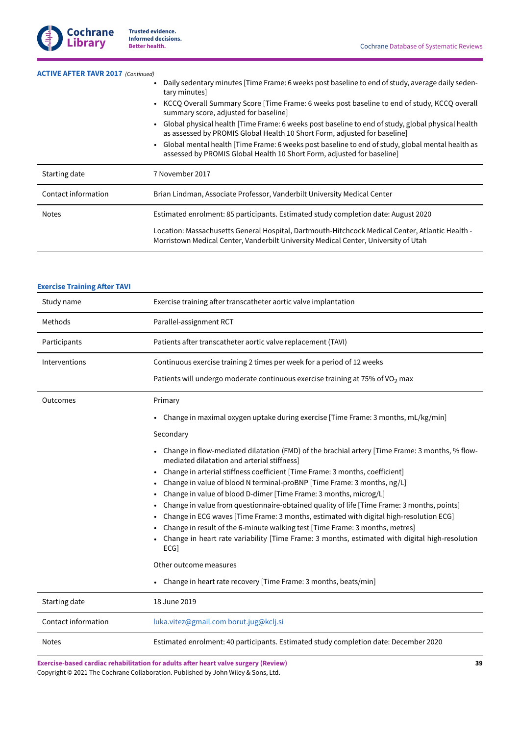**ACTIVE AFTER TAVR 2017** *(Continued)*

| | |
|---|---|
| | • Daily sedentary minutes [Time Frame: 6 weeks post baseline to end of study, average daily sedentary minutes]<br>• KCCQ Overall Summary Score [Time Frame: 6 weeks post baseline to end of study, KCCQ overall summary score, adjusted for baseline]<br>• Global physical health [Time Frame: 6 weeks post baseline to end of study, global physical health as assessed by PROMIS Global Health 10 Short Form, adjusted for baseline]<br>• Global mental health [Time Frame: 6 weeks post baseline to end of study, global mental health as assessed by PROMIS Global Health 10 Short Form, adjusted for baseline] |
| Starting date | 7 November 2017 |
| Contact information | Brian Lindman, Associate Professor, Vanderbilt University Medical Center |
| Notes | Estimated enrolment: 85 participants. Estimated study completion date: August 2020<br><br>Location: Massachusetts General Hospital, Dartmouth-Hitchcock Medical Center, Atlantic Health - Morristown Medical Center, Vanderbilt University Medical Center, University of Utah |

**Exercise Training After TAVI**

| | |
|---|---|
| Study name | Exercise training after transcatheter aortic valve implantation |
| Methods | Parallel-assignment RCT |
| Participants | Patients after transcatheter aortic valve replacement (TAVI) |
| Interventions | Continuous exercise training 2 times per week for a period of 12 weeks<br><br>Patients will undergo moderate continuous exercise training at 75% of $VO_2$ max |
| Outcomes | Primary<br><br>• Change in maximal oxygen uptake during exercise [Time Frame: 3 months, mL/kg/min]<br><br>Secondary<br><br>• Change in flow-mediated dilatation (FMD) of the brachial artery [Time Frame: 3 months, % flow-mediated dilatation and arterial stiffness]<br>• Change in arterial stiffness coefficient [Time Frame: 3 months, coefficient]<br>• Change in value of blood N terminal-proBNP [Time Frame: 3 months, ng/L]<br>• Change in value of blood D-dimer [Time Frame: 3 months, microg/L]<br>• Change in value from questionnaire-obtained quality of life [Time Frame: 3 months, points]<br>• Change in ECG waves [Time Frame: 3 months, estimated with digital high-resolution ECG]<br>• Change in result of the 6-minute walking test [Time Frame: 3 months, metres]<br>• Change in heart rate variability [Time Frame: 3 months, estimated with digital high-resolution ECG]<br><br>Other outcome measures<br><br>• Change in heart rate recovery [Time Frame: 3 months, beats/min] |
| Starting date | 18 June 2019 |
| Contact information | luka.vitez@gmail.com borut.jug@kclj.si |
| Notes | Estimated enrolment: 40 participants. Estimated study completion date: December 2020 |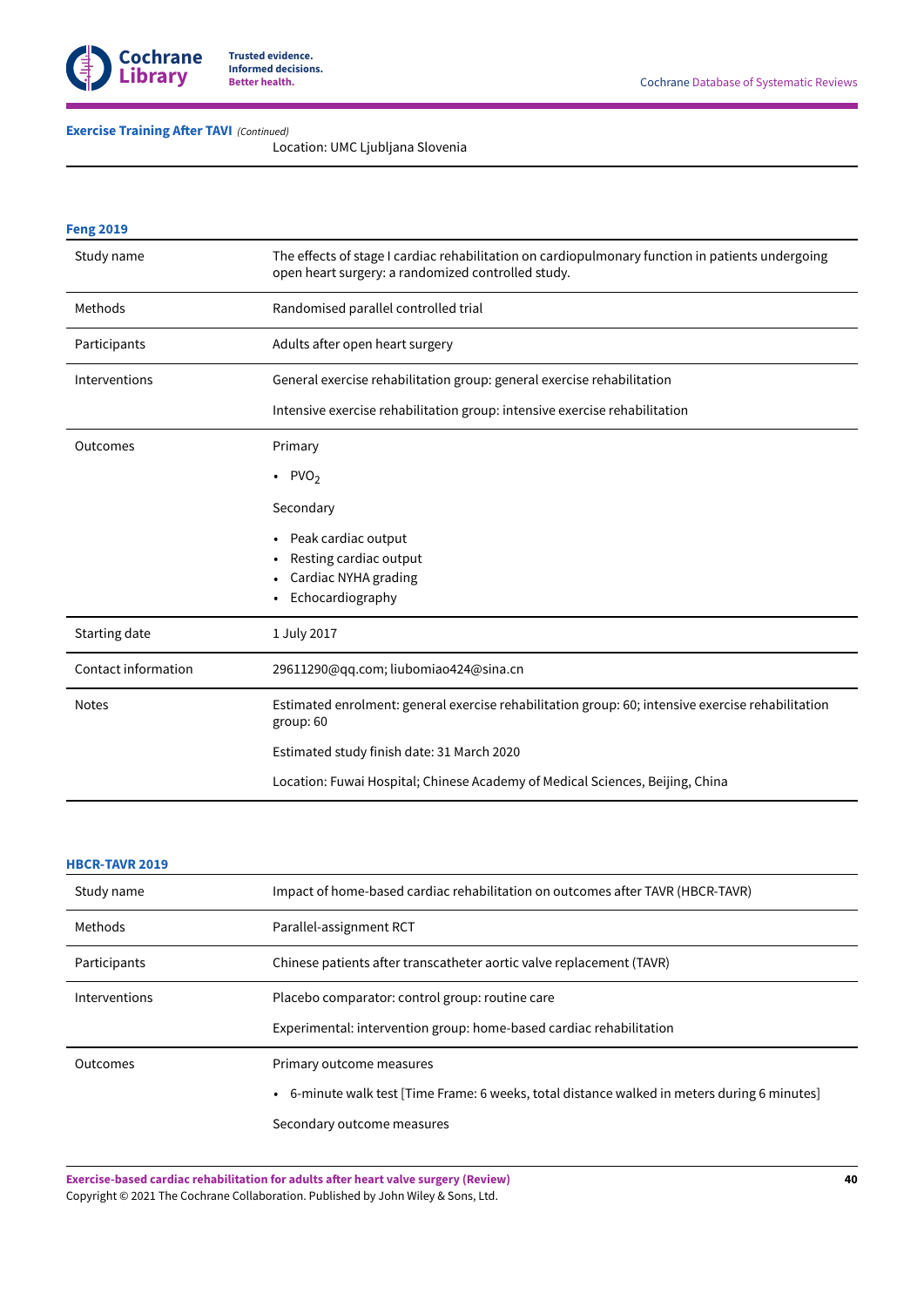**Exercise Training After TAVI** *(Continued)*

| | |
|---|---|
| | Location: UMC Ljubljana Slovenia |

**Feng 2019**

| | |
|---|---|
| Study name | The effects of stage I cardiac rehabilitation on cardiopulmonary function in patients undergoing open heart surgery: a randomized controlled study. |
| Methods | Randomised parallel controlled trial |
| Participants | Adults after open heart surgery |
| Interventions | General exercise rehabilitation group: general exercise rehabilitation<br><br>Intensive exercise rehabilitation group: intensive exercise rehabilitation |
| Outcomes | Primary<br><br>• $PVO_2$<br><br>Secondary<br><br>• Peak cardiac output<br>• Resting cardiac output<br>• Cardiac NYHA grading<br>• Echocardiography |
| Starting date | 1 July 2017 |
| Contact information | 29611290@qq.com; liubomiao424@sina.cn |
| Notes | Estimated enrolment: general exercise rehabilitation group: 60; intensive exercise rehabilitation group: 60<br><br>Estimated study finish date: 31 March 2020<br><br>Location: Fuwai Hospital; Chinese Academy of Medical Sciences, Beijing, China |

**HBCR-TAVR 2019**

| | |
|---|---|
| Study name | Impact of home-based cardiac rehabilitation on outcomes after TAVR (HBCR-TAVR) |
| Methods | Parallel-assignment RCT |
| Participants | Chinese patients after transcatheter aortic valve replacement (TAVR) |
| Interventions | Placebo comparator: control group: routine care<br><br>Experimental: intervention group: home-based cardiac rehabilitation |
| Outcomes | Primary outcome measures<br><br>• 6-minute walk test [Time Frame: 6 weeks, total distance walked in meters during 6 minutes]<br><br>Secondary outcome measures |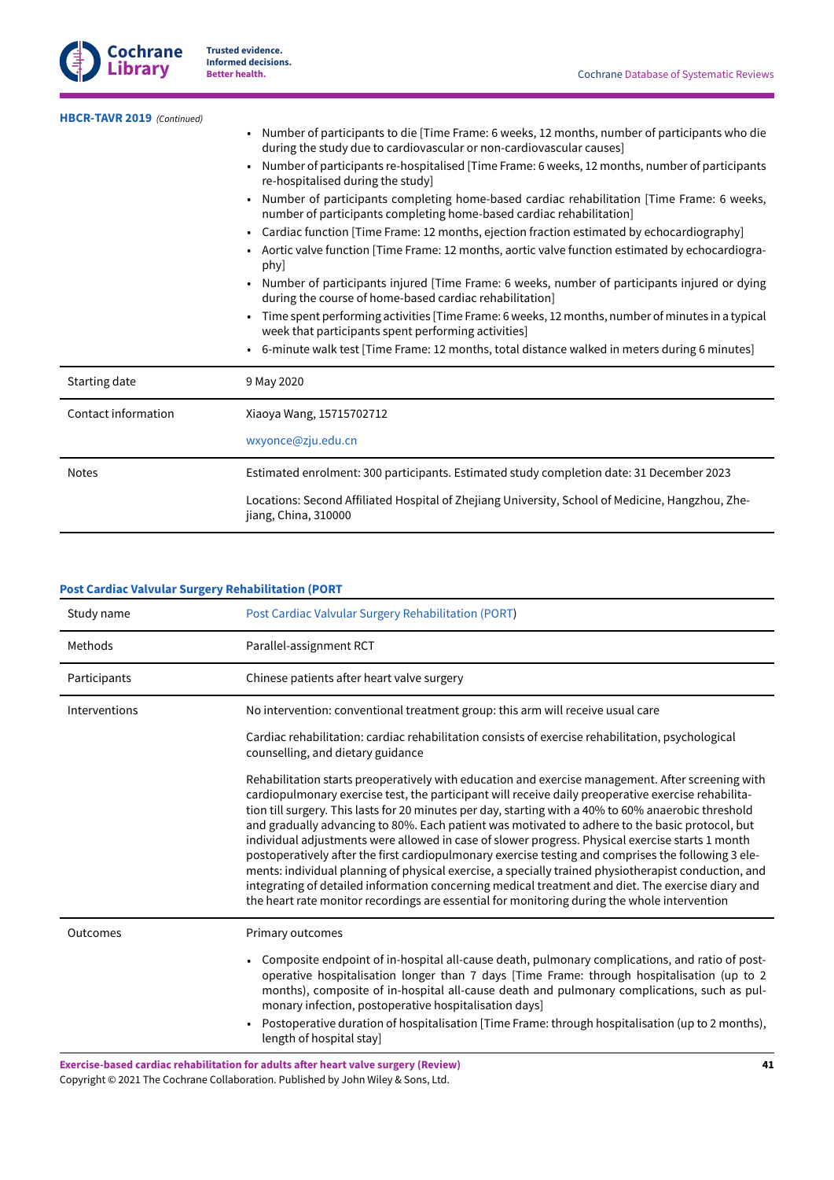**HBCR-TAVR 2019** *(Continued)*

| | |
|---|---|
| | • Number of participants to die [Time Frame: 6 weeks, 12 months, number of participants who die during the study due to cardiovascular or non-cardiovascular causes]<br>• Number of participants re-hospitalised [Time Frame: 6 weeks, 12 months, number of participants re-hospitalised during the study]<br>• Number of participants completing home-based cardiac rehabilitation [Time Frame: 6 weeks, number of participants completing home-based cardiac rehabilitation]<br>• Cardiac function [Time Frame: 12 months, ejection fraction estimated by echocardiography]<br>• Aortic valve function [Time Frame: 12 months, aortic valve function estimated by echocardiography]<br>• Number of participants injured [Time Frame: 6 weeks, number of participants injured or dying during the course of home-based cardiac rehabilitation]<br>• Time spent performing activities [Time Frame: 6 weeks, 12 months, number of minutes in a typical week that participants spent performing activities]<br>• 6-minute walk test [Time Frame: 12 months, total distance walked in meters during 6 minutes] |
| Starting date | 9 May 2020 |
| Contact information | Xiaoya Wang, 15715702712<br><br>wxyonce@zju.edu.cn |
| Notes | Estimated enrolment: 300 participants. Estimated study completion date: 31 December 2023<br><br>Locations: Second Affiliated Hospital of Zhejiang University, School of Medicine, Hangzhou, Zhejiang, China, 310000 |

**Post Cardiac Valvular Surgery Rehabilitation (PORT**

| | |
|---|---|
| Study name | Post Cardiac Valvular Surgery Rehabilitation (PORT) |
| Methods | Parallel-assignment RCT |
| Participants | Chinese patients after heart valve surgery |
| Interventions | No intervention: conventional treatment group: this arm will receive usual care<br><br>Cardiac rehabilitation: cardiac rehabilitation consists of exercise rehabilitation, psychological counselling, and dietary guidance<br><br>Rehabilitation starts preoperatively with education and exercise management. After screening with cardiopulmonary exercise test, the participant will receive daily preoperative exercise rehabilitation till surgery. This lasts for 20 minutes per day, starting with a 40% to 60% anaerobic threshold and gradually advancing to 80%. Each patient was motivated to adhere to the basic protocol, but individual adjustments were allowed in case of slower progress. Physical exercise starts 1 month postoperatively after the first cardiopulmonary exercise testing and comprises the following 3 elements: individual planning of physical exercise, a specially trained physiotherapist conduction, and integrating of detailed information concerning medical treatment and diet. The exercise diary and the heart rate monitor recordings are essential for monitoring during the whole intervention |
| Outcomes | Primary outcomes<br><br>• Composite endpoint of in-hospital all-cause death, pulmonary complications, and ratio of postoperative hospitalisation longer than 7 days [Time Frame: through hospitalisation (up to 2 months), composite of in-hospital all-cause death and pulmonary complications, such as pulmonary infection, postoperative hospitalisation days]<br>• Postoperative duration of hospitalisation [Time Frame: through hospitalisation (up to 2 months), length of hospital stay] |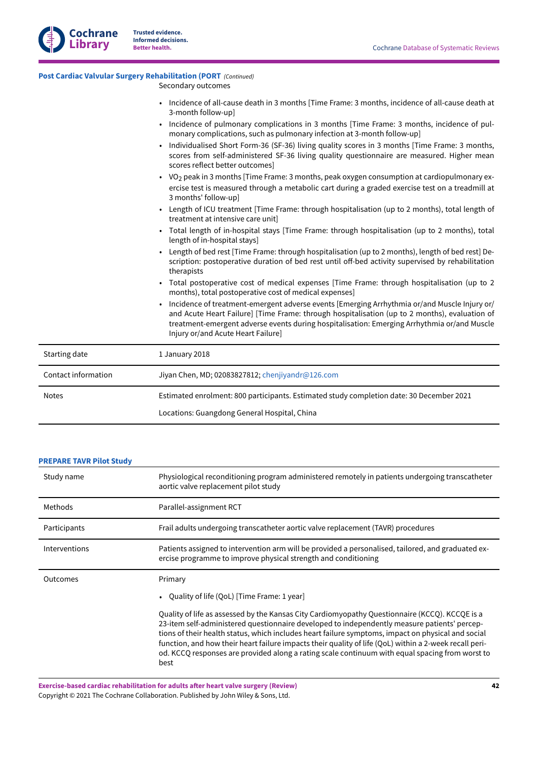**Post Cardiac Valvular Surgery Rehabilitation (PORT** *(Continued)*

| | |
|---|---|
| | Secondary outcomes<br><br>• Incidence of all-cause death in 3 months [Time Frame: 3 months, incidence of all-cause death at 3-month follow-up]<br>• Incidence of pulmonary complications in 3 months [Time Frame: 3 months, incidence of pulmonary complications, such as pulmonary infection at 3-month follow-up]<br>• Individualised Short Form-36 (SF-36) living quality scores in 3 months [Time Frame: 3 months, scores from self-administered SF-36 living quality questionnaire are measured. Higher mean scores reflect better outcomes]<br>• $VO_2$ peak in 3 months [Time Frame: 3 months, peak oxygen consumption at cardiopulmonary exercise test is measured through a metabolic cart during a graded exercise test on a treadmill at 3 months' follow-up]<br>• Length of ICU treatment [Time Frame: through hospitalisation (up to 2 months), total length of treatment at intensive care unit]<br>• Total length of in-hospital stays [Time Frame: through hospitalisation (up to 2 months), total length of in-hospital stays]<br>• Length of bed rest [Time Frame: through hospitalisation (up to 2 months), length of bed rest] Description: postoperative duration of bed rest until off-bed activity supervised by rehabilitation therapists<br>• Total postoperative cost of medical expenses [Time Frame: through hospitalisation (up to 2 months), total postoperative cost of medical expenses]<br>• Incidence of treatment-emergent adverse events [Emerging Arrhythmia or/and Muscle Injury or/and Acute Heart Failure] [Time Frame: through hospitalisation (up to 2 months), evaluation of treatment-emergent adverse events during hospitalisation: Emerging Arrhythmia or/and Muscle Injury or/and Acute Heart Failure] |
| Starting date | 1 January 2018 |
| Contact information | Jiyan Chen, MD; 02083827812; chenjiyandr@126.com |
| Notes | Estimated enrolment: 800 participants. Estimated study completion date: 30 December 2021<br><br>Locations: Guangdong General Hospital, China |

**PREPARE TAVR Pilot Study**

| | |
|---|---|
| Study name | Physiological reconditioning program administered remotely in patients undergoing transcatheter aortic valve replacement pilot study |
| Methods | Parallel-assignment RCT |
| Participants | Frail adults undergoing transcatheter aortic valve replacement (TAVR) procedures |
| Interventions | Patients assigned to intervention arm will be provided a personalised, tailored, and graduated exercise programme to improve physical strength and conditioning |
| Outcomes | Primary<br><br>• Quality of life (QoL) [Time Frame: 1 year]<br><br>Quality of life as assessed by the Kansas City Cardiomyopathy Questionnaire (KCCQ). KCCQE is a 23-item self-administered questionnaire developed to independently measure patients' perceptions of their health status, which includes heart failure symptoms, impact on physical and social function, and how their heart failure impacts their quality of life (QoL) within a 2-week recall period. KCCQ responses are provided along a rating scale continuum with equal spacing from worst to best |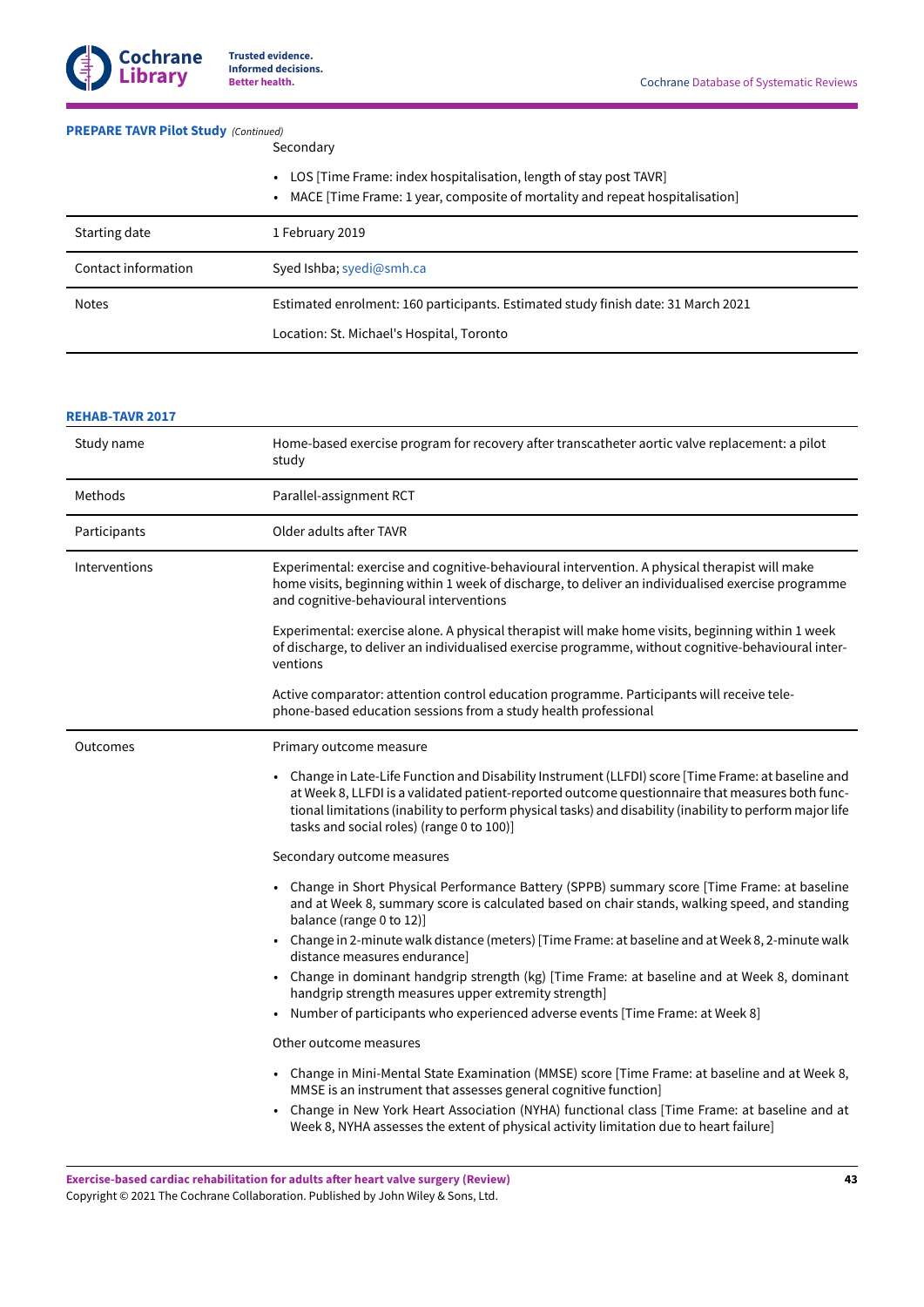**PREPARE TAVR Pilot Study** *(Continued)*

| | |
|---|---|
| | Secondary<br><br>• LOS [Time Frame: index hospitalisation, length of stay post TAVR]<br>• MACE [Time Frame: 1 year, composite of mortality and repeat hospitalisation] |
| Starting date | 1 February 2019 |
| Contact information | Syed Ishba; syedi@smh.ca |
| Notes | Estimated enrolment: 160 participants. Estimated study finish date: 31 March 2021<br><br>Location: St. Michael's Hospital, Toronto |

**REHAB-TAVR 2017**

| | |
|---|---|
| Study name | Home-based exercise program for recovery after transcatheter aortic valve replacement: a pilot study |
| Methods | Parallel-assignment RCT |
| Participants | Older adults after TAVR |
| Interventions | Experimental: exercise and cognitive-behavioural intervention. A physical therapist will make home visits, beginning within 1 week of discharge, to deliver an individualised exercise programme and cognitive-behavioural interventions<br><br>Experimental: exercise alone. A physical therapist will make home visits, beginning within 1 week of discharge, to deliver an individualised exercise programme, without cognitive-behavioural interventions<br><br>Active comparator: attention control education programme. Participants will receive telephone-based education sessions from a study health professional |
| Outcomes | Primary outcome measure<br><br>• Change in Late-Life Function and Disability Instrument (LLFDI) score [Time Frame: at baseline and at Week 8, LLFDI is a validated patient-reported outcome questionnaire that measures both functional limitations (inability to perform physical tasks) and disability (inability to perform major life tasks and social roles) (range 0 to 100)]<br><br>Secondary outcome measures<br><br>• Change in Short Physical Performance Battery (SPPB) summary score [Time Frame: at baseline and at Week 8, summary score is calculated based on chair stands, walking speed, and standing balance (range 0 to 12)]<br>• Change in 2-minute walk distance (meters) [Time Frame: at baseline and at Week 8, 2-minute walk distance measures endurance]<br>• Change in dominant handgrip strength (kg) [Time Frame: at baseline and at Week 8, dominant handgrip strength measures upper extremity strength]<br>• Number of participants who experienced adverse events [Time Frame: at Week 8]<br><br>Other outcome measures<br><br>• Change in Mini-Mental State Examination (MMSE) score [Time Frame: at baseline and at Week 8, MMSE is an instrument that assesses general cognitive function]<br>• Change in New York Heart Association (NYHA) functional class [Time Frame: at baseline and at Week 8, NYHA assesses the extent of physical activity limitation due to heart failure] |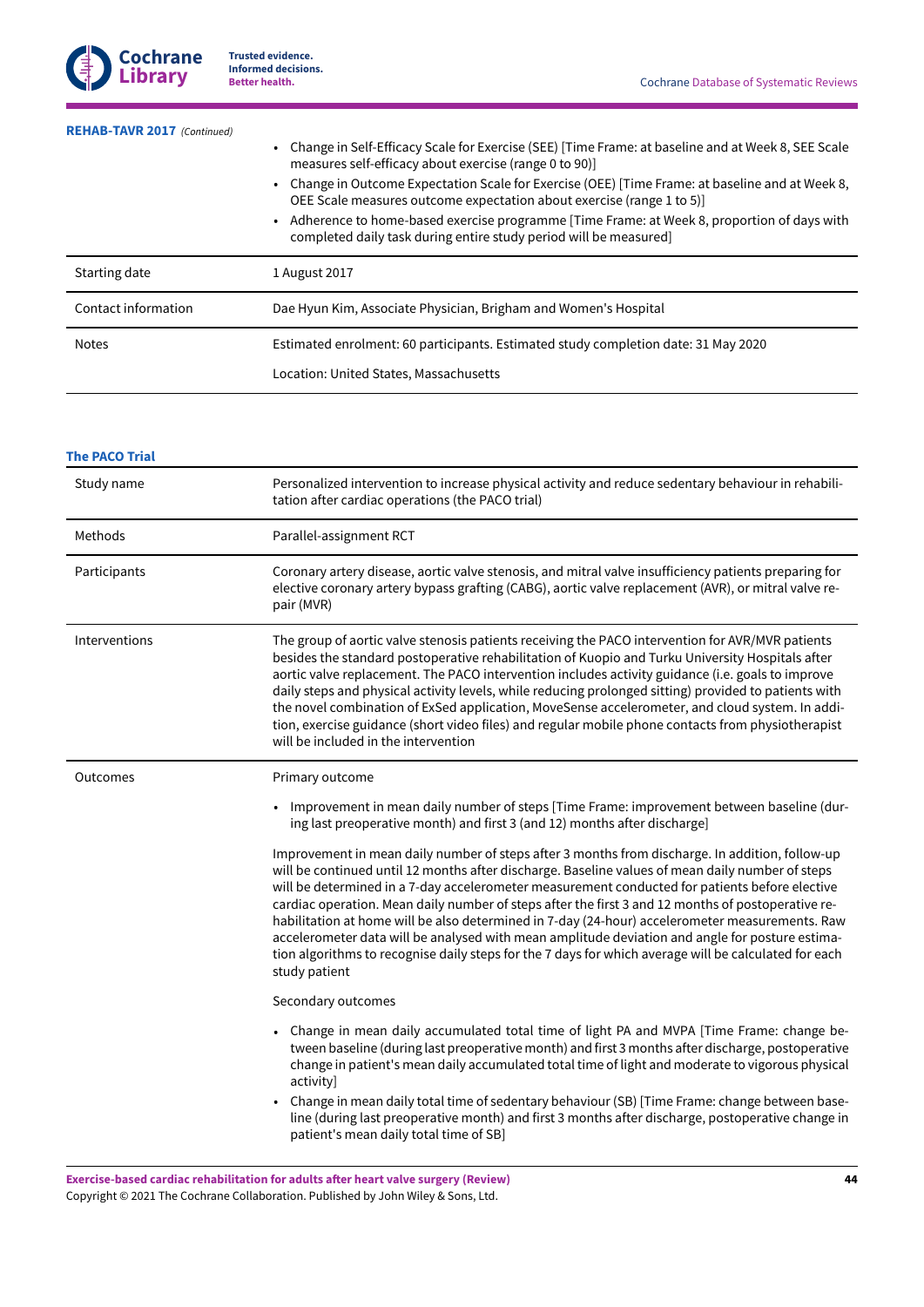**REHAB-TAVR 2017** *(Continued)*

| | |
|---|---|
| | • Change in Self-Efficacy Scale for Exercise (SEE) [Time Frame: at baseline and at Week 8, SEE Scale measures self-efficacy about exercise (range 0 to 90)]<br>• Change in Outcome Expectation Scale for Exercise (OEE) [Time Frame: at baseline and at Week 8, OEE Scale measures outcome expectation about exercise (range 1 to 5)]<br>• Adherence to home-based exercise programme [Time Frame: at Week 8, proportion of days with completed daily task during entire study period will be measured] |
| Starting date | 1 August 2017 |
| Contact information | Dae Hyun Kim, Associate Physician, Brigham and Women's Hospital |
| Notes | Estimated enrolment: 60 participants. Estimated study completion date: 31 May 2020<br><br>Location: United States, Massachusetts |

**The PACO Trial**

| | |
|---|---|
| Study name | Personalized intervention to increase physical activity and reduce sedentary behaviour in rehabilitation after cardiac operations (the PACO trial) |
| Methods | Parallel-assignment RCT |
| Participants | Coronary artery disease, aortic valve stenosis, and mitral valve insufficiency patients preparing for elective coronary artery bypass grafting (CABG), aortic valve replacement (AVR), or mitral valve repair (MVR) |
| Interventions | The group of aortic valve stenosis patients receiving the PACO intervention for AVR/MVR patients besides the standard postoperative rehabilitation of Kuopio and Turku University Hospitals after aortic valve replacement. The PACO intervention includes activity guidance (i.e. goals to improve daily steps and physical activity levels, while reducing prolonged sitting) provided to patients with the novel combination of ExSed application, MoveSense accelerometer, and cloud system. In addition, exercise guidance (short video files) and regular mobile phone contacts from physiotherapist will be included in the intervention |
| Outcomes | Primary outcome<br><br>• Improvement in mean daily number of steps [Time Frame: improvement between baseline (during last preoperative month) and first 3 (and 12) months after discharge]<br><br>Improvement in mean daily number of steps after 3 months from discharge. In addition, follow-up will be continued until 12 months after discharge. Baseline values of mean daily number of steps will be determined in a 7-day accelerometer measurement conducted for patients before elective cardiac operation. Mean daily number of steps after the first 3 and 12 months of postoperative rehabilitation at home will be also determined in 7-day (24-hour) accelerometer measurements. Raw accelerometer data will be analysed with mean amplitude deviation and angle for posture estimation algorithms to recognise daily steps for the 7 days for which average will be calculated for each study patient<br><br>Secondary outcomes<br><br>• Change in mean daily accumulated total time of light PA and MVPA [Time Frame: change between baseline (during last preoperative month) and first 3 months after discharge, postoperative change in patient's mean daily accumulated total time of light and moderate to vigorous physical activity]<br>• Change in mean daily total time of sedentary behaviour (SB) [Time Frame: change between baseline (during last preoperative month) and first 3 months after discharge, postoperative change in patient's mean daily total time of SB] |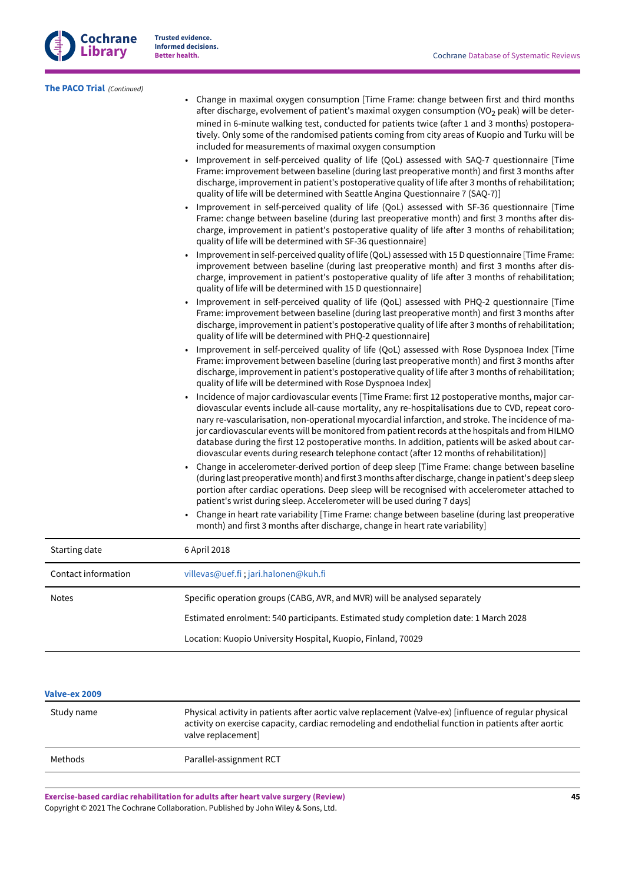**The PACO Trial** *(Continued)*

| | |
|---|---|
| | • Change in maximal oxygen consumption [Time Frame: change between first and third months after discharge, evolvement of patient's maximal oxygen consumption ($VO_2$ peak) will be determined in 6-minute walking test, conducted for patients twice (after 1 and 3 months) postoperatively. Only some of the randomised patients coming from city areas of Kuopio and Turku will be included for measurements of maximal oxygen consumption<br>• Improvement in self-perceived quality of life (QoL) assessed with SAQ-7 questionnaire [Time Frame: improvement between baseline (during last preoperative month) and first 3 months after discharge, improvement in patient's postoperative quality of life after 3 months of rehabilitation; quality of life will be determined with Seattle Angina Questionnaire 7 (SAQ-7)]<br>• Improvement in self-perceived quality of life (QoL) assessed with SF-36 questionnaire [Time Frame: change between baseline (during last preoperative month) and first 3 months after discharge, improvement in patient's postoperative quality of life after 3 months of rehabilitation; quality of life will be determined with SF-36 questionnaire]<br>• Improvement in self-perceived quality of life (QoL) assessed with 15 D questionnaire [Time Frame: improvement between baseline (during last preoperative month) and first 3 months after discharge, improvement in patient's postoperative quality of life after 3 months of rehabilitation; quality of life will be determined with 15 D questionnaire]<br>• Improvement in self-perceived quality of life (QoL) assessed with PHQ-2 questionnaire [Time Frame: improvement between baseline (during last preoperative month) and first 3 months after discharge, improvement in patient's postoperative quality of life after 3 months of rehabilitation; quality of life will be determined with PHQ-2 questionnaire]<br>• Improvement in self-perceived quality of life (QoL) assessed with Rose Dyspnoea Index [Time Frame: improvement between baseline (during last preoperative month) and first 3 months after discharge, improvement in patient's postoperative quality of life after 3 months of rehabilitation; quality of life will be determined with Rose Dyspnoea Index]<br>• Incidence of major cardiovascular events [Time Frame: first 12 postoperative months, major cardiovascular events include all-cause mortality, any re-hospitalisations due to CVD, repeat coronary re-vascularisation, non-operational myocardial infarction, and stroke. The incidence of major cardiovascular events will be monitored from patient records at the hospitals and from HILMO database during the first 12 postoperative months. In addition, patients will be asked about cardiovascular events during research telephone contact (after 12 months of rehabilitation)]<br>• Change in accelerometer-derived portion of deep sleep [Time Frame: change between baseline (during last preoperative month) and first 3 months after discharge, change in patient's deep sleep portion after cardiac operations. Deep sleep will be recognised with accelerometer attached to patient's wrist during sleep. Accelerometer will be used during 7 days]<br>• Change in heart rate variability [Time Frame: change between baseline (during last preoperative month) and first 3 months after discharge, change in heart rate variability] |
| Starting date | 6 April 2018 |
| Contact information | villevas@uef.fi ; jari.halonen@kuh.fi |
| Notes | Specific operation groups (CABG, AVR, and MVR) will be analysed separately<br><br>Estimated enrolment: 540 participants. Estimated study completion date: 1 March 2028<br><br>Location: Kuopio University Hospital, Kuopio, Finland, 70029 |

**Valve-ex 2009**

| | |
|---|---|
| Study name | Physical activity in patients after aortic valve replacement (Valve-ex) [influence of regular physical activity on exercise capacity, cardiac remodeling and endothelial function in patients after aortic valve replacement] |
| Methods | Parallel-assignment RCT |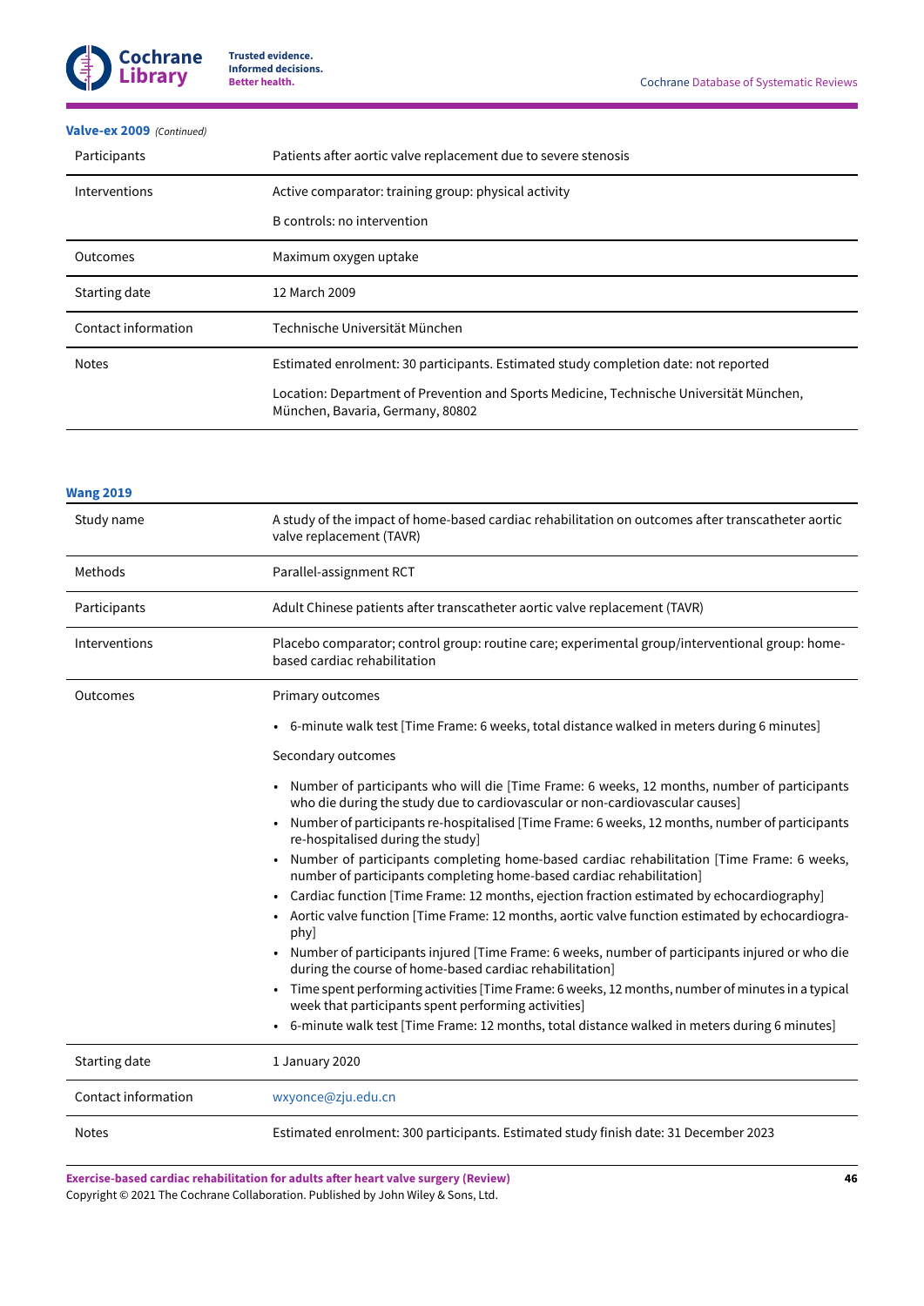**Valve-ex 2009** *(Continued)*

| | |
|---|---|
| Participants | Patients after aortic valve replacement due to severe stenosis |
| Interventions | Active comparator: training group: physical activity<br><br>B controls: no intervention |
| Outcomes | Maximum oxygen uptake |
| Starting date | 12 March 2009 |
| Contact information | Technische Universität München |
| Notes | Estimated enrolment: 30 participants. Estimated study completion date: not reported<br><br>Location: Department of Prevention and Sports Medicine, Technische Universität München, München, Bavaria, Germany, 80802 |

**Wang 2019**

| | |
|---|---|
| Study name | A study of the impact of home-based cardiac rehabilitation on outcomes after transcatheter aortic valve replacement (TAVR) |
| Methods | Parallel-assignment RCT |
| Participants | Adult Chinese patients after transcatheter aortic valve replacement (TAVR) |
| Interventions | Placebo comparator; control group: routine care; experimental group/interventional group: home-based cardiac rehabilitation |
| Outcomes | Primary outcomes<br><br>• 6-minute walk test [Time Frame: 6 weeks, total distance walked in meters during 6 minutes]<br><br>Secondary outcomes<br><br>• Number of participants who will die [Time Frame: 6 weeks, 12 months, number of participants who die during the study due to cardiovascular or non-cardiovascular causes]<br>• Number of participants re-hospitalised [Time Frame: 6 weeks, 12 months, number of participants re-hospitalised during the study]<br>• Number of participants completing home-based cardiac rehabilitation [Time Frame: 6 weeks, number of participants completing home-based cardiac rehabilitation]<br>• Cardiac function [Time Frame: 12 months, ejection fraction estimated by echocardiography]<br>• Aortic valve function [Time Frame: 12 months, aortic valve function estimated by echocardiography]<br>• Number of participants injured [Time Frame: 6 weeks, number of participants injured or who die during the course of home-based cardiac rehabilitation]<br>• Time spent performing activities [Time Frame: 6 weeks, 12 months, number of minutes in a typical week that participants spent performing activities]<br>• 6-minute walk test [Time Frame: 12 months, total distance walked in meters during 6 minutes] |
| Starting date | 1 January 2020 |
| Contact information | wxyonce@zju.edu.cn |
| Notes | Estimated enrolment: 300 participants. Estimated study finish date: 31 December 2023 |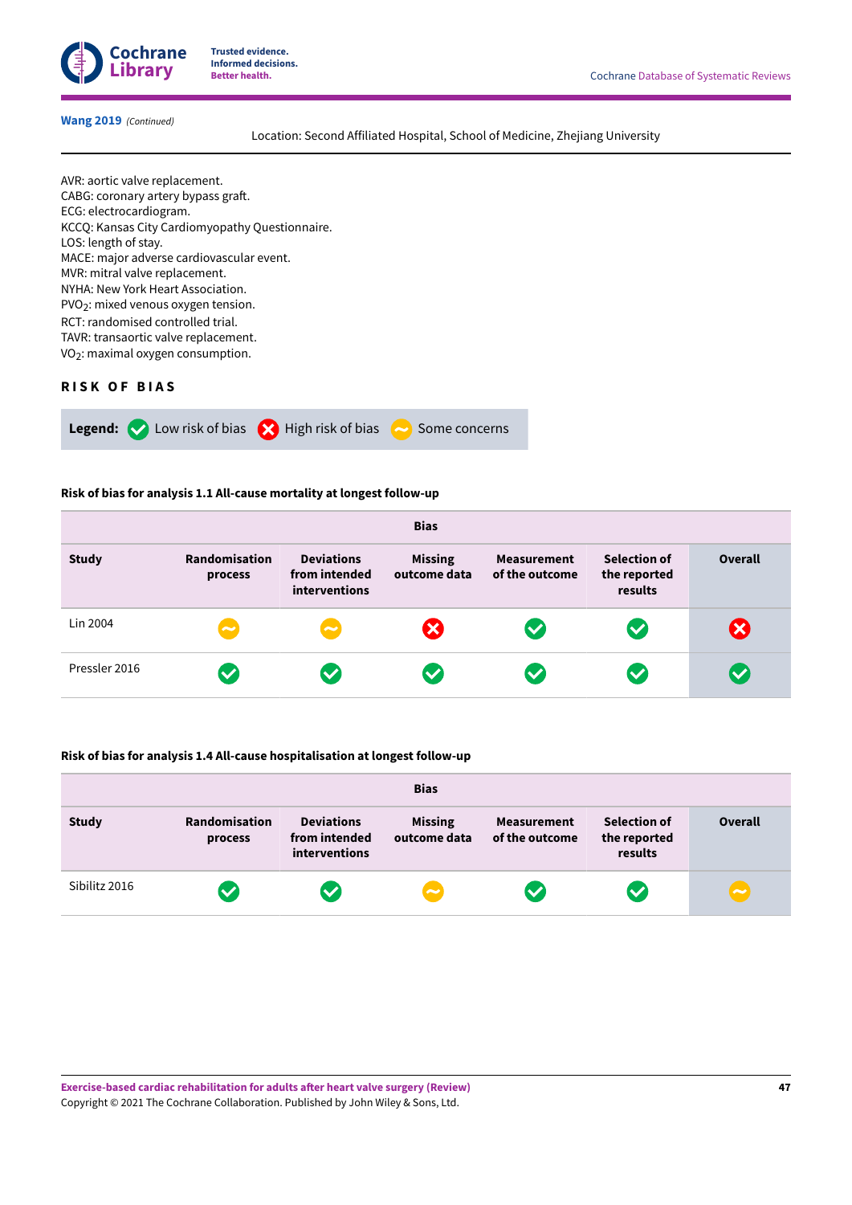**Wang 2019** *(Continued)*

Location: Second Affiliated Hospital, School of Medicine, Zhejiang University

AVR: aortic valve replacement.
CABG: coronary artery bypass graft.
ECG: electrocardiogram.
KCCQ: Kansas City Cardiomyopathy Questionnaire.
LOS: length of stay.
MACE: major adverse cardiovascular event.
MVR: mitral valve replacement.
NYHA: New York Heart Association.
$PVO_2$: mixed venous oxygen tension.
RCT: randomised controlled trial.
TAVR: transaortic valve replacement.
$VO_2$: maximal oxygen consumption.

## RISK OF BIAS

**Legend:** Low risk of bias | High risk of bias | Some concerns

**Risk of bias for analysis 1.1 All-cause mortality at longest follow-up**

| | Bias | | | | | |
|---|---|---|---|---|---|---|
| **Study** | **Randomisation process** | **Deviations from intended interventions** | **Missing outcome data** | **Measurement of the outcome** | **Selection of the reported results** | **Overall** |
| Lin 2004 | Some concerns | Some concerns | High risk of bias | Low risk of bias | Low risk of bias | High risk of bias |
| Pressler 2016 | Low risk of bias | Low risk of bias | Low risk of bias | Low risk of bias | Low risk of bias | Low risk of bias |

**Risk of bias for analysis 1.4 All-cause hospitalisation at longest follow-up**

| | Bias | | | | | |
|---|---|---|---|---|---|---|
| **Study** | **Randomisation process** | **Deviations from intended interventions** | **Missing outcome data** | **Measurement of the outcome** | **Selection of the reported results** | **Overall** |
| Sibilitz 2016 | Low risk of bias | Low risk of bias | Some concerns | Low risk of bias | Low risk of bias | Some concerns |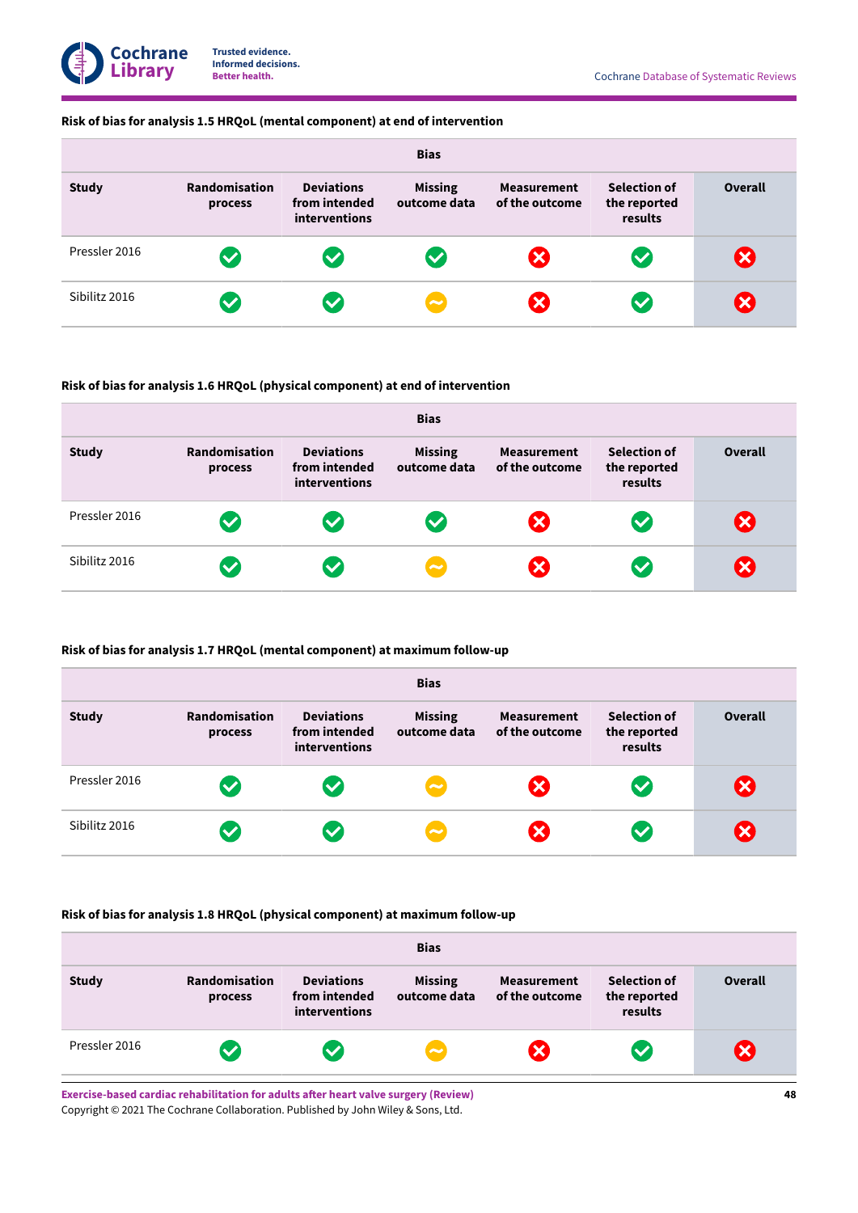**Risk of bias for analysis 1.5 HRQoL (mental component) at end of intervention**

| | Bias | | | | | |
|---|---|---|---|---|---|---|
| **Study** | **Randomisation process** | **Deviations from intended interventions** | **Missing outcome data** | **Measurement of the outcome** | **Selection of the reported results** | **Overall** |
| Pressler 2016 | Low risk | Low risk | Low risk | High risk | Low risk | High risk |
| Sibilitz 2016 | Low risk | Low risk | Some concerns | High risk | Low risk | High risk |

**Risk of bias for analysis 1.6 HRQoL (physical component) at end of intervention**

| | Bias | | | | | |
|---|---|---|---|---|---|---|
| **Study** | **Randomisation process** | **Deviations from intended interventions** | **Missing outcome data** | **Measurement of the outcome** | **Selection of the reported results** | **Overall** |
| Pressler 2016 | Low risk | Low risk | Low risk | High risk | Low risk | High risk |
| Sibilitz 2016 | Low risk | Low risk | Some concerns | High risk | Low risk | High risk |

**Risk of bias for analysis 1.7 HRQoL (mental component) at maximum follow-up**

| | Bias | | | | | |
|---|---|---|---|---|---|---|
| **Study** | **Randomisation process** | **Deviations from intended interventions** | **Missing outcome data** | **Measurement of the outcome** | **Selection of the reported results** | **Overall** |
| Pressler 2016 | Low risk | Low risk | Some concerns | High risk | Low risk | High risk |
| Sibilitz 2016 | Low risk | Low risk | Some concerns | High risk | Low risk | High risk |

**Risk of bias for analysis 1.8 HRQoL (physical component) at maximum follow-up**

| | Bias | | | | | |
|---|---|---|---|---|---|---|
| **Study** | **Randomisation process** | **Deviations from intended interventions** | **Missing outcome data** | **Measurement of the outcome** | **Selection of the reported results** | **Overall** |
| Pressler 2016 | Low risk | Low risk | Some concerns | High risk | Low risk | High risk |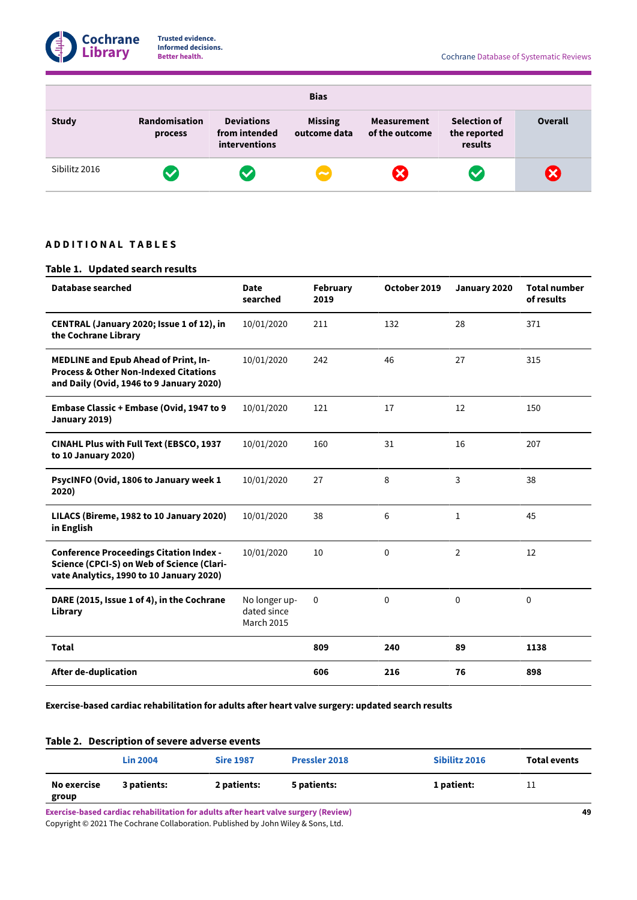| Study | Bias | | | | | |
|---|---|---|---|---|---|---|
| | Randomisation process | Deviations from intended interventions | Missing outcome data | Measurement of the outcome | Selection of the reported results | Overall |
| Sibilitz 2016 | ✔ | ✔ | ~ | ✘ | ✔ | ✘ |

## ADDITIONAL TABLES

**Table 1. Updated search results**

| Database searched | Date searched | February 2019 | October 2019 | January 2020 | Total number of results |
|---|---|---|---|---|---|
| **CENTRAL (January 2020; Issue 1 of 12), in the Cochrane Library** | 10/01/2020 | 211 | 132 | 28 | 371 |
| **MEDLINE and Epub Ahead of Print, In-Process & Other Non-Indexed Citations and Daily (Ovid, 1946 to 9 January 2020)** | 10/01/2020 | 242 | 46 | 27 | 315 |
| **Embase Classic + Embase (Ovid, 1947 to 9 January 2019)** | 10/01/2020 | 121 | 17 | 12 | 150 |
| **CINAHL Plus with Full Text (EBSCO, 1937 to 10 January 2020)** | 10/01/2020 | 160 | 31 | 16 | 207 |
| **PsycINFO (Ovid, 1806 to January week 1 2020)** | 10/01/2020 | 27 | 8 | 3 | 38 |
| **LILACS (Bireme, 1982 to 10 January 2020) in English** | 10/01/2020 | 38 | 6 | 1 | 45 |
| **Conference Proceedings Citation Index - Science (CPCI-S) on Web of Science (Clarivate Analytics, 1990 to 10 January 2020)** | 10/01/2020 | 10 | 0 | 2 | 12 |
| **DARE (2015, Issue 1 of 4), in the Cochrane Library** | No longer updated since March 2015 | 0 | 0 | 0 | 0 |
| **Total** | | **809** | **240** | **89** | **1138** |
| **After de-duplication** | | **606** | **216** | **76** | **898** |

**Exercise-based cardiac rehabilitation for adults after heart valve surgery: updated search results**

**Table 2. Description of severe adverse events**

| | Lin 2004 | Sire 1987 | Pressler 2018 | Sibilitz 2016 | Total events |
|---|---|---|---|---|---|
| **No exercise group** | **3 patients:** | **2 patients:** | **5 patients:** | **1 patient:** | 11 |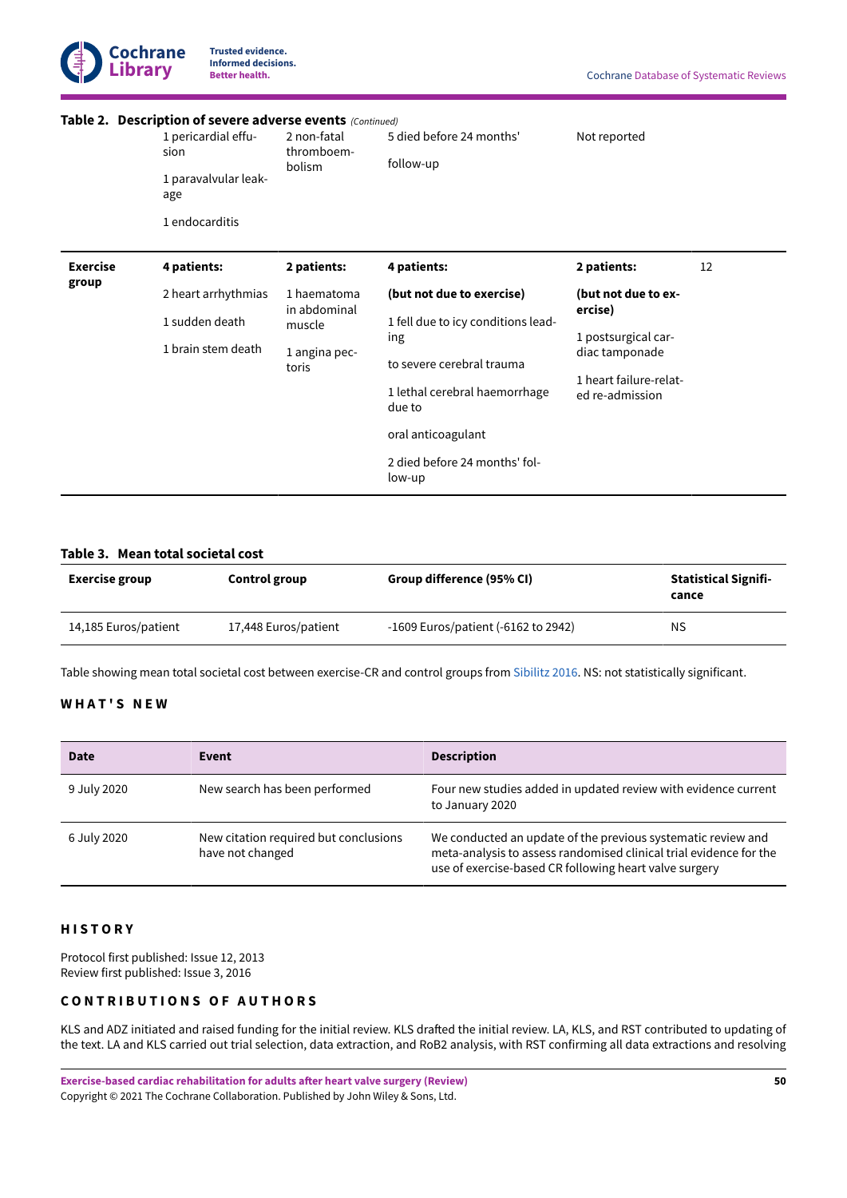**Table 2. Description of severe adverse events** *(Continued)*

| | | | | | |
|---|---|---|---|---|---|
| | 1 pericardial effusion<br><br>1 paravalvular leakage<br><br>1 endocarditis | 2 non-fatal thromboembolism | 5 died before 24 months' follow-up | Not reported | |
| **Exercise group** | **4 patients:**<br><br>2 heart arrhythmias<br><br>1 sudden death<br><br>1 brain stem death | **2 patients:**<br><br>1 haematoma in abdominal muscle<br><br>1 angina pectoris | **4 patients:**<br><br>**(but not due to exercise)**<br><br>1 fell due to icy conditions leading<br><br>to severe cerebral trauma<br><br>1 lethal cerebral haemorrhage due to<br><br>oral anticoagulant<br><br>2 died before 24 months' follow-up | **2 patients:**<br><br>**(but not due to exercise)**<br><br>1 postsurgical cardiac tamponade<br><br>1 heart failure-related re-admission | 12 |

**Table 3. Mean total societal cost**

| Exercise group | Control group | Group difference (95% CI) | Statistical Significance |
|---|---|---|---|
| 14,185 Euros/patient | 17,448 Euros/patient | -1609 Euros/patient (-6162 to 2942) | NS |

Table showing mean total societal cost between exercise-CR and control groups from Sibilitz 2016. NS: not statistically significant.

## WHAT'S NEW

| Date | Event | Description |
|---|---|---|
| 9 July 2020 | New search has been performed | Four new studies added in updated review with evidence current to January 2020 |
| 6 July 2020 | New citation required but conclusions have not changed | We conducted an update of the previous systematic review and meta-analysis to assess randomised clinical trial evidence for the use of exercise-based CR following heart valve surgery |

## HISTORY

Protocol first published: Issue 12, 2013
Review first published: Issue 3, 2016

## CONTRIBUTIONS OF AUTHORS

KLS and ADZ initiated and raised funding for the initial review. KLS drafted the initial review. LA, KLS, and RST contributed to updating of the text. LA and KLS carried out trial selection, data extraction, and RoB2 analysis, with RST confirming all data extractions and resolving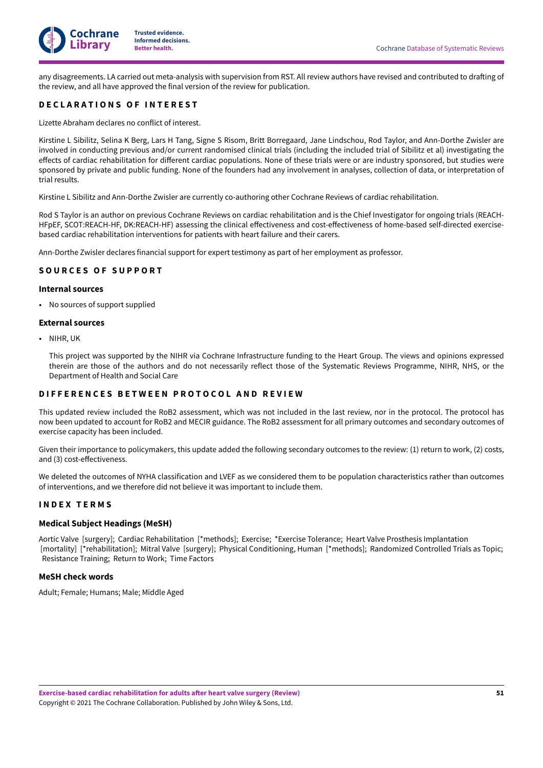any disagreements. LA carried out meta-analysis with supervision from RST. All review authors have revised and contributed to drafting of the review, and all have approved the final version of the review for publication.

## DECLARATIONS OF INTEREST

Lizette Abraham declares no conflict of interest.

Kirstine L Sibilitz, Selina K Berg, Lars H Tang, Signe S Risom, Britt Borregaard, Jane Lindschou, Rod Taylor, and Ann-Dorthe Zwisler are involved in conducting previous and/or current randomised clinical trials (including the included trial of Sibilitz et al) investigating the effects of cardiac rehabilitation for different cardiac populations. None of these trials were or are industry sponsored, but studies were sponsored by private and public funding. None of the founders had any involvement in analyses, collection of data, or interpretation of trial results.

Kirstine L Sibilitz and Ann-Dorthe Zwisler are currently co-authoring other Cochrane Reviews of cardiac rehabilitation.

Rod S Taylor is an author on previous Cochrane Reviews on cardiac rehabilitation and is the Chief Investigator for ongoing trials (REACH-HFpEF, SCOT:REACH-HF, DK:REACH-HF) assessing the clinical effectiveness and cost-effectiveness of home-based self-directed exercise-based cardiac rehabilitation interventions for patients with heart failure and their carers.

Ann-Dorthe Zwisler declares financial support for expert testimony as part of her employment as professor.

## SOURCES OF SUPPORT

### Internal sources

- No sources of support supplied

### External sources

- NIHR, UK

  This project was supported by the NIHR via Cochrane Infrastructure funding to the Heart Group. The views and opinions expressed therein are those of the authors and do not necessarily reflect those of the Systematic Reviews Programme, NIHR, NHS, or the Department of Health and Social Care

## DIFFERENCES BETWEEN PROTOCOL AND REVIEW

This updated review included the RoB2 assessment, which was not included in the last review, nor in the protocol. The protocol has now been updated to account for RoB2 and MECIR guidance. The RoB2 assessment for all primary outcomes and secondary outcomes of exercise capacity has been included.

Given their importance to policymakers, this update added the following secondary outcomes to the review: (1) return to work, (2) costs, and (3) cost-effectiveness.

We deleted the outcomes of NYHA classification and LVEF as we considered them to be population characteristics rather than outcomes of interventions, and we therefore did not believe it was important to include them.

## INDEX TERMS

### Medical Subject Headings (MeSH)

Aortic Valve [surgery]; Cardiac Rehabilitation [*methods]; Exercise; *Exercise Tolerance; Heart Valve Prosthesis Implantation [mortality] [*rehabilitation]; Mitral Valve [surgery]; Physical Conditioning, Human [*methods]; Randomized Controlled Trials as Topic; Resistance Training; Return to Work; Time Factors

### MeSH check words

Adult; Female; Humans; Male; Middle Aged